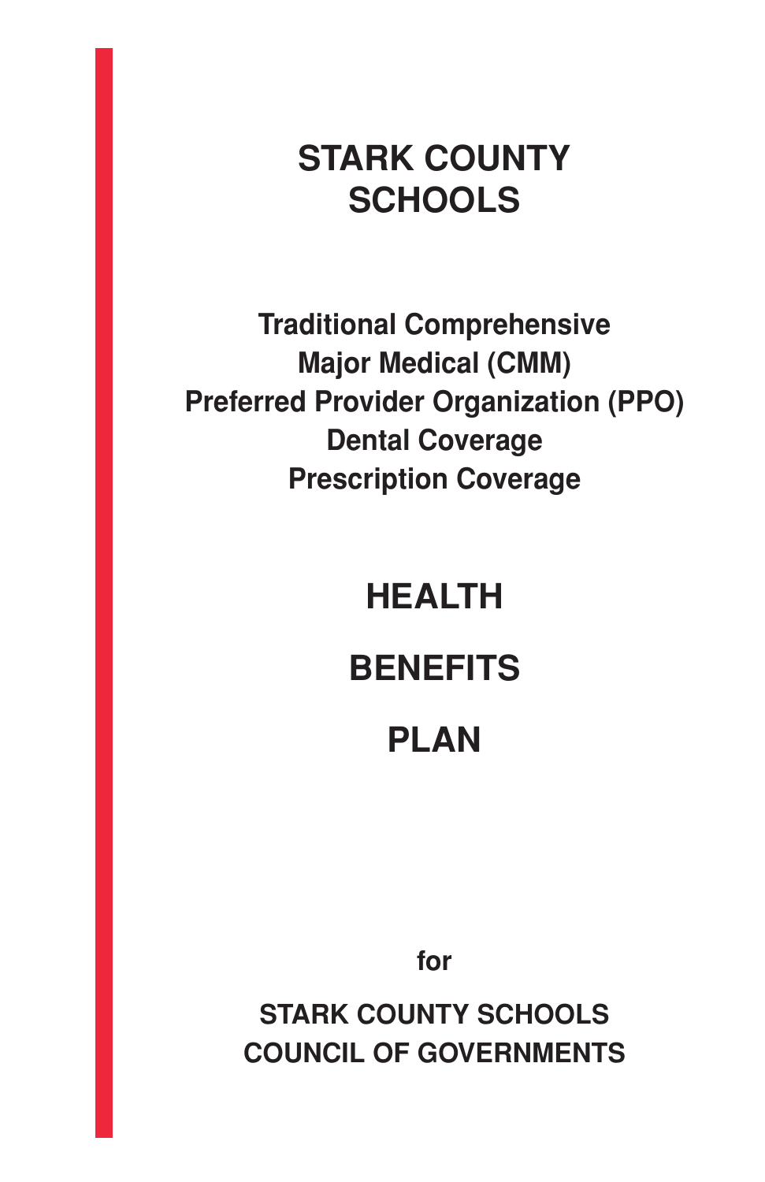# STARK COUNTY SCHOOLS

**Traditional Comprehensive**
**Major Medical (CMM)**
**Preferred Provider Organization (PPO)**
**Dental Coverage**
**Prescription Coverage**

# HEALTH

# BENEFITS

# PLAN

**for**

**STARK COUNTY SCHOOLS**
**COUNCIL OF GOVERNMENTS**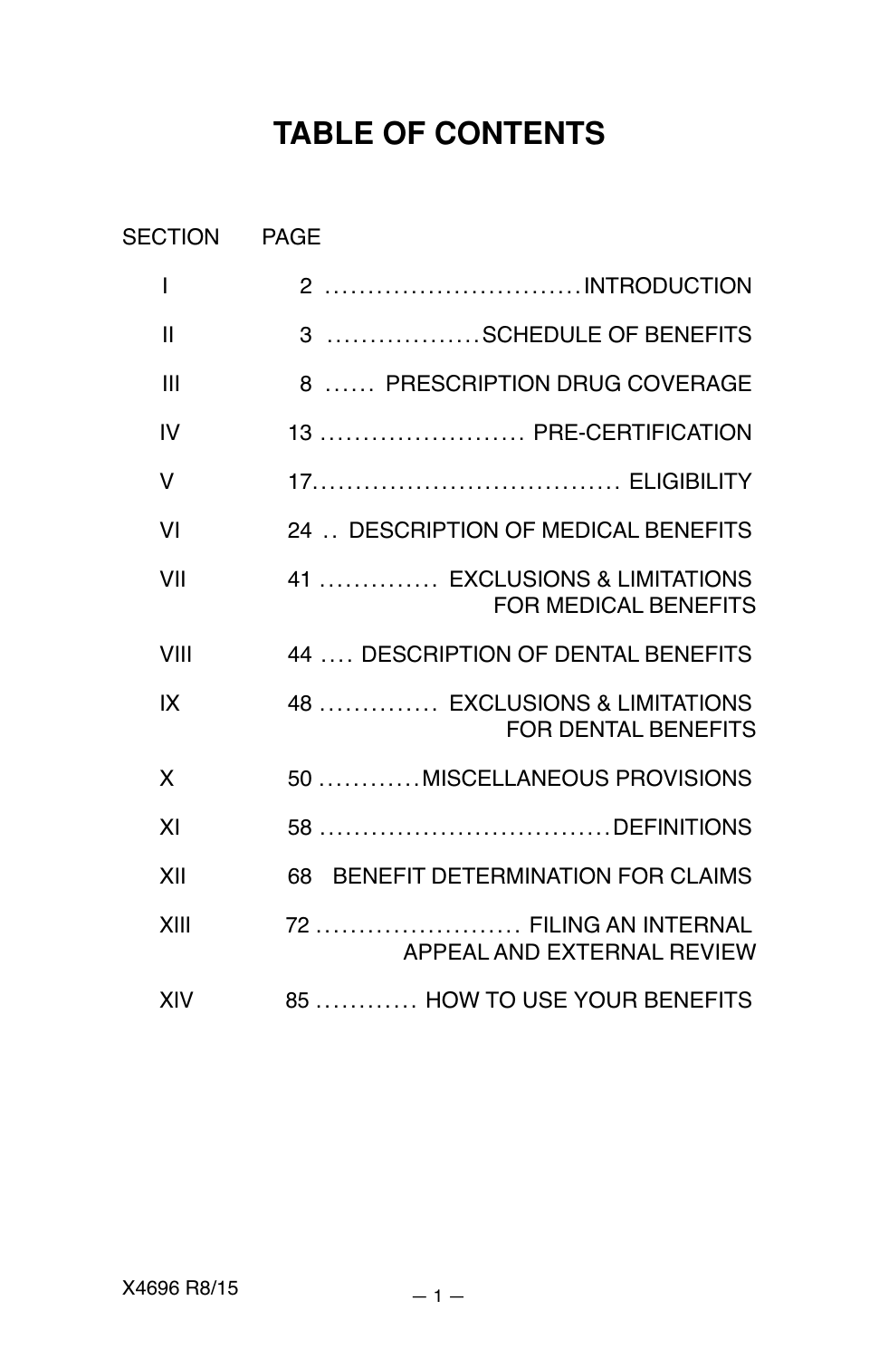# TABLE OF CONTENTS

| SECTION | PAGE | |
|---|---|---|
| I | 2 | INTRODUCTION |
| II | 3 | SCHEDULE OF BENEFITS |
| III | 8 | PRESCRIPTION DRUG COVERAGE |
| IV | 13 | PRE-CERTIFICATION |
| V | 17 | ELIGIBILITY |
| VI | 24 | DESCRIPTION OF MEDICAL BENEFITS |
| VII | 41 | EXCLUSIONS & LIMITATIONS FOR MEDICAL BENEFITS |
| VIII | 44 | DESCRIPTION OF DENTAL BENEFITS |
| IX | 48 | EXCLUSIONS & LIMITATIONS FOR DENTAL BENEFITS |
| X | 50 | MISCELLANEOUS PROVISIONS |
| XI | 58 | DEFINITIONS |
| XII | 68 | BENEFIT DETERMINATION FOR CLAIMS |
| XIII | 72 | FILING AN INTERNAL APPEAL AND EXTERNAL REVIEW |
| XIV | 85 | HOW TO USE YOUR BENEFITS |

X4696 R8/15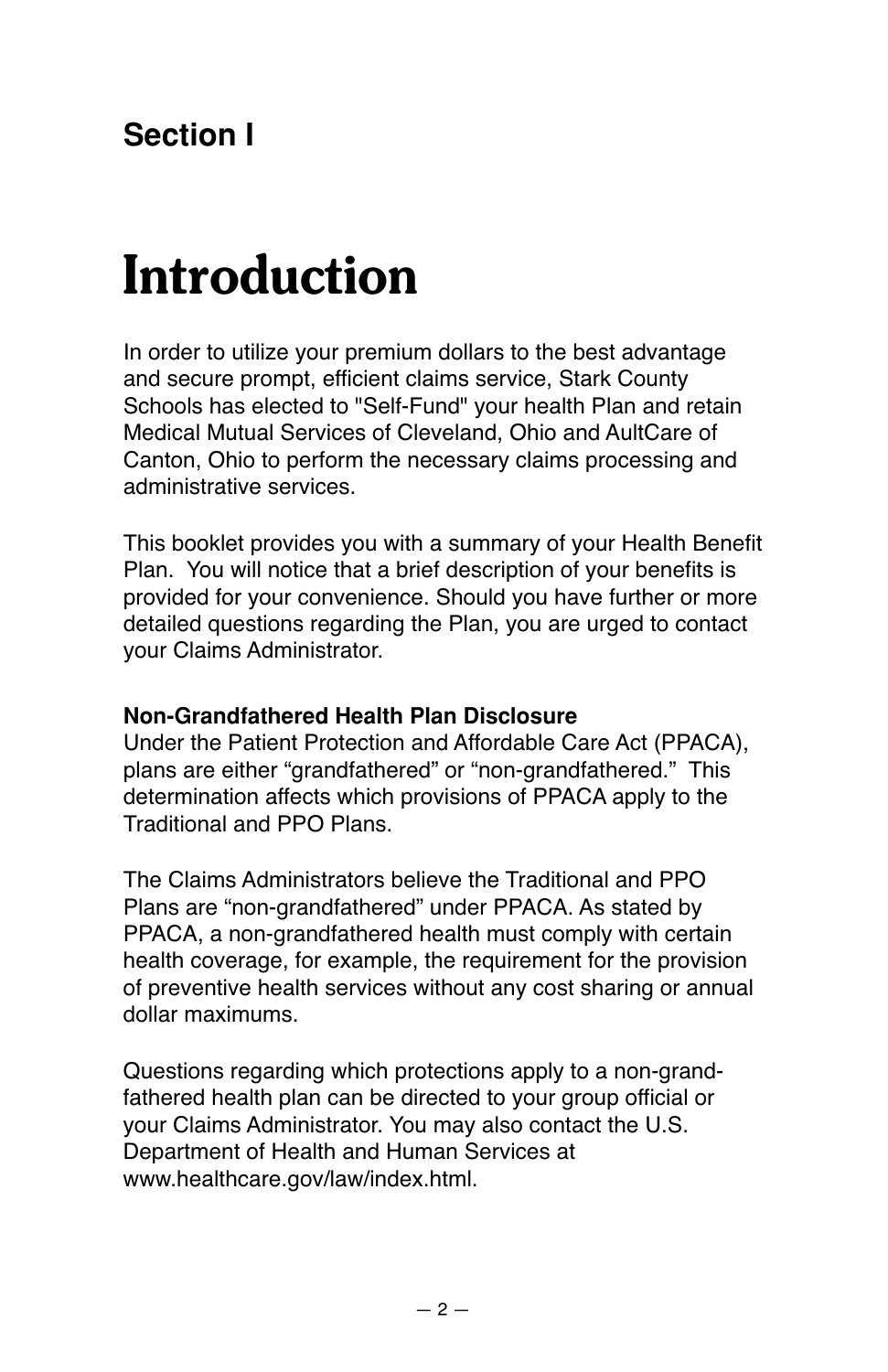## Section I

# Introduction

In order to utilize your premium dollars to the best advantage and secure prompt, efficient claims service, Stark County Schools has elected to "Self-Fund" your health Plan and retain Medical Mutual Services of Cleveland, Ohio and AultCare of Canton, Ohio to perform the necessary claims processing and administrative services.

This booklet provides you with a summary of your Health Benefit Plan. You will notice that a brief description of your benefits is provided for your convenience. Should you have further or more detailed questions regarding the Plan, you are urged to contact your Claims Administrator.

**Non-Grandfathered Health Plan Disclosure**
Under the Patient Protection and Affordable Care Act (PPACA), plans are either "grandfathered" or "non-grandfathered." This determination affects which provisions of PPACA apply to the Traditional and PPO Plans.

The Claims Administrators believe the Traditional and PPO Plans are "non-grandfathered" under PPACA. As stated by PPACA, a non-grandfathered health must comply with certain health coverage, for example, the requirement for the provision of preventive health services without any cost sharing or annual dollar maximums.

Questions regarding which protections apply to a non-grandfathered health plan can be directed to your group official or your Claims Administrator. You may also contact the U.S. Department of Health and Human Services at www.healthcare.gov/law/index.html.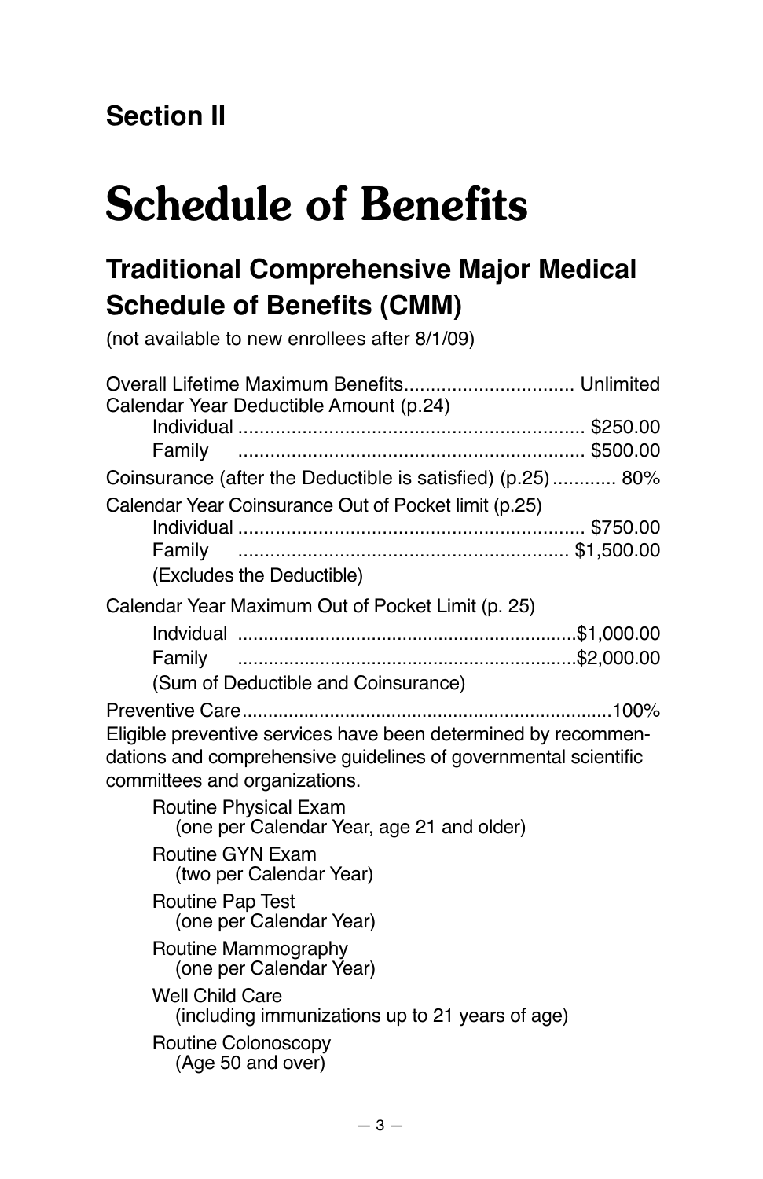**Section II**

# Schedule of Benefits

## Traditional Comprehensive Major Medical Schedule of Benefits (CMM)

(not available to new enrollees after 8/1/09)

Overall Lifetime Maximum Benefits................................ Unlimited

Calendar Year Deductible Amount (p.24)

- Individual ................................................................ $250.00
- Family ................................................................ $500.00

Coinsurance (after the Deductible is satisfied) (p.25)............ 80%

Calendar Year Coinsurance Out of Pocket limit (p.25)

- Individual ................................................................ $750.00
- Family ............................................................. $1,500.00
- (Excludes the Deductible)

Calendar Year Maximum Out of Pocket Limit (p. 25)

- Indvidual ................................................................$1,000.00
- Family ................................................................$2,000.00
- (Sum of Deductible and Coinsurance)

Preventive Care.......................................................................100%

Eligible preventive services have been determined by recommendations and comprehensive guidelines of governmental scientific committees and organizations.

- Routine Physical Exam
  (one per Calendar Year, age 21 and older)
- Routine GYN Exam
  (two per Calendar Year)
- Routine Pap Test
  (one per Calendar Year)
- Routine Mammography
  (one per Calendar Year)
- Well Child Care
  (including immunizations up to 21 years of age)
- Routine Colonoscopy
  (Age 50 and over)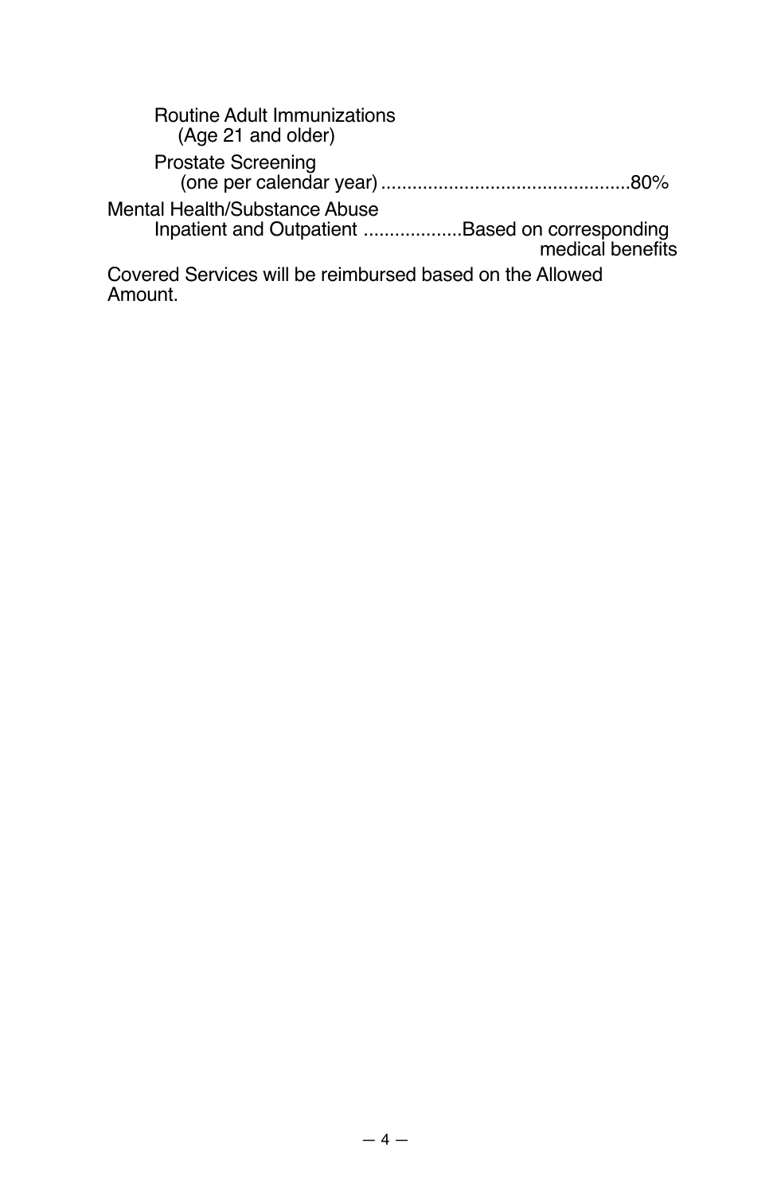| | |
|---|---|
| Routine Adult Immunizations (Age 21 and older) | |
| Prostate Screening (one per calendar year) | 80% |
| **Mental Health/Substance Abuse** | |
| Inpatient and Outpatient | Based on corresponding medical benefits |

Covered Services will be reimbursed based on the Allowed Amount.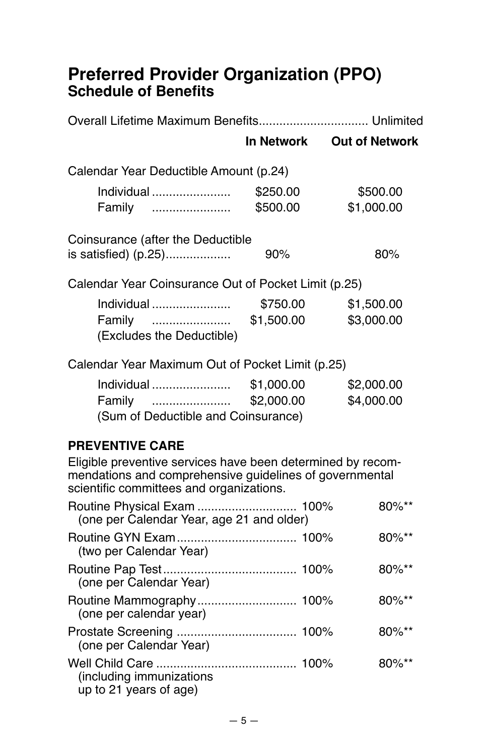# Preferred Provider Organization (PPO)
## Schedule of Benefits

| | In Network | Out of Network |
|---|---|---|
| Overall Lifetime Maximum Benefits | Unlimited | |
| **Calendar Year Deductible Amount (p.24)** | | |
| Individual | $250.00 | $500.00 |
| Family | $500.00 | $1,000.00 |
| **Coinsurance (after the Deductible is satisfied) (p.25)** | 90% | 80% |
| **Calendar Year Coinsurance Out of Pocket Limit (p.25)** | | |
| Individual | $750.00 | $1,500.00 |
| Family | $1,500.00 | $3,000.00 |
| (Excludes the Deductible) | | |
| **Calendar Year Maximum Out of Pocket Limit (p.25)** | | |
| Individual | $1,000.00 | $2,000.00 |
| Family | $2,000.00 | $4,000.00 |
| (Sum of Deductible and Coinsurance) | | |

### PREVENTIVE CARE

Eligible preventive services have been determined by recommendations and comprehensive guidelines of governmental scientific committees and organizations.

| | In Network | Out of Network |
|---|---|---|
| Routine Physical Exam (one per Calendar Year, age 21 and older) | 100% | 80%** |
| Routine GYN Exam (two per Calendar Year) | 100% | 80%** |
| Routine Pap Test (one per Calendar Year) | 100% | 80%** |
| Routine Mammography (one per calendar year) | 100% | 80%** |
| Prostate Screening (one per Calendar Year) | 100% | 80%** |
| Well Child Care (including immunizations up to 21 years of age) | 100% | 80%** |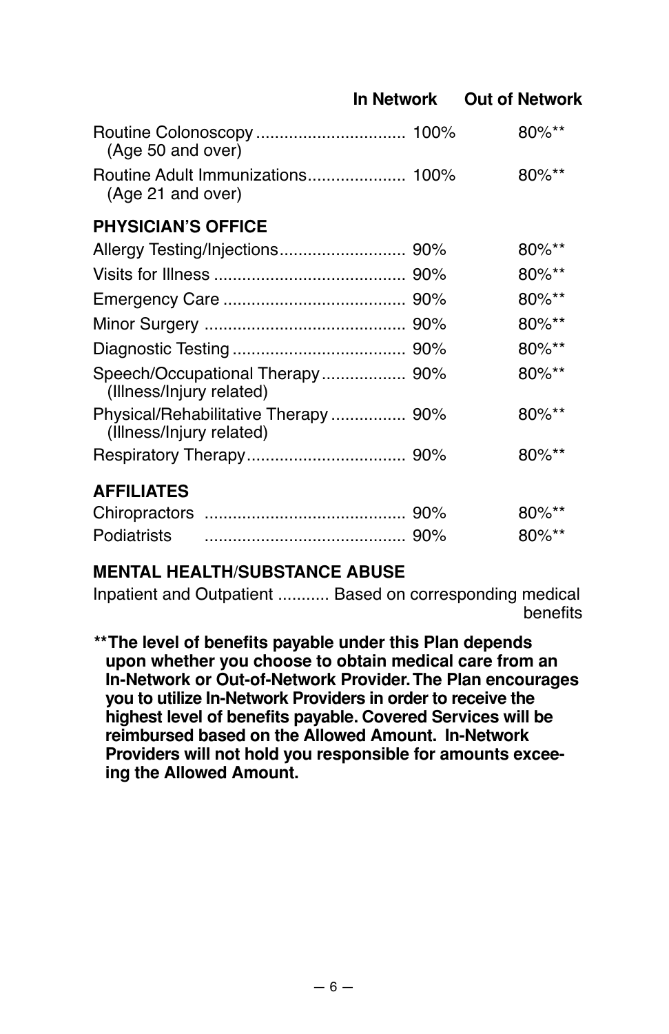| | In Network | Out of Network |
|---|---|---|
| Routine Colonoscopy (Age 50 and over) | 100% | 80%** |
| Routine Adult Immunizations (Age 21 and over) | 100% | 80%** |
| **PHYSICIAN'S OFFICE** | | |
| Allergy Testing/Injections | 90% | 80%** |
| Visits for Illness | 90% | 80%** |
| Emergency Care | 90% | 80%** |
| Minor Surgery | 90% | 80%** |
| Diagnostic Testing | 90% | 80%** |
| Speech/Occupational Therapy (Illness/Injury related) | 90% | 80%** |
| Physical/Rehabilitative Therapy (Illness/Injury related) | 90% | 80%** |
| Respiratory Therapy | 90% | 80%** |
| **AFFILIATES** | | |
| Chiropractors | 90% | 80%** |
| Podiatrists | 90% | 80%** |

**MENTAL HEALTH/SUBSTANCE ABUSE**

Inpatient and Outpatient ........... Based on corresponding medical benefits

**\*\*The level of benefits payable under this Plan depends upon whether you choose to obtain medical care from an In-Network or Out-of-Network Provider. The Plan encourages you to utilize In-Network Providers in order to receive the highest level of benefits payable. Covered Services will be reimbursed based on the Allowed Amount. In-Network Providers will not hold you responsible for amounts exceeing the Allowed Amount.**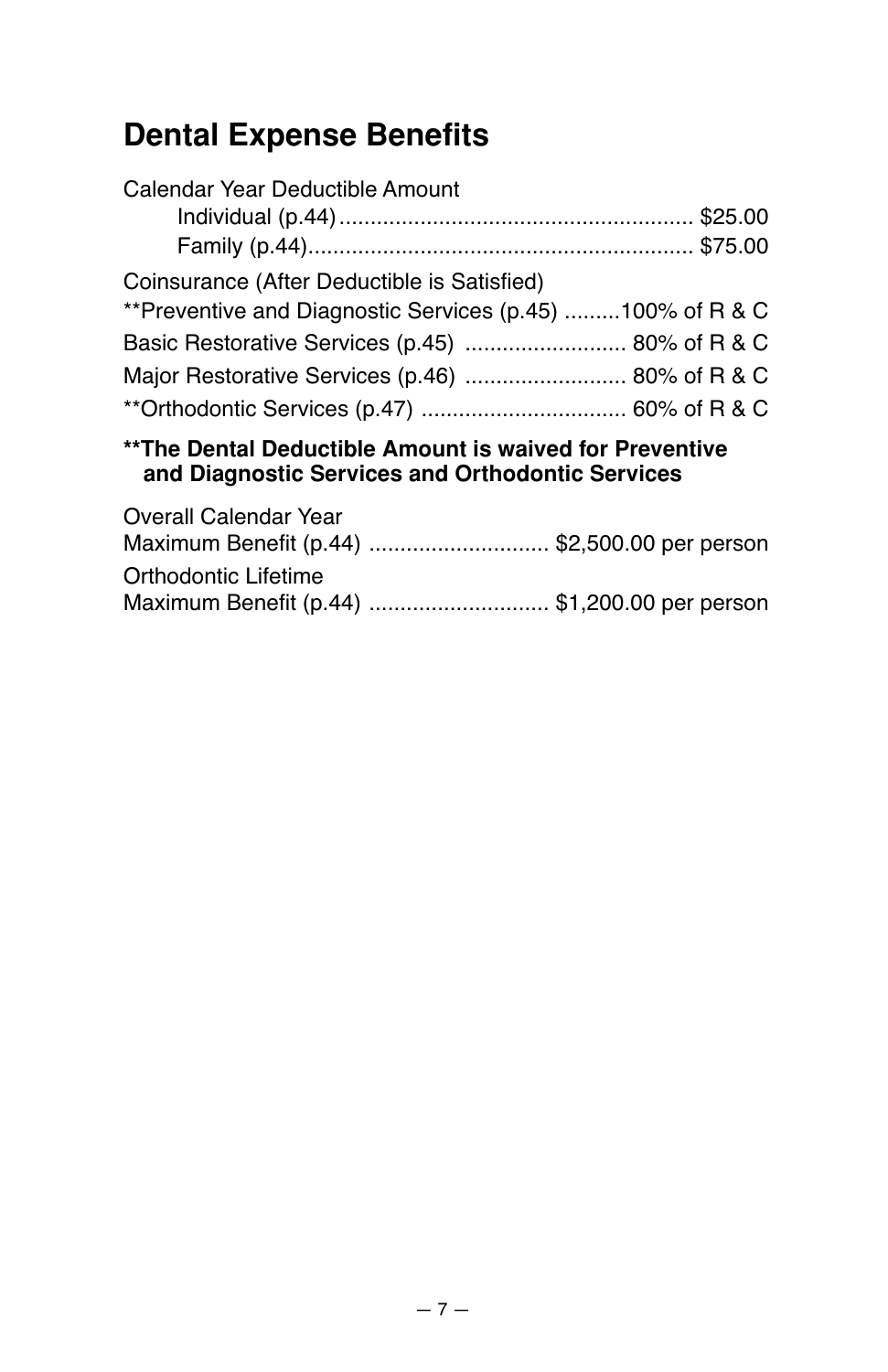## Dental Expense Benefits

Calendar Year Deductible Amount

- Individual (p.44)........................................................ $25.00
- Family (p.44)............................................................ $75.00

Coinsurance (After Deductible is Satisfied)

**Preventive and Diagnostic Services (p.45) .........100% of R & C

Basic Restorative Services (p.45) .......................... 80% of R & C

Major Restorative Services (p.46) .......................... 80% of R & C

**Orthodontic Services (p.47) ................................. 60% of R & C

****The Dental Deductible Amount is waived for Preventive and Diagnostic Services and Orthodontic Services**

Overall Calendar Year
Maximum Benefit (p.44) ............................. $2,500.00 per person

Orthodontic Lifetime
Maximum Benefit (p.44) ............................. $1,200.00 per person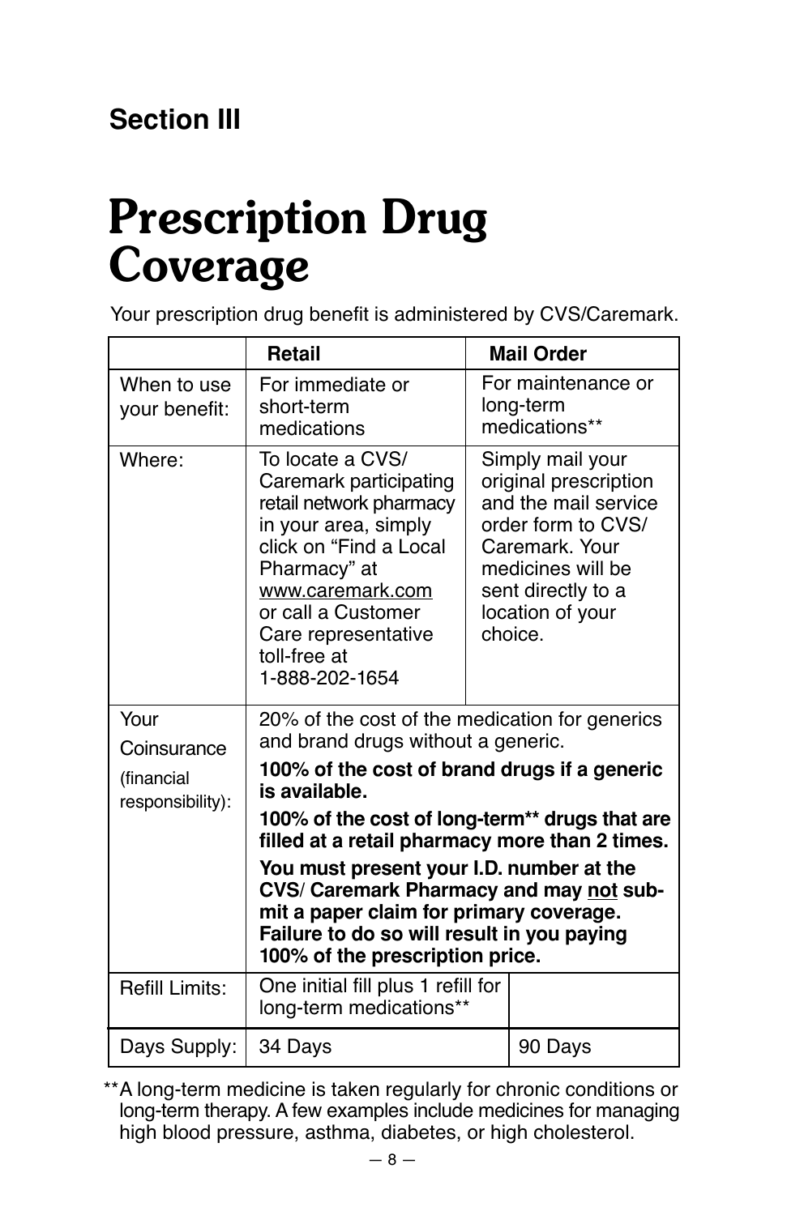## Section III

# Prescription Drug Coverage

Your prescription drug benefit is administered by CVS/Caremark.

| | **Retail** | **Mail Order** |
|---|---|---|
| When to use your benefit: | For immediate or short-term medications | For maintenance or long-term medications** |
| Where: | To locate a CVS/ Caremark participating retail network pharmacy in your area, simply click on "Find a Local Pharmacy" at www.caremark.com or call a Customer Care representative toll-free at 1-888-202-1654 | Simply mail your original prescription and the mail service order form to CVS/ Caremark. Your medicines will be sent directly to a location of your choice. |
| Your Coinsurance (financial responsibility): | 20% of the cost of the medication for generics and brand drugs without a generic. **100% of the cost of brand drugs if a generic is available.** **100% of the cost of long-term** drugs that are filled at a retail pharmacy more than 2 times.** **You must present your I.D. number at the CVS/ Caremark Pharmacy and may not submit a paper claim for primary coverage. Failure to do so will result in you paying 100% of the prescription price.** | |
| Refill Limits: | One initial fill plus 1 refill for long-term medications** | |
| Days Supply: | 34 Days | 90 Days |

**A long-term medicine is taken regularly for chronic conditions or long-term therapy. A few examples include medicines for managing high blood pressure, asthma, diabetes, or high cholesterol.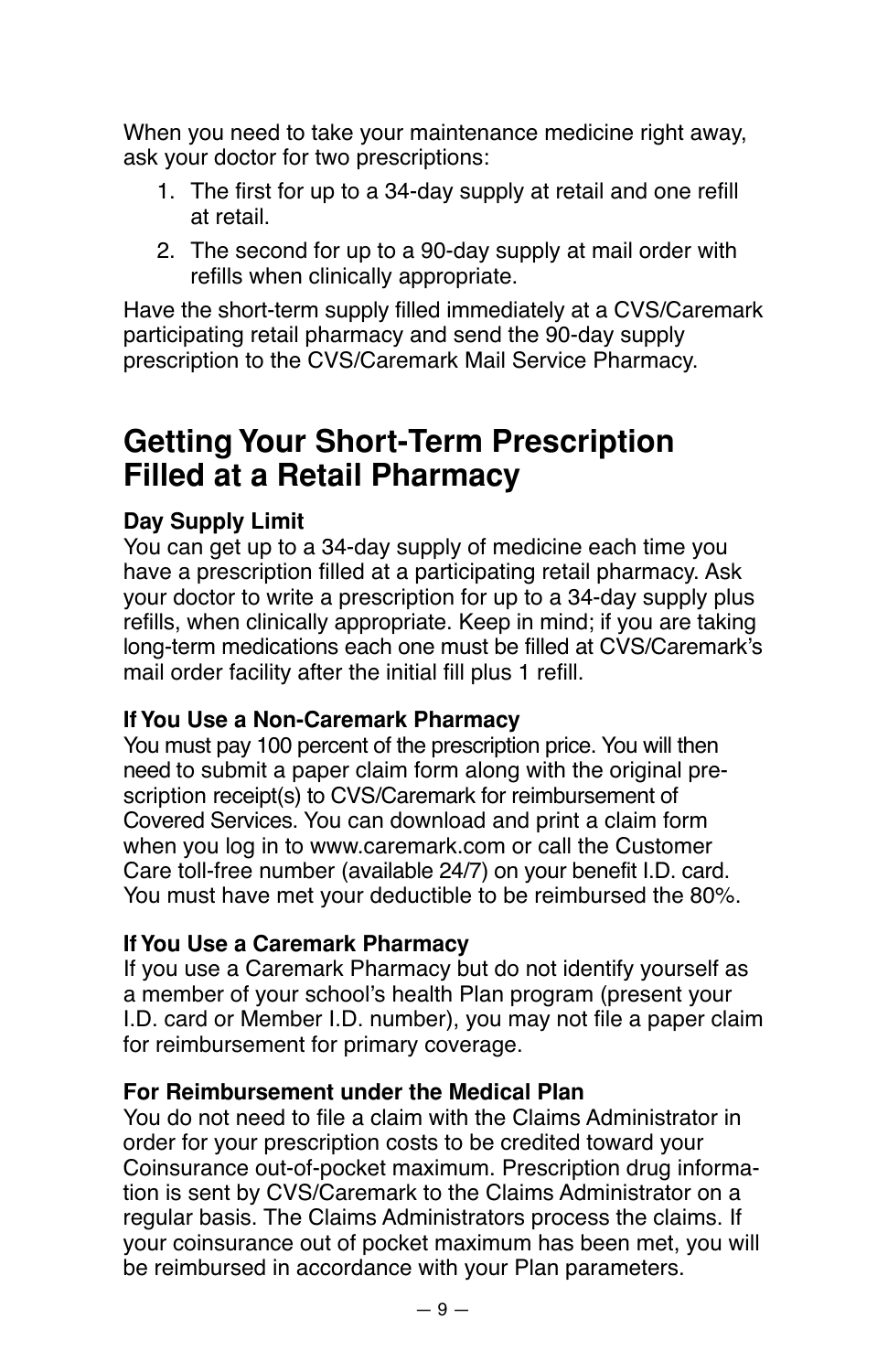When you need to take your maintenance medicine right away, ask your doctor for two prescriptions:

1. The first for up to a 34-day supply at retail and one refill at retail.
2. The second for up to a 90-day supply at mail order with refills when clinically appropriate.

Have the short-term supply filled immediately at a CVS/Caremark participating retail pharmacy and send the 90-day supply prescription to the CVS/Caremark Mail Service Pharmacy.

## Getting Your Short-Term Prescription Filled at a Retail Pharmacy

**Day Supply Limit**

You can get up to a 34-day supply of medicine each time you have a prescription filled at a participating retail pharmacy. Ask your doctor to write a prescription for up to a 34-day supply plus refills, when clinically appropriate. Keep in mind; if you are taking long-term medications each one must be filled at CVS/Caremark's mail order facility after the initial fill plus 1 refill.

**If You Use a Non-Caremark Pharmacy**

You must pay 100 percent of the prescription price. You will then need to submit a paper claim form along with the original prescription receipt(s) to CVS/Caremark for reimbursement of Covered Services. You can download and print a claim form when you log in to www.caremark.com or call the Customer Care toll-free number (available 24/7) on your benefit I.D. card. You must have met your deductible to be reimbursed the 80%.

**If You Use a Caremark Pharmacy**

If you use a Caremark Pharmacy but do not identify yourself as a member of your school's health Plan program (present your I.D. card or Member I.D. number), you may not file a paper claim for reimbursement for primary coverage.

**For Reimbursement under the Medical Plan**

You do not need to file a claim with the Claims Administrator in order for your prescription costs to be credited toward your Coinsurance out-of-pocket maximum. Prescription drug information is sent by CVS/Caremark to the Claims Administrator on a regular basis. The Claims Administrators process the claims. If your coinsurance out of pocket maximum has been met, you will be reimbursed in accordance with your Plan parameters.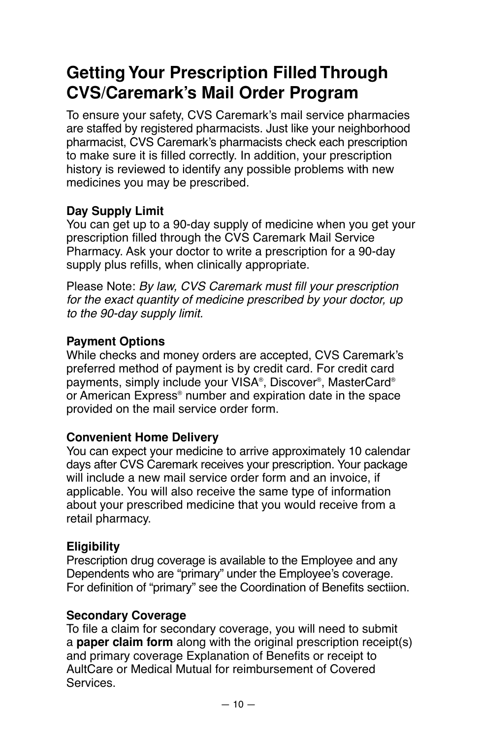# Getting Your Prescription Filled Through CVS/Caremark's Mail Order Program

To ensure your safety, CVS Caremark's mail service pharmacies are staffed by registered pharmacists. Just like your neighborhood pharmacist, CVS Caremark's pharmacists check each prescription to make sure it is filled correctly. In addition, your prescription history is reviewed to identify any possible problems with new medicines you may be prescribed.

**Day Supply Limit**

You can get up to a 90-day supply of medicine when you get your prescription filled through the CVS Caremark Mail Service Pharmacy. Ask your doctor to write a prescription for a 90-day supply plus refills, when clinically appropriate.

Please Note: *By law, CVS Caremark must fill your prescription for the exact quantity of medicine prescribed by your doctor, up to the 90-day supply limit.*

**Payment Options**

While checks and money orders are accepted, CVS Caremark's preferred method of payment is by credit card. For credit card payments, simply include your VISA®, Discover®, MasterCard® or American Express® number and expiration date in the space provided on the mail service order form.

**Convenient Home Delivery**

You can expect your medicine to arrive approximately 10 calendar days after CVS Caremark receives your prescription. Your package will include a new mail service order form and an invoice, if applicable. You will also receive the same type of information about your prescribed medicine that you would receive from a retail pharmacy.

**Eligibility**

Prescription drug coverage is available to the Employee and any Dependents who are "primary" under the Employee's coverage. For definition of "primary" see the Coordination of Benefits sectiion.

**Secondary Coverage**

To file a claim for secondary coverage, you will need to submit a **paper claim form** along with the original prescription receipt(s) and primary coverage Explanation of Benefits or receipt to AultCare or Medical Mutual for reimbursement of Covered Services.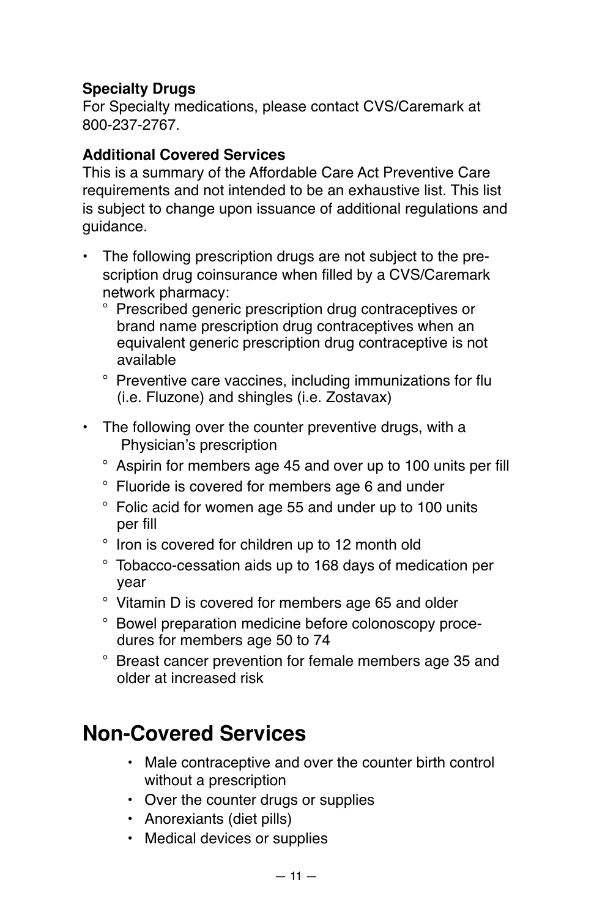**Specialty Drugs**
For Specialty medications, please contact CVS/Caremark at 800-237-2767.

**Additional Covered Services**
This is a summary of the Affordable Care Act Preventive Care requirements and not intended to be an exhaustive list. This list is subject to change upon issuance of additional regulations and guidance.

- The following prescription drugs are not subject to the prescription drug coinsurance when filled by a CVS/Caremark network pharmacy:
  - Prescribed generic prescription drug contraceptives or brand name prescription drug contraceptives when an equivalent generic prescription drug contraceptive is not available
  - Preventive care vaccines, including immunizations for flu (i.e. Fluzone) and shingles (i.e. Zostavax)
- The following over the counter preventive drugs, with a Physician's prescription
  - Aspirin for members age 45 and over up to 100 units per fill
  - Fluoride is covered for members age 6 and under
  - Folic acid for women age 55 and under up to 100 units per fill
  - Iron is covered for children up to 12 month old
  - Tobacco-cessation aids up to 168 days of medication per year
  - Vitamin D is covered for members age 65 and older
  - Bowel preparation medicine before colonoscopy procedures for members age 50 to 74
  - Breast cancer prevention for female members age 35 and older at increased risk

# Non-Covered Services

- Male contraceptive and over the counter birth control without a prescription
- Over the counter drugs or supplies
- Anorexiants (diet pills)
- Medical devices or supplies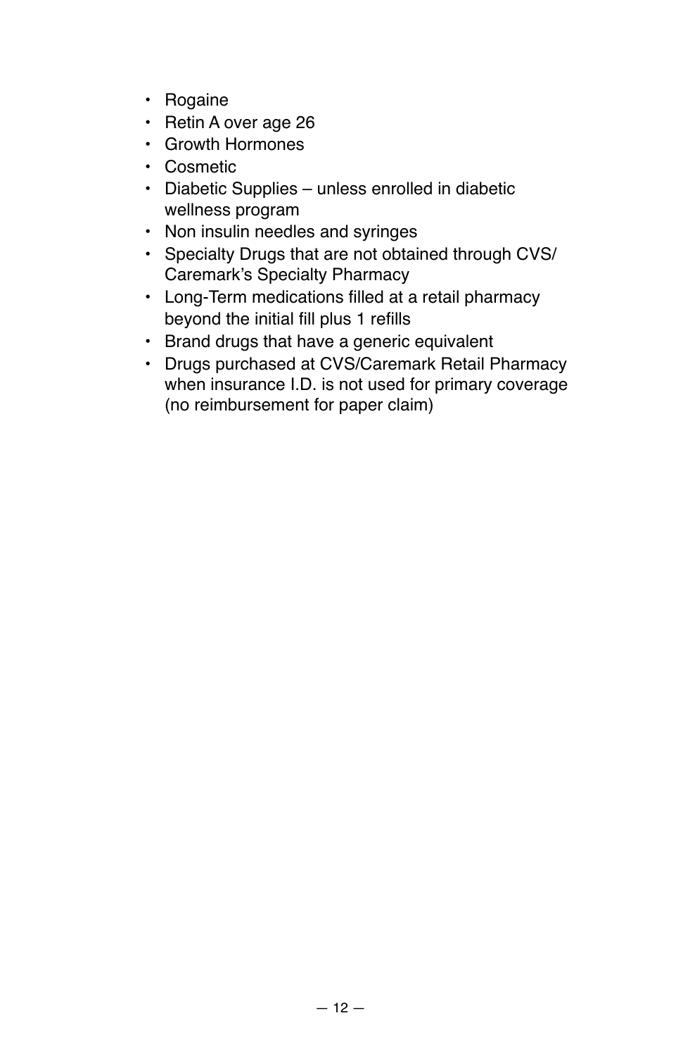- Rogaine
- Retin A over age 26
- Growth Hormones
- Cosmetic
- Diabetic Supplies – unless enrolled in diabetic wellness program
- Non insulin needles and syringes
- Specialty Drugs that are not obtained through CVS/ Caremark's Specialty Pharmacy
- Long-Term medications filled at a retail pharmacy beyond the initial fill plus 1 refills
- Brand drugs that have a generic equivalent
- Drugs purchased at CVS/Caremark Retail Pharmacy when insurance I.D. is not used for primary coverage (no reimbursement for paper claim)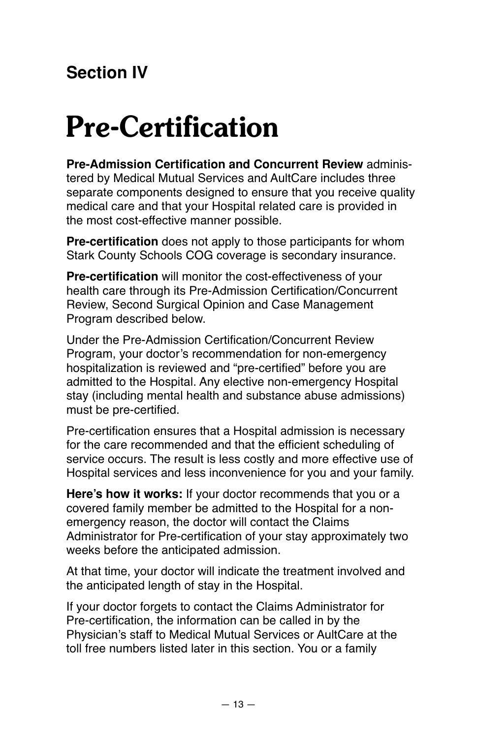## Section IV

# Pre-Certification

**Pre-Admission Certification and Concurrent Review** administered by Medical Mutual Services and AultCare includes three separate components designed to ensure that you receive quality medical care and that your Hospital related care is provided in the most cost-effective manner possible.

**Pre-certification** does not apply to those participants for whom Stark County Schools COG coverage is secondary insurance.

**Pre-certification** will monitor the cost-effectiveness of your health care through its Pre-Admission Certification/Concurrent Review, Second Surgical Opinion and Case Management Program described below.

Under the Pre-Admission Certification/Concurrent Review Program, your doctor's recommendation for non-emergency hospitalization is reviewed and "pre-certified" before you are admitted to the Hospital. Any elective non-emergency Hospital stay (including mental health and substance abuse admissions) must be pre-certified.

Pre-certification ensures that a Hospital admission is necessary for the care recommended and that the efficient scheduling of service occurs. The result is less costly and more effective use of Hospital services and less inconvenience for you and your family.

**Here's how it works:** If your doctor recommends that you or a covered family member be admitted to the Hospital for a non-emergency reason, the doctor will contact the Claims Administrator for Pre-certification of your stay approximately two weeks before the anticipated admission.

At that time, your doctor will indicate the treatment involved and the anticipated length of stay in the Hospital.

If your doctor forgets to contact the Claims Administrator for Pre-certification, the information can be called in by the Physician's staff to Medical Mutual Services or AultCare at the toll free numbers listed later in this section. You or a family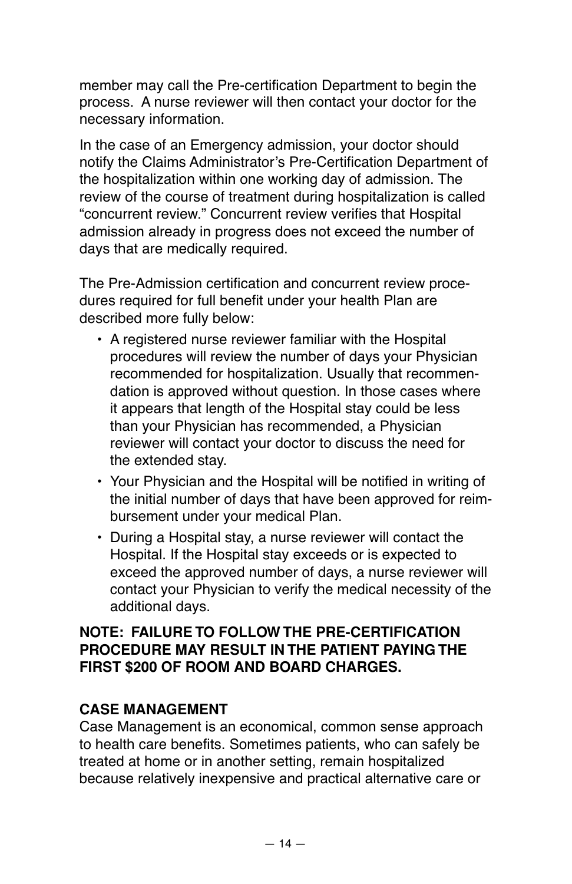member may call the Pre-certification Department to begin the process. A nurse reviewer will then contact your doctor for the necessary information.

In the case of an Emergency admission, your doctor should notify the Claims Administrator's Pre-Certification Department of the hospitalization within one working day of admission. The review of the course of treatment during hospitalization is called "concurrent review." Concurrent review verifies that Hospital admission already in progress does not exceed the number of days that are medically required.

The Pre-Admission certification and concurrent review procedures required for full benefit under your health Plan are described more fully below:

- A registered nurse reviewer familiar with the Hospital procedures will review the number of days your Physician recommended for hospitalization. Usually that recommendation is approved without question. In those cases where it appears that length of the Hospital stay could be less than your Physician has recommended, a Physician reviewer will contact your doctor to discuss the need for the extended stay.
- Your Physician and the Hospital will be notified in writing of the initial number of days that have been approved for reimbursement under your medical Plan.
- During a Hospital stay, a nurse reviewer will contact the Hospital. If the Hospital stay exceeds or is expected to exceed the approved number of days, a nurse reviewer will contact your Physician to verify the medical necessity of the additional days.

**NOTE: FAILURE TO FOLLOW THE PRE-CERTIFICATION PROCEDURE MAY RESULT IN THE PATIENT PAYING THE FIRST $200 OF ROOM AND BOARD CHARGES.**

**CASE MANAGEMENT**

Case Management is an economical, common sense approach to health care benefits. Sometimes patients, who can safely be treated at home or in another setting, remain hospitalized because relatively inexpensive and practical alternative care or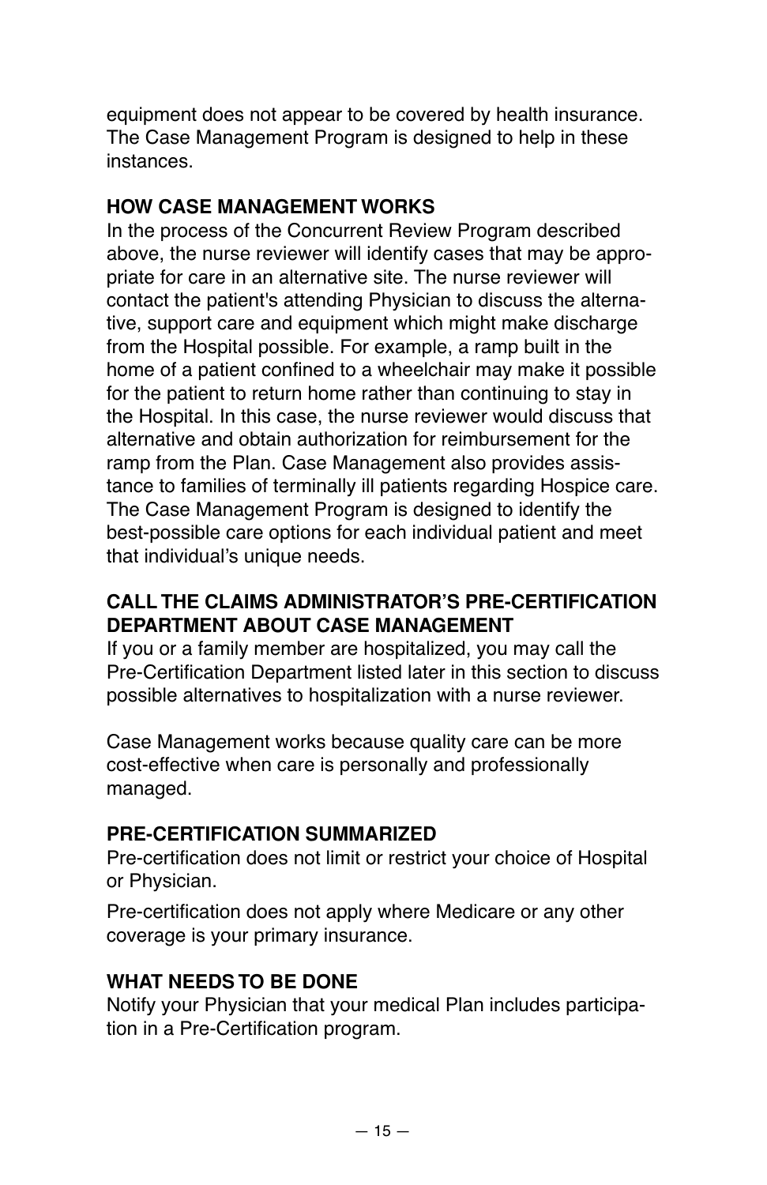equipment does not appear to be covered by health insurance. The Case Management Program is designed to help in these instances.

### HOW CASE MANAGEMENT WORKS

In the process of the Concurrent Review Program described above, the nurse reviewer will identify cases that may be appropriate for care in an alternative site. The nurse reviewer will contact the patient's attending Physician to discuss the alternative, support care and equipment which might make discharge from the Hospital possible. For example, a ramp built in the home of a patient confined to a wheelchair may make it possible for the patient to return home rather than continuing to stay in the Hospital. In this case, the nurse reviewer would discuss that alternative and obtain authorization for reimbursement for the ramp from the Plan. Case Management also provides assistance to families of terminally ill patients regarding Hospice care. The Case Management Program is designed to identify the best-possible care options for each individual patient and meet that individual's unique needs.

### CALL THE CLAIMS ADMINISTRATOR'S PRE-CERTIFICATION DEPARTMENT ABOUT CASE MANAGEMENT

If you or a family member are hospitalized, you may call the Pre-Certification Department listed later in this section to discuss possible alternatives to hospitalization with a nurse reviewer.

Case Management works because quality care can be more cost-effective when care is personally and professionally managed.

### PRE-CERTIFICATION SUMMARIZED

Pre-certification does not limit or restrict your choice of Hospital or Physician.

Pre-certification does not apply where Medicare or any other coverage is your primary insurance.

### WHAT NEEDS TO BE DONE

Notify your Physician that your medical Plan includes participation in a Pre-Certification program.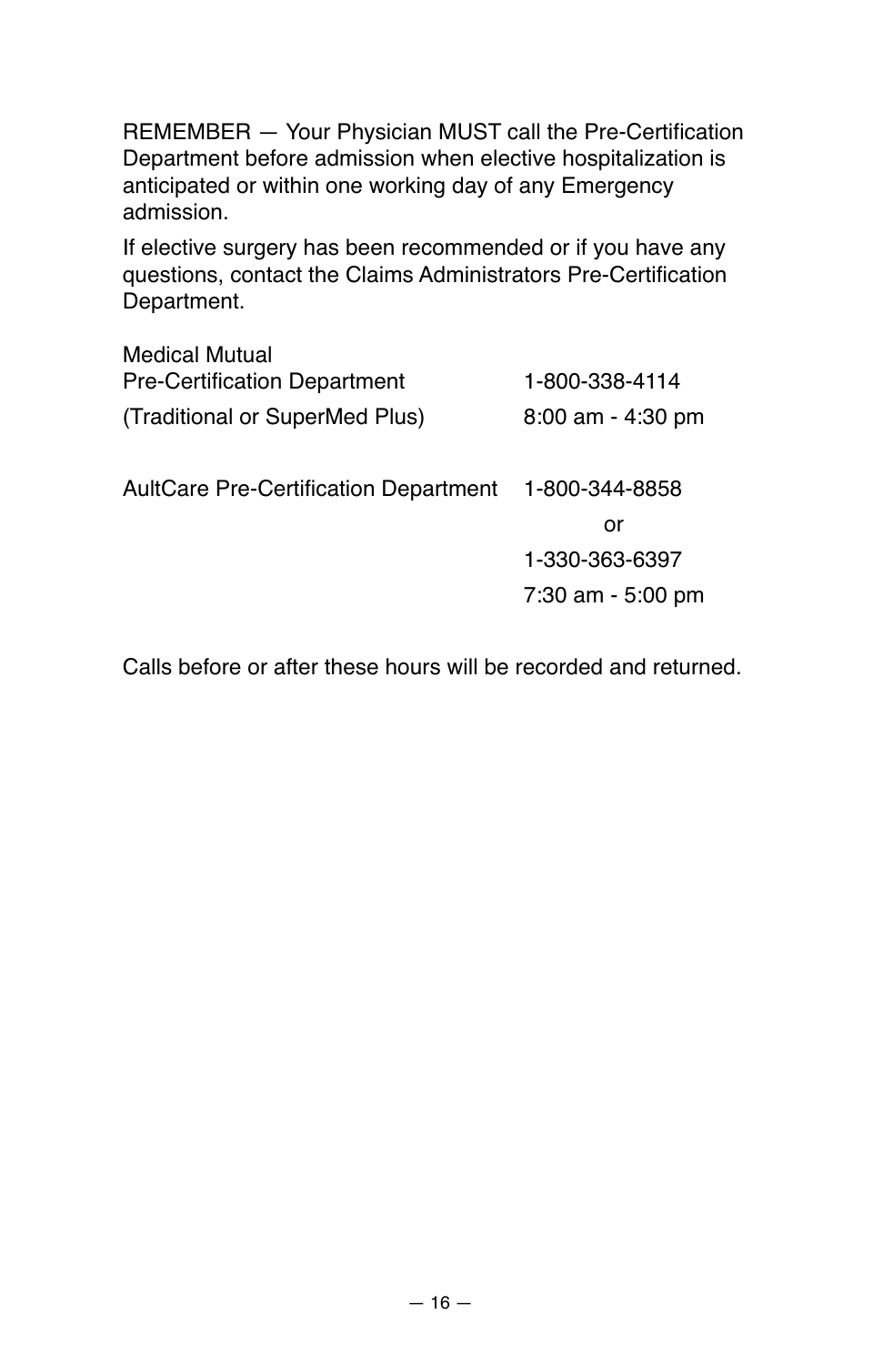REMEMBER — Your Physician MUST call the Pre-Certification Department before admission when elective hospitalization is anticipated or within one working day of any Emergency admission.

If elective surgery has been recommended or if you have any questions, contact the Claims Administrators Pre-Certification Department.

| | |
|---|---|
| Medical Mutual<br>Pre-Certification Department | 1-800-338-4114 |
| (Traditional or SuperMed Plus) | 8:00 am - 4:30 pm |
| AultCare Pre-Certification Department | 1-800-344-8858<br>or<br>1-330-363-6397<br>7:30 am - 5:00 pm |

Calls before or after these hours will be recorded and returned.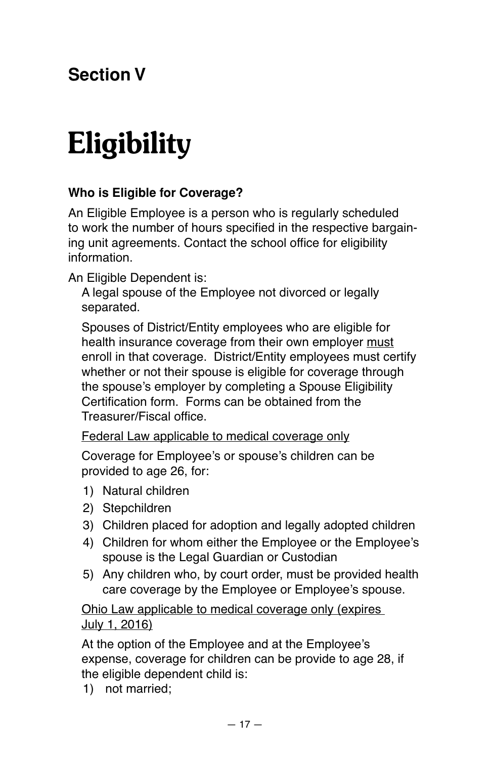## Section V

# Eligibility

**Who is Eligible for Coverage?**

An Eligible Employee is a person who is regularly scheduled to work the number of hours specified in the respective bargaining unit agreements. Contact the school office for eligibility information.

An Eligible Dependent is:

A legal spouse of the Employee not divorced or legally separated.

Spouses of District/Entity employees who are eligible for health insurance coverage from their own employer <u>must</u> enroll in that coverage. District/Entity employees must certify whether or not their spouse is eligible for coverage through the spouse's employer by completing a Spouse Eligibility Certification form. Forms can be obtained from the Treasurer/Fiscal office.

<u>Federal Law applicable to medical coverage only</u>

Coverage for Employee's or spouse's children can be provided to age 26, for:

1) Natural children
2) Stepchildren
3) Children placed for adoption and legally adopted children
4) Children for whom either the Employee or the Employee's spouse is the Legal Guardian or Custodian
5) Any children who, by court order, must be provided health care coverage by the Employee or Employee's spouse.

<u>Ohio Law applicable to medical coverage only (expires July 1, 2016)</u>

At the option of the Employee and at the Employee's expense, coverage for children can be provide to age 28, if the eligible dependent child is:

1) not married;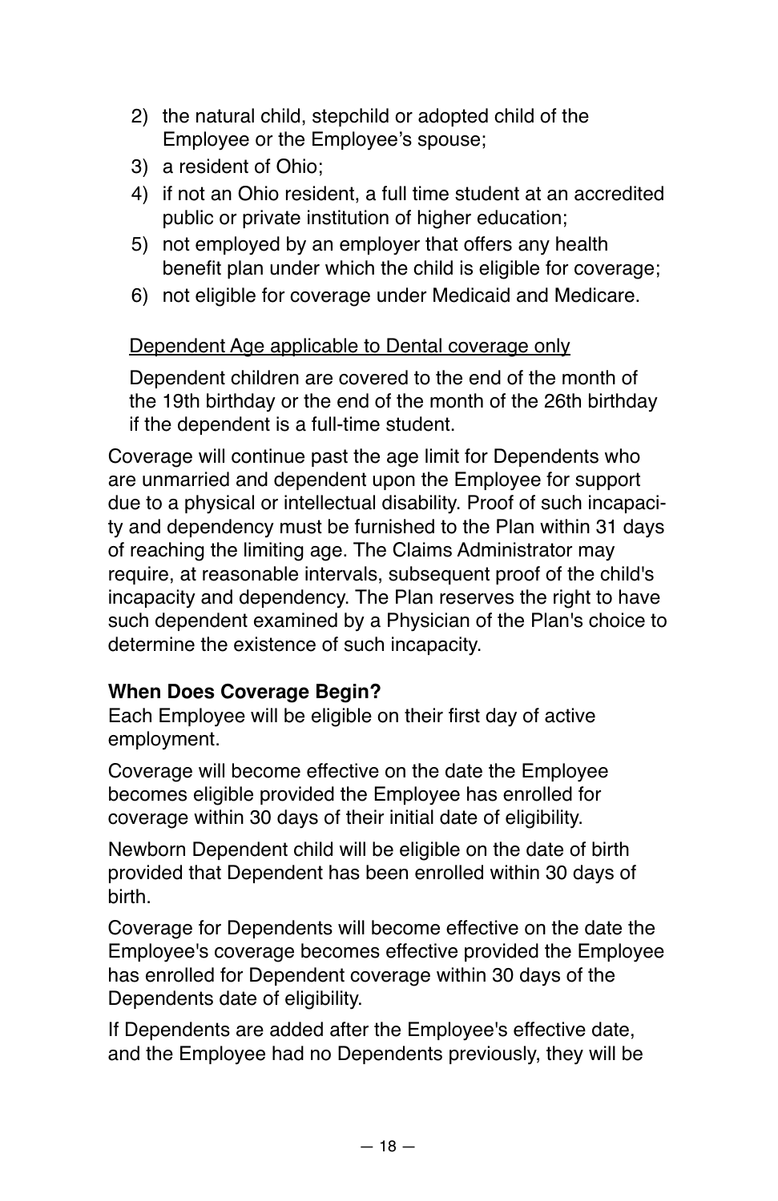2) the natural child, stepchild or adopted child of the Employee or the Employee's spouse;
3) a resident of Ohio;
4) if not an Ohio resident, a full time student at an accredited public or private institution of higher education;
5) not employed by an employer that offers any health benefit plan under which the child is eligible for coverage;
6) not eligible for coverage under Medicaid and Medicare.

<u>Dependent Age applicable to Dental coverage only</u>

Dependent children are covered to the end of the month of the 19th birthday or the end of the month of the 26th birthday if the dependent is a full-time student.

Coverage will continue past the age limit for Dependents who are unmarried and dependent upon the Employee for support due to a physical or intellectual disability. Proof of such incapacity and dependency must be furnished to the Plan within 31 days of reaching the limiting age. The Claims Administrator may require, at reasonable intervals, subsequent proof of the child's incapacity and dependency. The Plan reserves the right to have such dependent examined by a Physician of the Plan's choice to determine the existence of such incapacity.

**When Does Coverage Begin?**

Each Employee will be eligible on their first day of active employment.

Coverage will become effective on the date the Employee becomes eligible provided the Employee has enrolled for coverage within 30 days of their initial date of eligibility.

Newborn Dependent child will be eligible on the date of birth provided that Dependent has been enrolled within 30 days of birth.

Coverage for Dependents will become effective on the date the Employee's coverage becomes effective provided the Employee has enrolled for Dependent coverage within 30 days of the Dependents date of eligibility.

If Dependents are added after the Employee's effective date, and the Employee had no Dependents previously, they will be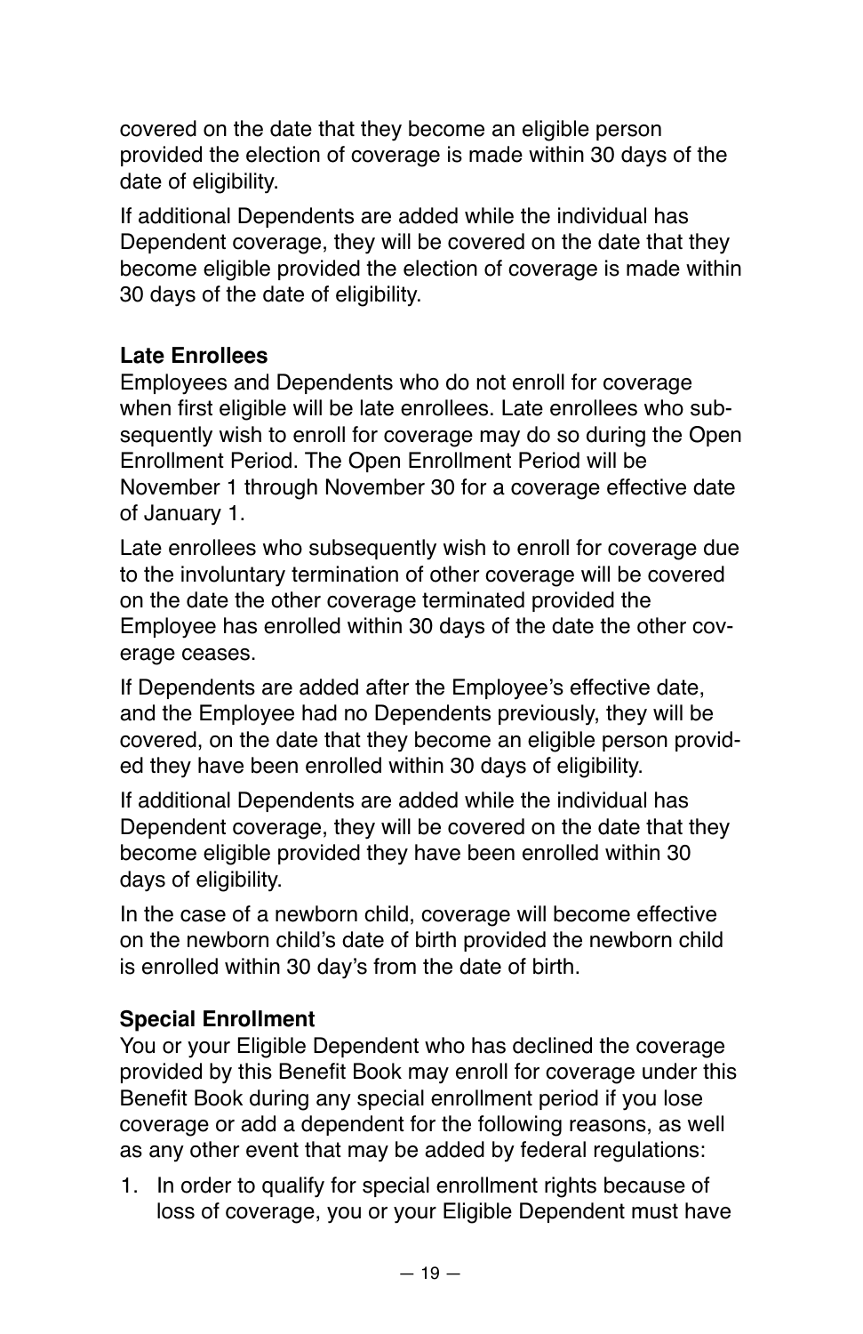covered on the date that they become an eligible person provided the election of coverage is made within 30 days of the date of eligibility.

If additional Dependents are added while the individual has Dependent coverage, they will be covered on the date that they become eligible provided the election of coverage is made within 30 days of the date of eligibility.

**Late Enrollees**

Employees and Dependents who do not enroll for coverage when first eligible will be late enrollees. Late enrollees who subsequently wish to enroll for coverage may do so during the Open Enrollment Period. The Open Enrollment Period will be November 1 through November 30 for a coverage effective date of January 1.

Late enrollees who subsequently wish to enroll for coverage due to the involuntary termination of other coverage will be covered on the date the other coverage terminated provided the Employee has enrolled within 30 days of the date the other coverage ceases.

If Dependents are added after the Employee's effective date, and the Employee had no Dependents previously, they will be covered, on the date that they become an eligible person provided they have been enrolled within 30 days of eligibility.

If additional Dependents are added while the individual has Dependent coverage, they will be covered on the date that they become eligible provided they have been enrolled within 30 days of eligibility.

In the case of a newborn child, coverage will become effective on the newborn child's date of birth provided the newborn child is enrolled within 30 day's from the date of birth.

**Special Enrollment**

You or your Eligible Dependent who has declined the coverage provided by this Benefit Book may enroll for coverage under this Benefit Book during any special enrollment period if you lose coverage or add a dependent for the following reasons, as well as any other event that may be added by federal regulations:

1. In order to qualify for special enrollment rights because of loss of coverage, you or your Eligible Dependent must have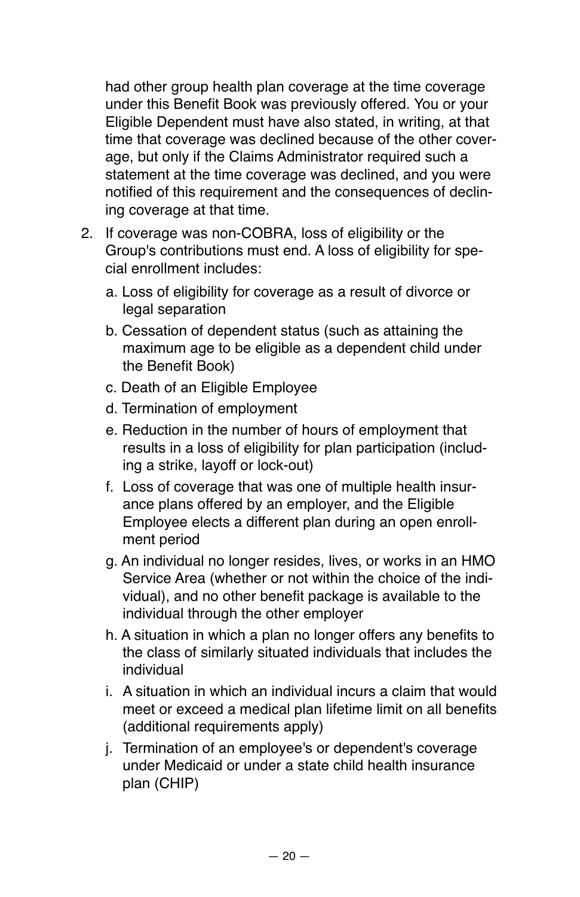had other group health plan coverage at the time coverage under this Benefit Book was previously offered. You or your Eligible Dependent must have also stated, in writing, at that time that coverage was declined because of the other coverage, but only if the Claims Administrator required such a statement at the time coverage was declined, and you were notified of this requirement and the consequences of declining coverage at that time.

2. If coverage was non-COBRA, loss of eligibility or the Group's contributions must end. A loss of eligibility for special enrollment includes:
   a. Loss of eligibility for coverage as a result of divorce or legal separation
   b. Cessation of dependent status (such as attaining the maximum age to be eligible as a dependent child under the Benefit Book)
   c. Death of an Eligible Employee
   d. Termination of employment
   e. Reduction in the number of hours of employment that results in a loss of eligibility for plan participation (including a strike, layoff or lock-out)
   f. Loss of coverage that was one of multiple health insurance plans offered by an employer, and the Eligible Employee elects a different plan during an open enrollment period
   g. An individual no longer resides, lives, or works in an HMO Service Area (whether or not within the choice of the individual), and no other benefit package is available to the individual through the other employer
   h. A situation in which a plan no longer offers any benefits to the class of similarly situated individuals that includes the individual
   i. A situation in which an individual incurs a claim that would meet or exceed a medical plan lifetime limit on all benefits (additional requirements apply)
   j. Termination of an employee's or dependent's coverage under Medicaid or under a state child health insurance plan (CHIP)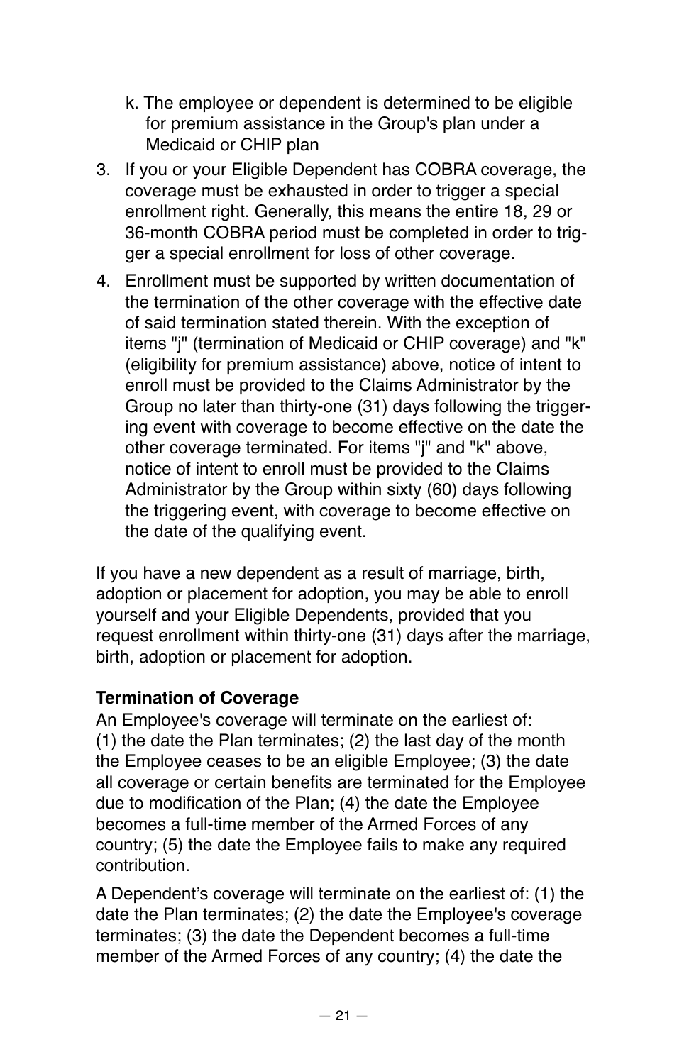k. The employee or dependent is determined to be eligible for premium assistance in the Group's plan under a Medicaid or CHIP plan

3. If you or your Eligible Dependent has COBRA coverage, the coverage must be exhausted in order to trigger a special enrollment right. Generally, this means the entire 18, 29 or 36-month COBRA period must be completed in order to trigger a special enrollment for loss of other coverage.
4. Enrollment must be supported by written documentation of the termination of the other coverage with the effective date of said termination stated therein. With the exception of items "j" (termination of Medicaid or CHIP coverage) and "k" (eligibility for premium assistance) above, notice of intent to enroll must be provided to the Claims Administrator by the Group no later than thirty-one (31) days following the triggering event with coverage to become effective on the date the other coverage terminated. For items "j" and "k" above, notice of intent to enroll must be provided to the Claims Administrator by the Group within sixty (60) days following the triggering event, with coverage to become effective on the date of the qualifying event.

If you have a new dependent as a result of marriage, birth, adoption or placement for adoption, you may be able to enroll yourself and your Eligible Dependents, provided that you request enrollment within thirty-one (31) days after the marriage, birth, adoption or placement for adoption.

**Termination of Coverage**

An Employee's coverage will terminate on the earliest of: (1) the date the Plan terminates; (2) the last day of the month the Employee ceases to be an eligible Employee; (3) the date all coverage or certain benefits are terminated for the Employee due to modification of the Plan; (4) the date the Employee becomes a full-time member of the Armed Forces of any country; (5) the date the Employee fails to make any required contribution.

A Dependent's coverage will terminate on the earliest of: (1) the date the Plan terminates; (2) the date the Employee's coverage terminates; (3) the date the Dependent becomes a full-time member of the Armed Forces of any country; (4) the date the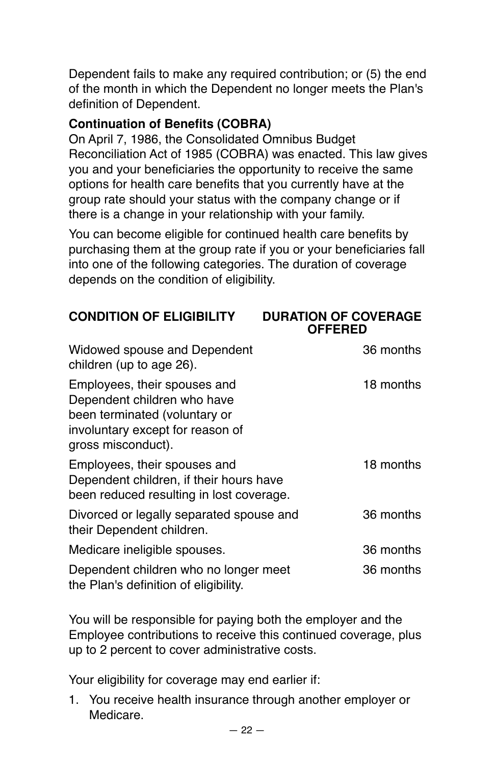Dependent fails to make any required contribution; or (5) the end of the month in which the Dependent no longer meets the Plan's definition of Dependent.

**Continuation of Benefits (COBRA)**

On April 7, 1986, the Consolidated Omnibus Budget Reconciliation Act of 1985 (COBRA) was enacted. This law gives you and your beneficiaries the opportunity to receive the same options for health care benefits that you currently have at the group rate should your status with the company change or if there is a change in your relationship with your family.

You can become eligible for continued health care benefits by purchasing them at the group rate if you or your beneficiaries fall into one of the following categories. The duration of coverage depends on the condition of eligibility.

| CONDITION OF ELIGIBILITY | DURATION OF COVERAGE OFFERED |
|---|---|
| Widowed spouse and Dependent children (up to age 26). | 36 months |
| Employees, their spouses and Dependent children who have been terminated (voluntary or involuntary except for reason of gross misconduct). | 18 months |
| Employees, their spouses and Dependent children, if their hours have been reduced resulting in lost coverage. | 18 months |
| Divorced or legally separated spouse and their Dependent children. | 36 months |
| Medicare ineligible spouses. | 36 months |
| Dependent children who no longer meet the Plan's definition of eligibility. | 36 months |

You will be responsible for paying both the employer and the Employee contributions to receive this continued coverage, plus up to 2 percent to cover administrative costs.

Your eligibility for coverage may end earlier if:

1. You receive health insurance through another employer or Medicare.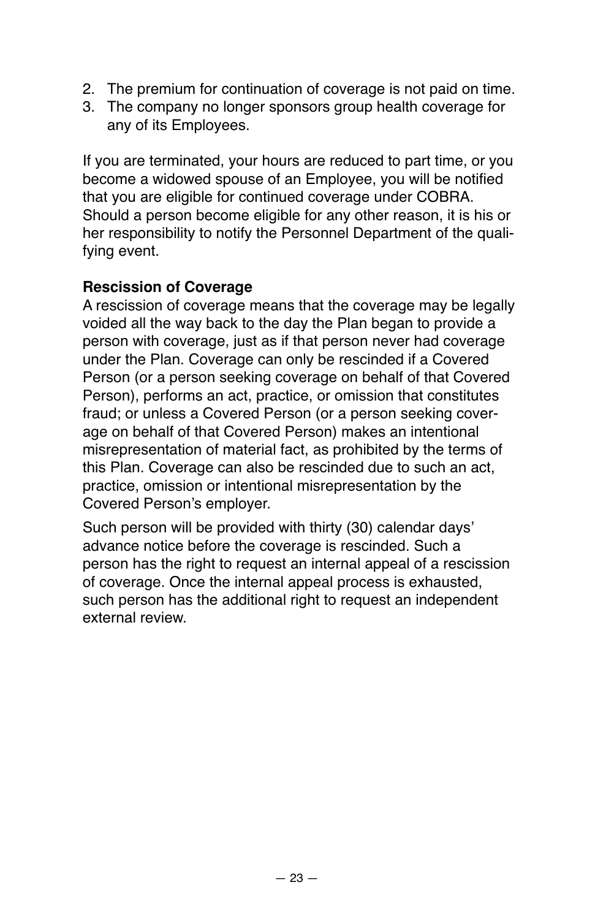2. The premium for continuation of coverage is not paid on time.
3. The company no longer sponsors group health coverage for any of its Employees.

If you are terminated, your hours are reduced to part time, or you become a widowed spouse of an Employee, you will be notified that you are eligible for continued coverage under COBRA. Should a person become eligible for any other reason, it is his or her responsibility to notify the Personnel Department of the qualifying event.

**Rescission of Coverage**

A rescission of coverage means that the coverage may be legally voided all the way back to the day the Plan began to provide a person with coverage, just as if that person never had coverage under the Plan. Coverage can only be rescinded if a Covered Person (or a person seeking coverage on behalf of that Covered Person), performs an act, practice, or omission that constitutes fraud; or unless a Covered Person (or a person seeking coverage on behalf of that Covered Person) makes an intentional misrepresentation of material fact, as prohibited by the terms of this Plan. Coverage can also be rescinded due to such an act, practice, omission or intentional misrepresentation by the Covered Person's employer.

Such person will be provided with thirty (30) calendar days' advance notice before the coverage is rescinded. Such a person has the right to request an internal appeal of a rescission of coverage. Once the internal appeal process is exhausted, such person has the additional right to request an independent external review.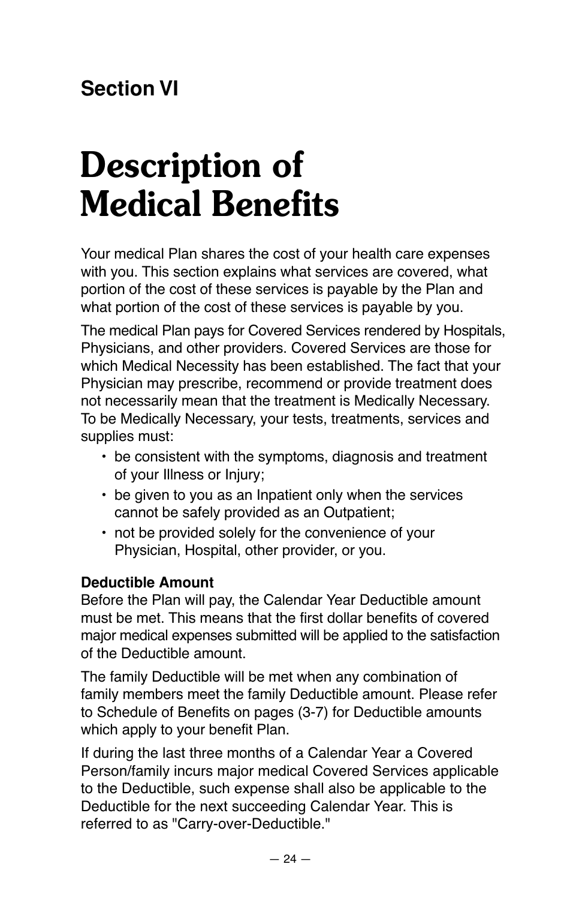## Section VI

# Description of Medical Benefits

Your medical Plan shares the cost of your health care expenses with you. This section explains what services are covered, what portion of the cost of these services is payable by the Plan and what portion of the cost of these services is payable by you.

The medical Plan pays for Covered Services rendered by Hospitals, Physicians, and other providers. Covered Services are those for which Medical Necessity has been established. The fact that your Physician may prescribe, recommend or provide treatment does not necessarily mean that the treatment is Medically Necessary. To be Medically Necessary, your tests, treatments, services and supplies must:

- be consistent with the symptoms, diagnosis and treatment of your Illness or Injury;
- be given to you as an Inpatient only when the services cannot be safely provided as an Outpatient;
- not be provided solely for the convenience of your Physician, Hospital, other provider, or you.

**Deductible Amount**

Before the Plan will pay, the Calendar Year Deductible amount must be met. This means that the first dollar benefits of covered major medical expenses submitted will be applied to the satisfaction of the Deductible amount.

The family Deductible will be met when any combination of family members meet the family Deductible amount. Please refer to Schedule of Benefits on pages (3-7) for Deductible amounts which apply to your benefit Plan.

If during the last three months of a Calendar Year a Covered Person/family incurs major medical Covered Services applicable to the Deductible, such expense shall also be applicable to the Deductible for the next succeeding Calendar Year. This is referred to as "Carry-over-Deductible."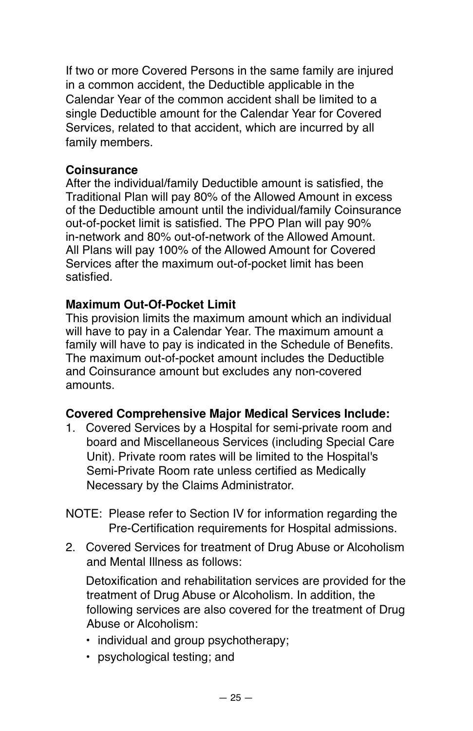If two or more Covered Persons in the same family are injured in a common accident, the Deductible applicable in the Calendar Year of the common accident shall be limited to a single Deductible amount for the Calendar Year for Covered Services, related to that accident, which are incurred by all family members.

**Coinsurance**

After the individual/family Deductible amount is satisfied, the Traditional Plan will pay 80% of the Allowed Amount in excess of the Deductible amount until the individual/family Coinsurance out-of-pocket limit is satisfied. The PPO Plan will pay 90% in-network and 80% out-of-network of the Allowed Amount. All Plans will pay 100% of the Allowed Amount for Covered Services after the maximum out-of-pocket limit has been satisfied.

**Maximum Out-Of-Pocket Limit**

This provision limits the maximum amount which an individual will have to pay in a Calendar Year. The maximum amount a family will have to pay is indicated in the Schedule of Benefits. The maximum out-of-pocket amount includes the Deductible and Coinsurance amount but excludes any non-covered amounts.

**Covered Comprehensive Major Medical Services Include:**

1. Covered Services by a Hospital for semi-private room and board and Miscellaneous Services (including Special Care Unit). Private room rates will be limited to the Hospital's Semi-Private Room rate unless certified as Medically Necessary by the Claims Administrator.

NOTE: Please refer to Section IV for information regarding the Pre-Certification requirements for Hospital admissions.

2. Covered Services for treatment of Drug Abuse or Alcoholism and Mental Illness as follows:

   Detoxification and rehabilitation services are provided for the treatment of Drug Abuse or Alcoholism. In addition, the following services are also covered for the treatment of Drug Abuse or Alcoholism:

   - individual and group psychotherapy;
   - psychological testing; and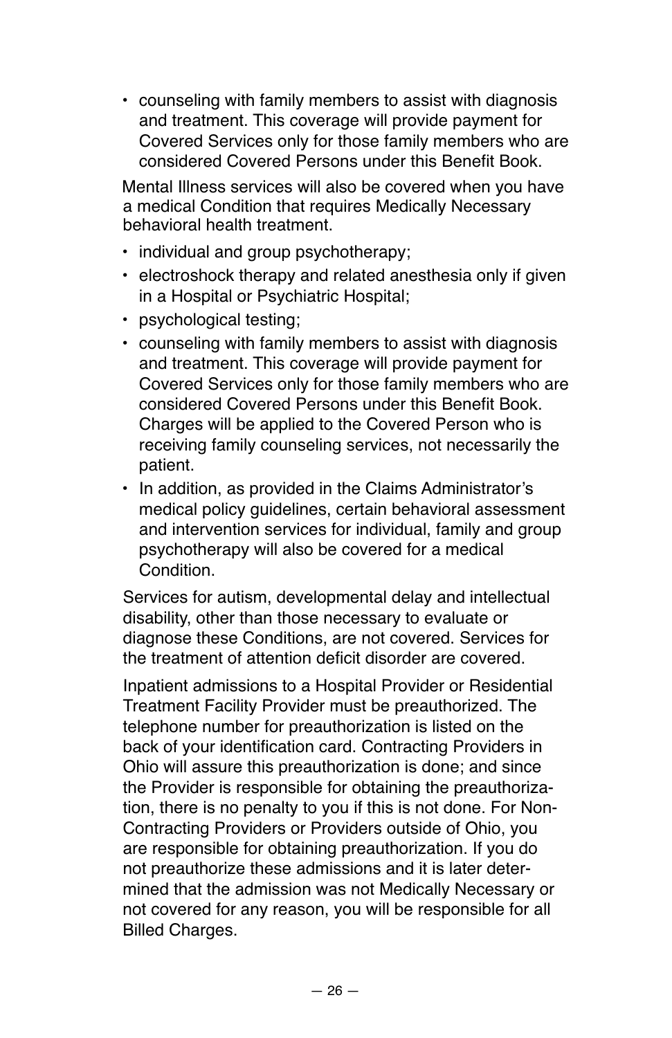- counseling with family members to assist with diagnosis and treatment. This coverage will provide payment for Covered Services only for those family members who are considered Covered Persons under this Benefit Book.

Mental Illness services will also be covered when you have a medical Condition that requires Medically Necessary behavioral health treatment.

- individual and group psychotherapy;
- electroshock therapy and related anesthesia only if given in a Hospital or Psychiatric Hospital;
- psychological testing;
- counseling with family members to assist with diagnosis and treatment. This coverage will provide payment for Covered Services only for those family members who are considered Covered Persons under this Benefit Book. Charges will be applied to the Covered Person who is receiving family counseling services, not necessarily the patient.
- In addition, as provided in the Claims Administrator's medical policy guidelines, certain behavioral assessment and intervention services for individual, family and group psychotherapy will also be covered for a medical Condition.

Services for autism, developmental delay and intellectual disability, other than those necessary to evaluate or diagnose these Conditions, are not covered. Services for the treatment of attention deficit disorder are covered.

Inpatient admissions to a Hospital Provider or Residential Treatment Facility Provider must be preauthorized. The telephone number for preauthorization is listed on the back of your identification card. Contracting Providers in Ohio will assure this preauthorization is done; and since the Provider is responsible for obtaining the preauthorization, there is no penalty to you if this is not done. For Non-Contracting Providers or Providers outside of Ohio, you are responsible for obtaining preauthorization. If you do not preauthorize these admissions and it is later determined that the admission was not Medically Necessary or not covered for any reason, you will be responsible for all Billed Charges.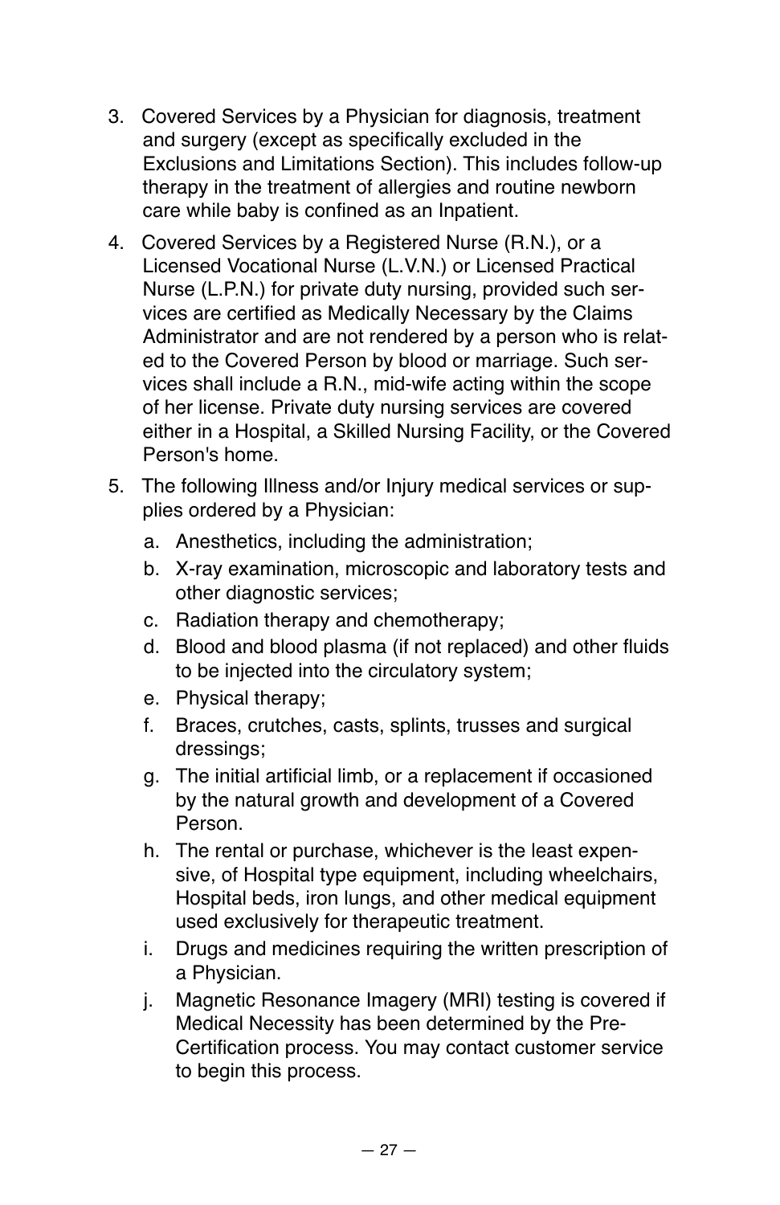3. Covered Services by a Physician for diagnosis, treatment and surgery (except as specifically excluded in the Exclusions and Limitations Section). This includes follow-up therapy in the treatment of allergies and routine newborn care while baby is confined as an Inpatient.

4. Covered Services by a Registered Nurse (R.N.), or a Licensed Vocational Nurse (L.V.N.) or Licensed Practical Nurse (L.P.N.) for private duty nursing, provided such services are certified as Medically Necessary by the Claims Administrator and are not rendered by a person who is related to the Covered Person by blood or marriage. Such services shall include a R.N., mid-wife acting within the scope of her license. Private duty nursing services are covered either in a Hospital, a Skilled Nursing Facility, or the Covered Person's home.

5. The following Illness and/or Injury medical services or supplies ordered by a Physician:

   a. Anesthetics, including the administration;

   b. X-ray examination, microscopic and laboratory tests and other diagnostic services;

   c. Radiation therapy and chemotherapy;

   d. Blood and blood plasma (if not replaced) and other fluids to be injected into the circulatory system;

   e. Physical therapy;

   f. Braces, crutches, casts, splints, trusses and surgical dressings;

   g. The initial artificial limb, or a replacement if occasioned by the natural growth and development of a Covered Person.

   h. The rental or purchase, whichever is the least expensive, of Hospital type equipment, including wheelchairs, Hospital beds, iron lungs, and other medical equipment used exclusively for therapeutic treatment.

   i. Drugs and medicines requiring the written prescription of a Physician.

   j. Magnetic Resonance Imagery (MRI) testing is covered if Medical Necessity has been determined by the Pre-Certification process. You may contact customer service to begin this process.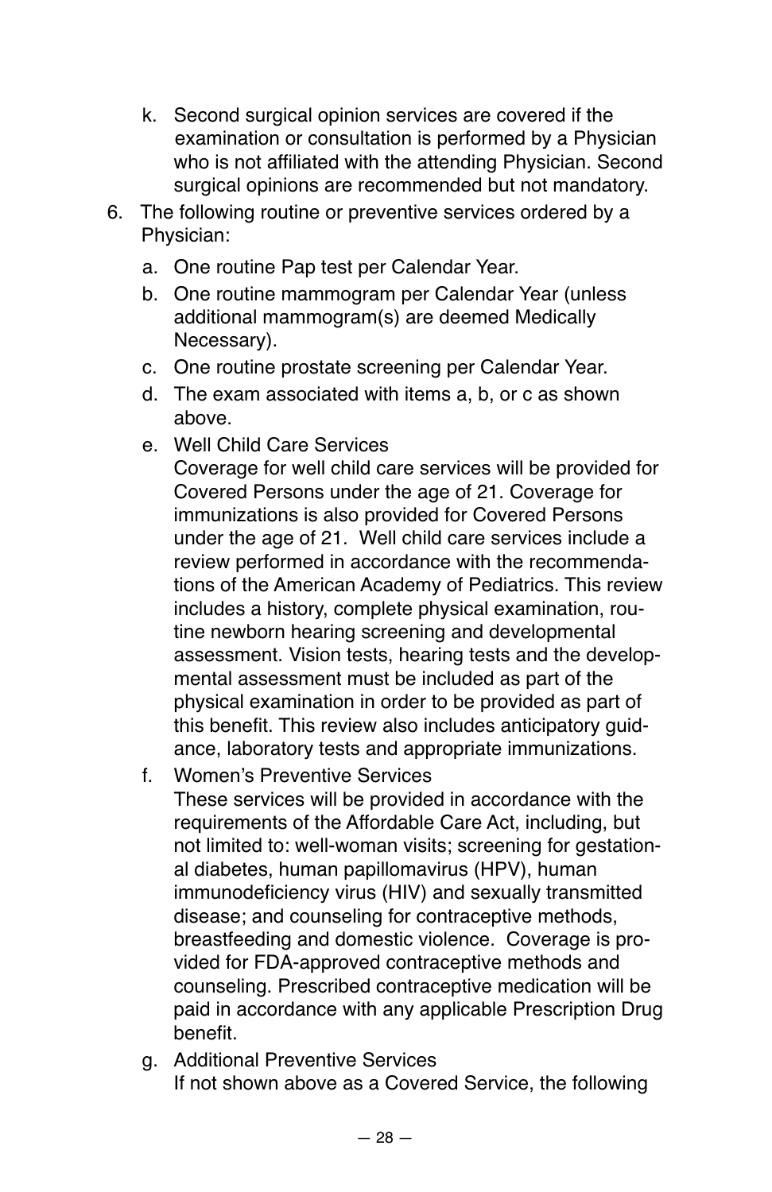k. Second surgical opinion services are covered if the examination or consultation is performed by a Physician who is not affiliated with the attending Physician. Second surgical opinions are recommended but not mandatory.

6. The following routine or preventive services ordered by a Physician:

   a. One routine Pap test per Calendar Year.

   b. One routine mammogram per Calendar Year (unless additional mammogram(s) are deemed Medically Necessary).

   c. One routine prostate screening per Calendar Year.

   d. The exam associated with items a, b, or c as shown above.

   e. Well Child Care Services
   Coverage for well child care services will be provided for Covered Persons under the age of 21. Coverage for immunizations is also provided for Covered Persons under the age of 21. Well child care services include a review performed in accordance with the recommendations of the American Academy of Pediatrics. This review includes a history, complete physical examination, routine newborn hearing screening and developmental assessment. Vision tests, hearing tests and the developmental assessment must be included as part of the physical examination in order to be provided as part of this benefit. This review also includes anticipatory guidance, laboratory tests and appropriate immunizations.

   f. Women's Preventive Services
   These services will be provided in accordance with the requirements of the Affordable Care Act, including, but not limited to: well-woman visits; screening for gestational diabetes, human papillomavirus (HPV), human immunodeficiency virus (HIV) and sexually transmitted disease; and counseling for contraceptive methods, breastfeeding and domestic violence. Coverage is provided for FDA-approved contraceptive methods and counseling. Prescribed contraceptive medication will be paid in accordance with any applicable Prescription Drug benefit.

   g. Additional Preventive Services
   If not shown above as a Covered Service, the following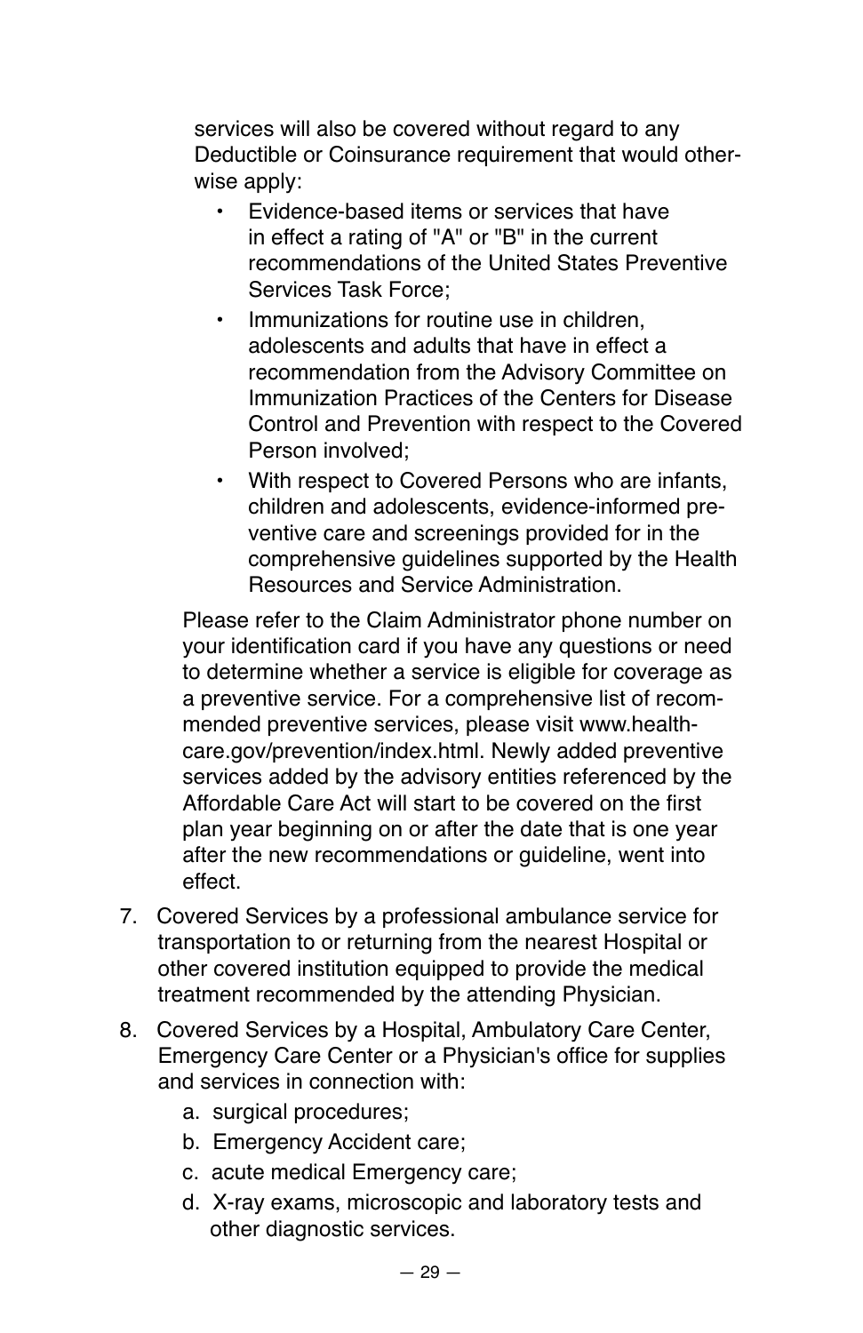services will also be covered without regard to any Deductible or Coinsurance requirement that would otherwise apply:

- Evidence-based items or services that have in effect a rating of "A" or "B" in the current recommendations of the United States Preventive Services Task Force;
- Immunizations for routine use in children, adolescents and adults that have in effect a recommendation from the Advisory Committee on Immunization Practices of the Centers for Disease Control and Prevention with respect to the Covered Person involved;
- With respect to Covered Persons who are infants, children and adolescents, evidence-informed preventive care and screenings provided for in the comprehensive guidelines supported by the Health Resources and Service Administration.

Please refer to the Claim Administrator phone number on your identification card if you have any questions or need to determine whether a service is eligible for coverage as a preventive service. For a comprehensive list of recommended preventive services, please visit www.healthcare.gov/prevention/index.html. Newly added preventive services added by the advisory entities referenced by the Affordable Care Act will start to be covered on the first plan year beginning on or after the date that is one year after the new recommendations or guideline, went into effect.

7. Covered Services by a professional ambulance service for transportation to or returning from the nearest Hospital or other covered institution equipped to provide the medical treatment recommended by the attending Physician.
8. Covered Services by a Hospital, Ambulatory Care Center, Emergency Care Center or a Physician's office for supplies and services in connection with:
   a. surgical procedures;
   b. Emergency Accident care;
   c. acute medical Emergency care;
   d. X-ray exams, microscopic and laboratory tests and other diagnostic services.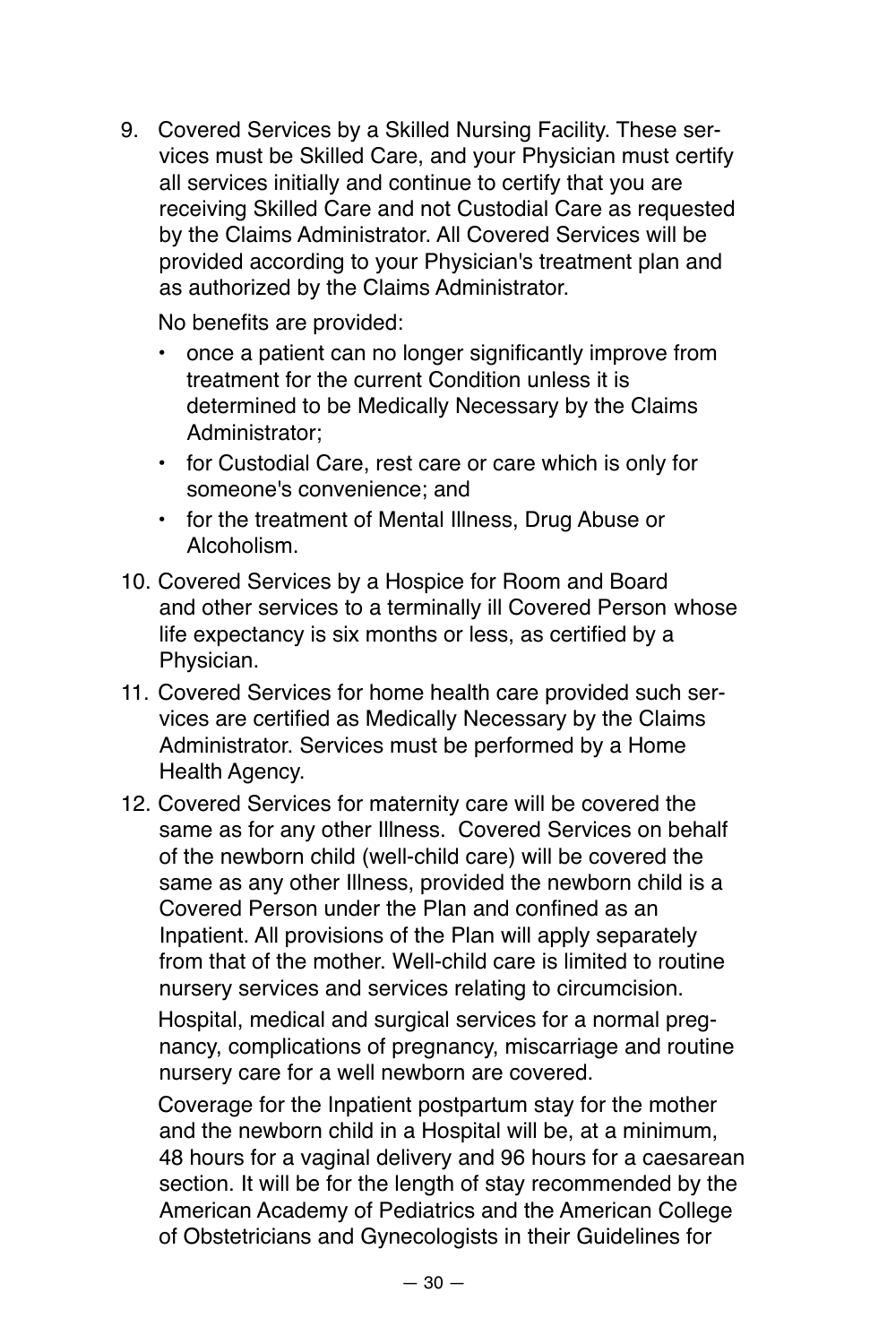9. Covered Services by a Skilled Nursing Facility. These services must be Skilled Care, and your Physician must certify all services initially and continue to certify that you are receiving Skilled Care and not Custodial Care as requested by the Claims Administrator. All Covered Services will be provided according to your Physician's treatment plan and as authorized by the Claims Administrator.

   No benefits are provided:

   - once a patient can no longer significantly improve from treatment for the current Condition unless it is determined to be Medically Necessary by the Claims Administrator;
   - for Custodial Care, rest care or care which is only for someone's convenience; and
   - for the treatment of Mental Illness, Drug Abuse or Alcoholism.

10. Covered Services by a Hospice for Room and Board and other services to a terminally ill Covered Person whose life expectancy is six months or less, as certified by a Physician.

11. Covered Services for home health care provided such services are certified as Medically Necessary by the Claims Administrator. Services must be performed by a Home Health Agency.

12. Covered Services for maternity care will be covered the same as for any other Illness. Covered Services on behalf of the newborn child (well-child care) will be covered the same as any other Illness, provided the newborn child is a Covered Person under the Plan and confined as an Inpatient. All provisions of the Plan will apply separately from that of the mother. Well-child care is limited to routine nursery services and services relating to circumcision.

    Hospital, medical and surgical services for a normal pregnancy, complications of pregnancy, miscarriage and routine nursery care for a well newborn are covered.

    Coverage for the Inpatient postpartum stay for the mother and the newborn child in a Hospital will be, at a minimum, 48 hours for a vaginal delivery and 96 hours for a caesarean section. It will be for the length of stay recommended by the American Academy of Pediatrics and the American College of Obstetricians and Gynecologists in their Guidelines for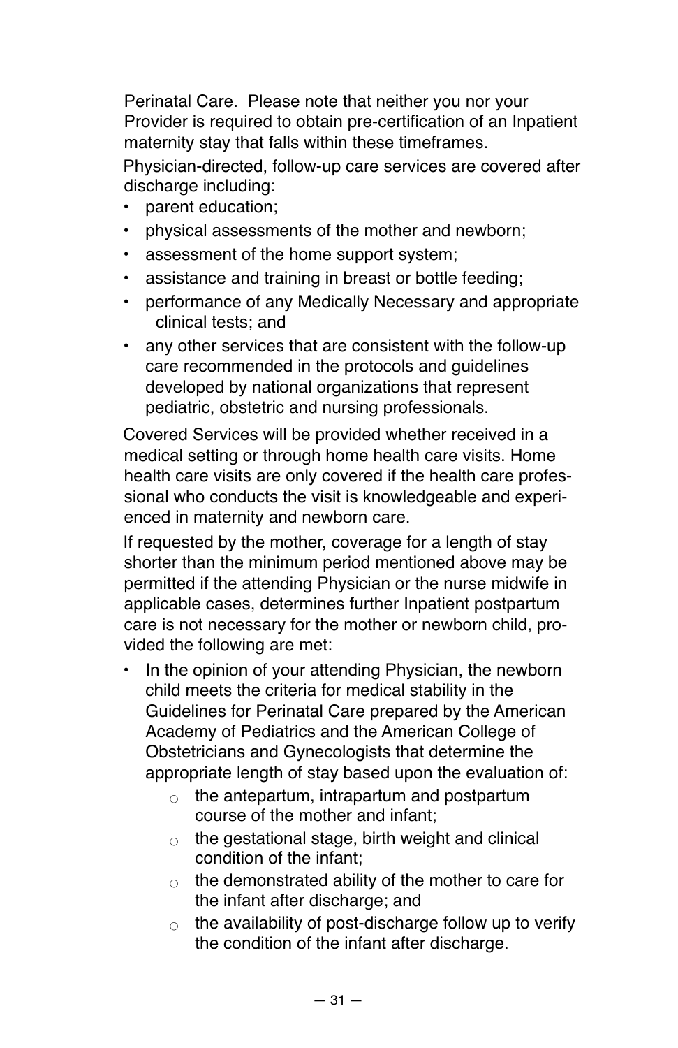Perinatal Care. Please note that neither you nor your Provider is required to obtain pre-certification of an Inpatient maternity stay that falls within these timeframes.

Physician-directed, follow-up care services are covered after discharge including:

- parent education;
- physical assessments of the mother and newborn;
- assessment of the home support system;
- assistance and training in breast or bottle feeding;
- performance of any Medically Necessary and appropriate clinical tests; and
- any other services that are consistent with the follow-up care recommended in the protocols and guidelines developed by national organizations that represent pediatric, obstetric and nursing professionals.

Covered Services will be provided whether received in a medical setting or through home health care visits. Home health care visits are only covered if the health care professional who conducts the visit is knowledgeable and experienced in maternity and newborn care.

If requested by the mother, coverage for a length of stay shorter than the minimum period mentioned above may be permitted if the attending Physician or the nurse midwife in applicable cases, determines further Inpatient postpartum care is not necessary for the mother or newborn child, provided the following are met:

- In the opinion of your attending Physician, the newborn child meets the criteria for medical stability in the Guidelines for Perinatal Care prepared by the American Academy of Pediatrics and the American College of Obstetricians and Gynecologists that determine the appropriate length of stay based upon the evaluation of:
  - the antepartum, intrapartum and postpartum course of the mother and infant;
  - the gestational stage, birth weight and clinical condition of the infant;
  - the demonstrated ability of the mother to care for the infant after discharge; and
  - the availability of post-discharge follow up to verify the condition of the infant after discharge.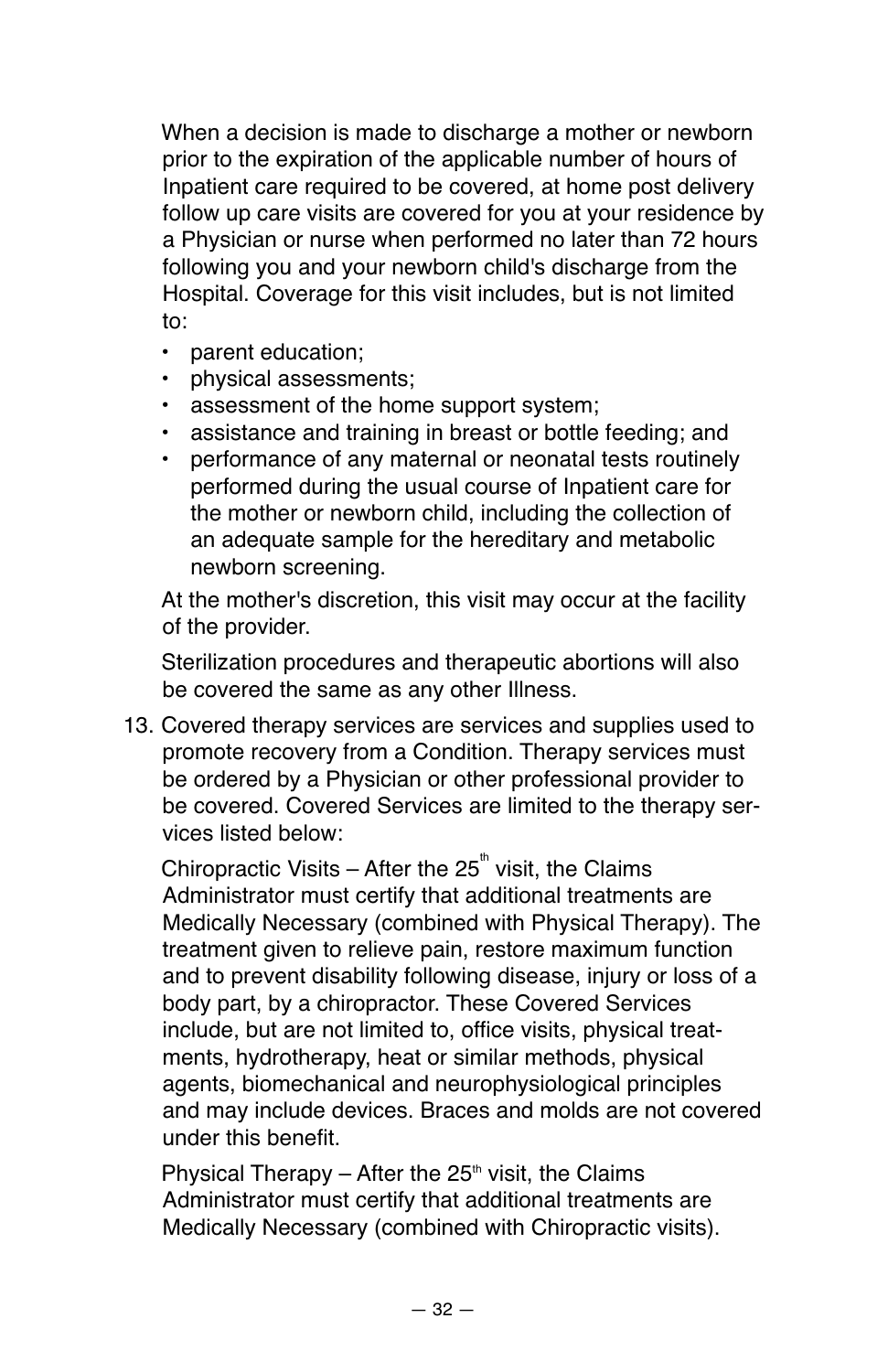When a decision is made to discharge a mother or newborn prior to the expiration of the applicable number of hours of Inpatient care required to be covered, at home post delivery follow up care visits are covered for you at your residence by a Physician or nurse when performed no later than 72 hours following you and your newborn child's discharge from the Hospital. Coverage for this visit includes, but is not limited to:

- parent education;
- physical assessments;
- assessment of the home support system;
- assistance and training in breast or bottle feeding; and
- performance of any maternal or neonatal tests routinely performed during the usual course of Inpatient care for the mother or newborn child, including the collection of an adequate sample for the hereditary and metabolic newborn screening.

At the mother's discretion, this visit may occur at the facility of the provider.

Sterilization procedures and therapeutic abortions will also be covered the same as any other Illness.

13. Covered therapy services are services and supplies used to promote recovery from a Condition. Therapy services must be ordered by a Physician or other professional provider to be covered. Covered Services are limited to the therapy services listed below:

    Chiropractic Visits – After the 25th visit, the Claims Administrator must certify that additional treatments are Medically Necessary (combined with Physical Therapy). The treatment given to relieve pain, restore maximum function and to prevent disability following disease, injury or loss of a body part, by a chiropractor. These Covered Services include, but are not limited to, office visits, physical treatments, hydrotherapy, heat or similar methods, physical agents, biomechanical and neurophysiological principles and may include devices. Braces and molds are not covered under this benefit.

    Physical Therapy – After the 25th visit, the Claims Administrator must certify that additional treatments are Medically Necessary (combined with Chiropractic visits).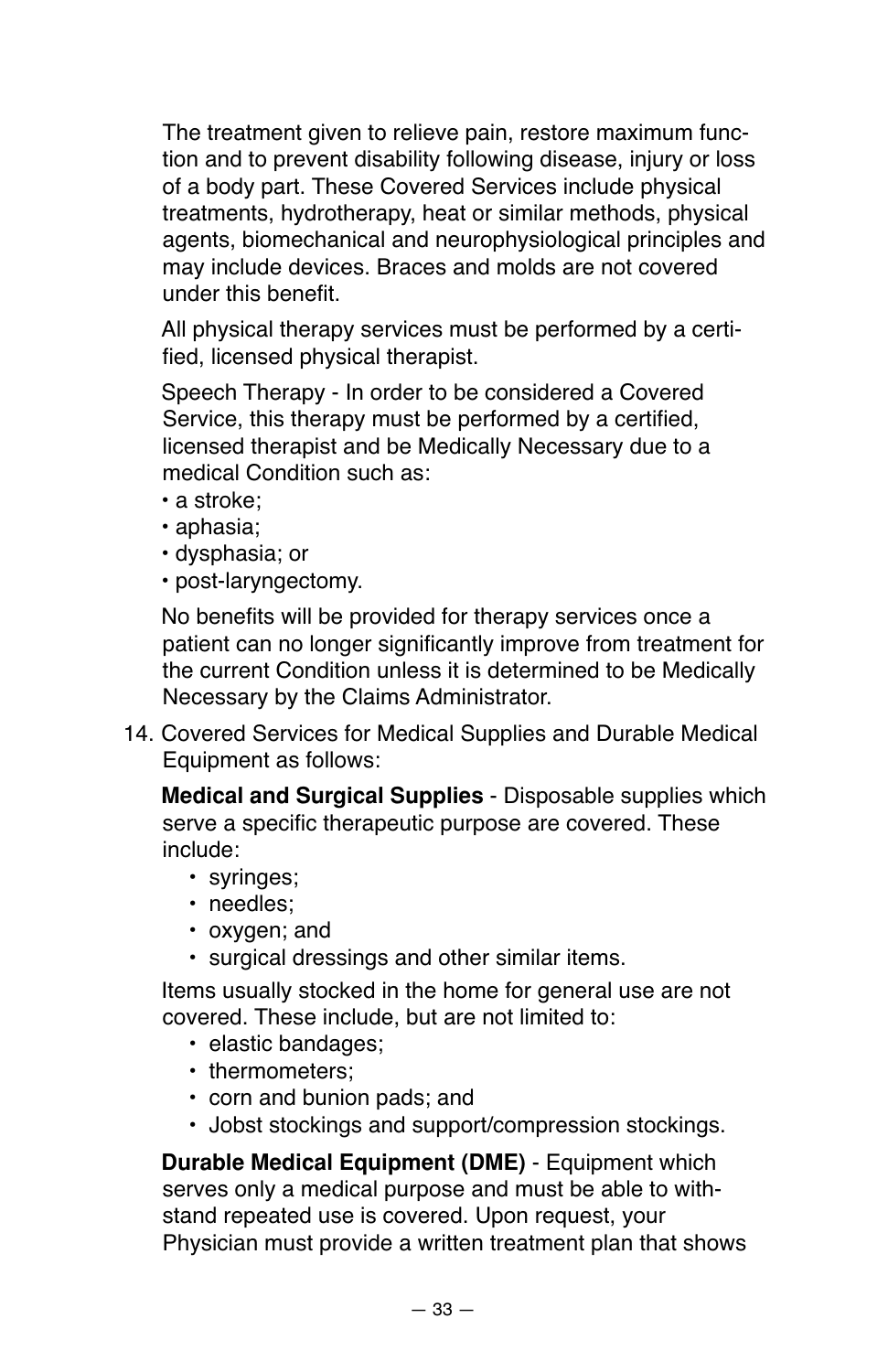The treatment given to relieve pain, restore maximum function and to prevent disability following disease, injury or loss of a body part. These Covered Services include physical treatments, hydrotherapy, heat or similar methods, physical agents, biomechanical and neurophysiological principles and may include devices. Braces and molds are not covered under this benefit.

All physical therapy services must be performed by a certified, licensed physical therapist.

Speech Therapy - In order to be considered a Covered Service, this therapy must be performed by a certified, licensed therapist and be Medically Necessary due to a medical Condition such as:

- a stroke;
- aphasia;
- dysphasia; or
- post-laryngectomy.

No benefits will be provided for therapy services once a patient can no longer significantly improve from treatment for the current Condition unless it is determined to be Medically Necessary by the Claims Administrator.

14. Covered Services for Medical Supplies and Durable Medical Equipment as follows:

    **Medical and Surgical Supplies** - Disposable supplies which serve a specific therapeutic purpose are covered. These include:

    - syringes;
    - needles;
    - oxygen; and
    - surgical dressings and other similar items.

    Items usually stocked in the home for general use are not covered. These include, but are not limited to:

    - elastic bandages;
    - thermometers;
    - corn and bunion pads; and
    - Jobst stockings and support/compression stockings.

    **Durable Medical Equipment (DME)** - Equipment which serves only a medical purpose and must be able to withstand repeated use is covered. Upon request, your Physician must provide a written treatment plan that shows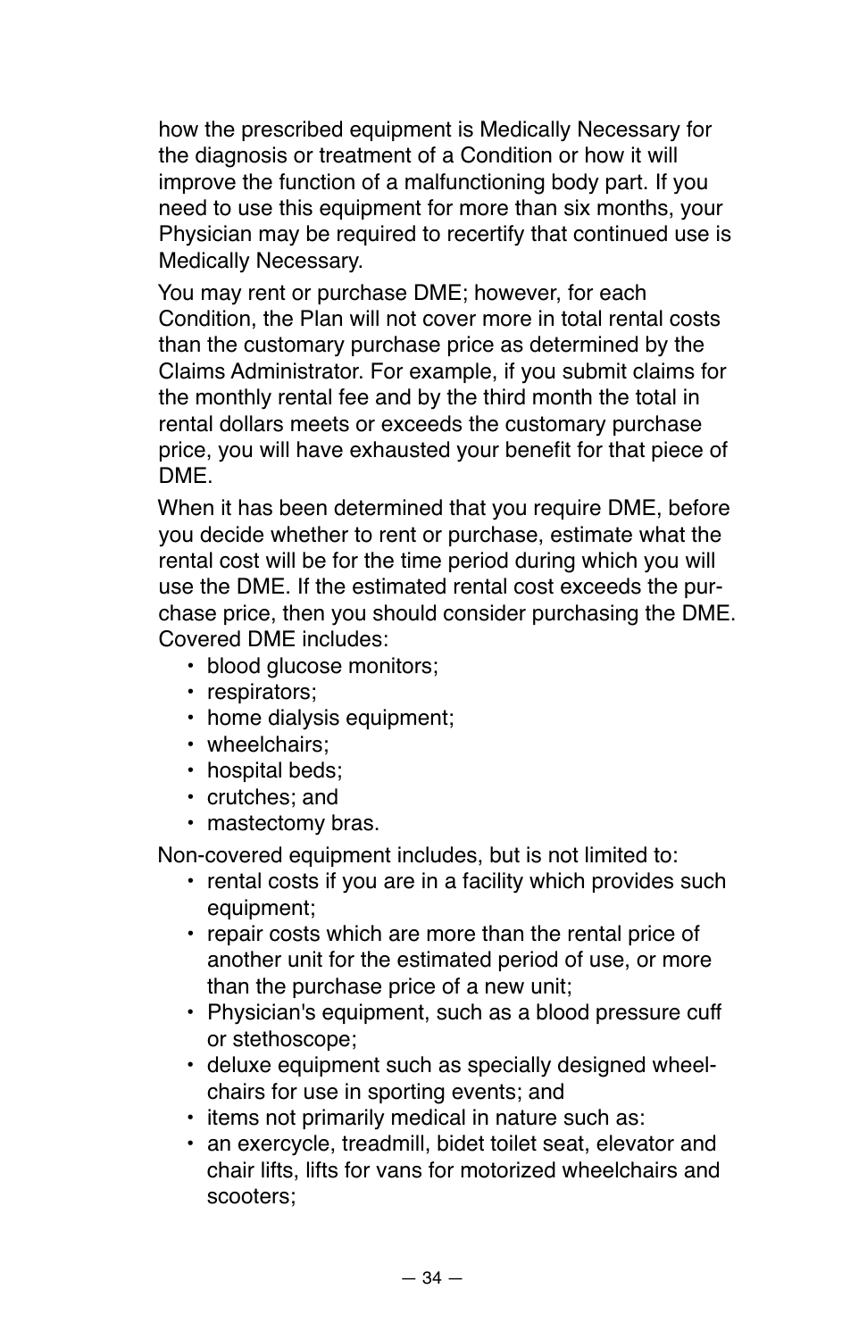how the prescribed equipment is Medically Necessary for the diagnosis or treatment of a Condition or how it will improve the function of a malfunctioning body part. If you need to use this equipment for more than six months, your Physician may be required to recertify that continued use is Medically Necessary.

You may rent or purchase DME; however, for each Condition, the Plan will not cover more in total rental costs than the customary purchase price as determined by the Claims Administrator. For example, if you submit claims for the monthly rental fee and by the third month the total in rental dollars meets or exceeds the customary purchase price, you will have exhausted your benefit for that piece of DME.

When it has been determined that you require DME, before you decide whether to rent or purchase, estimate what the rental cost will be for the time period during which you will use the DME. If the estimated rental cost exceeds the purchase price, then you should consider purchasing the DME. Covered DME includes:

- blood glucose monitors;
- respirators;
- home dialysis equipment;
- wheelchairs;
- hospital beds;
- crutches; and
- mastectomy bras.

Non-covered equipment includes, but is not limited to:

- rental costs if you are in a facility which provides such equipment;
- repair costs which are more than the rental price of another unit for the estimated period of use, or more than the purchase price of a new unit;
- Physician's equipment, such as a blood pressure cuff or stethoscope;
- deluxe equipment such as specially designed wheelchairs for use in sporting events; and
- items not primarily medical in nature such as:
- an exercycle, treadmill, bidet toilet seat, elevator and chair lifts, lifts for vans for motorized wheelchairs and scooters;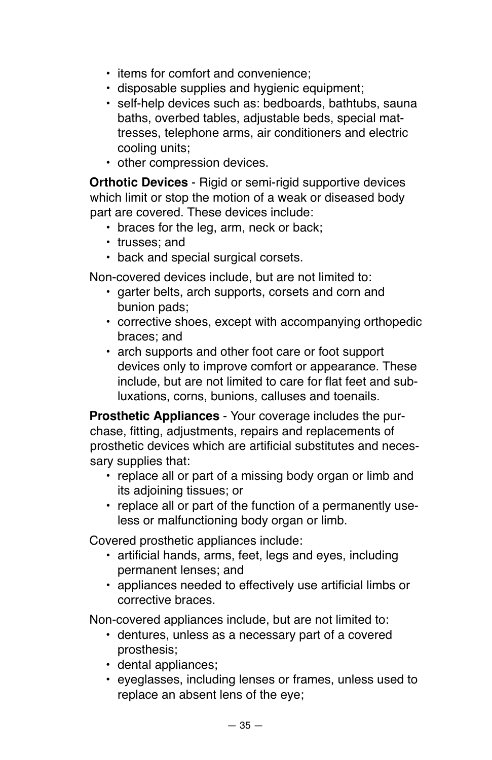- items for comfort and convenience;
- disposable supplies and hygienic equipment;
- self-help devices such as: bedboards, bathtubs, sauna baths, overbed tables, adjustable beds, special mattresses, telephone arms, air conditioners and electric cooling units;
- other compression devices.

**Orthotic Devices** - Rigid or semi-rigid supportive devices which limit or stop the motion of a weak or diseased body part are covered. These devices include:

- braces for the leg, arm, neck or back;
- trusses; and
- back and special surgical corsets.

Non-covered devices include, but are not limited to:

- garter belts, arch supports, corsets and corn and bunion pads;
- corrective shoes, except with accompanying orthopedic braces; and
- arch supports and other foot care or foot support devices only to improve comfort or appearance. These include, but are not limited to care for flat feet and subluxations, corns, bunions, calluses and toenails.

**Prosthetic Appliances** - Your coverage includes the purchase, fitting, adjustments, repairs and replacements of prosthetic devices which are artificial substitutes and necessary supplies that:

- replace all or part of a missing body organ or limb and its adjoining tissues; or
- replace all or part of the function of a permanently useless or malfunctioning body organ or limb.

Covered prosthetic appliances include:

- artificial hands, arms, feet, legs and eyes, including permanent lenses; and
- appliances needed to effectively use artificial limbs or corrective braces.

Non-covered appliances include, but are not limited to:

- dentures, unless as a necessary part of a covered prosthesis;
- dental appliances;
- eyeglasses, including lenses or frames, unless used to replace an absent lens of the eye;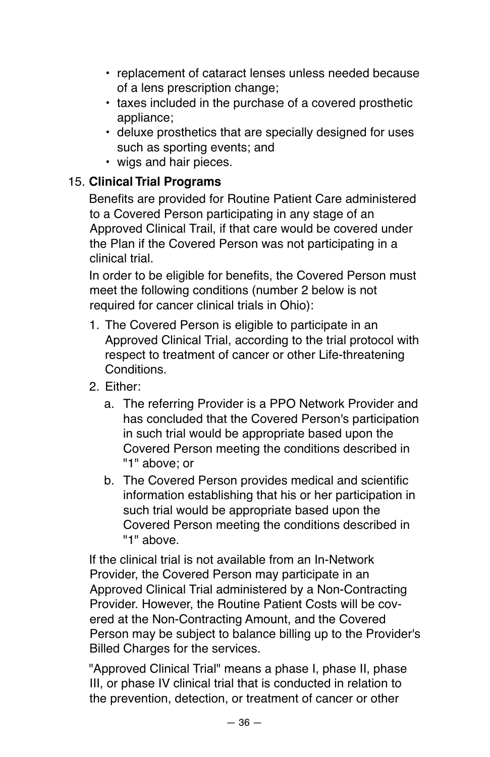- replacement of cataract lenses unless needed because of a lens prescription change;
- taxes included in the purchase of a covered prosthetic appliance;
- deluxe prosthetics that are specially designed for uses such as sporting events; and
- wigs and hair pieces.

15. **Clinical Trial Programs**

Benefits are provided for Routine Patient Care administered to a Covered Person participating in any stage of an Approved Clinical Trail, if that care would be covered under the Plan if the Covered Person was not participating in a clinical trial.

In order to be eligible for benefits, the Covered Person must meet the following conditions (number 2 below is not required for cancer clinical trials in Ohio):

1. The Covered Person is eligible to participate in an Approved Clinical Trial, according to the trial protocol with respect to treatment of cancer or other Life-threatening Conditions.
2. Either:
   a. The referring Provider is a PPO Network Provider and has concluded that the Covered Person's participation in such trial would be appropriate based upon the Covered Person meeting the conditions described in "1" above; or
   b. The Covered Person provides medical and scientific information establishing that his or her participation in such trial would be appropriate based upon the Covered Person meeting the conditions described in "1" above.

If the clinical trial is not available from an In-Network Provider, the Covered Person may participate in an Approved Clinical Trial administered by a Non-Contracting Provider. However, the Routine Patient Costs will be covered at the Non-Contracting Amount, and the Covered Person may be subject to balance billing up to the Provider's Billed Charges for the services.

"Approved Clinical Trial" means a phase I, phase II, phase III, or phase IV clinical trial that is conducted in relation to the prevention, detection, or treatment of cancer or other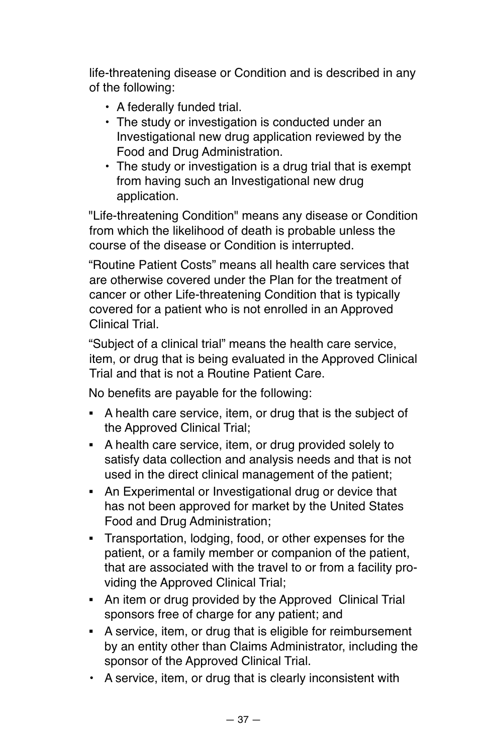life-threatening disease or Condition and is described in any of the following:

- A federally funded trial.
- The study or investigation is conducted under an Investigational new drug application reviewed by the Food and Drug Administration.
- The study or investigation is a drug trial that is exempt from having such an Investigational new drug application.

"Life-threatening Condition" means any disease or Condition from which the likelihood of death is probable unless the course of the disease or Condition is interrupted.

“Routine Patient Costs” means all health care services that are otherwise covered under the Plan for the treatment of cancer or other Life-threatening Condition that is typically covered for a patient who is not enrolled in an Approved Clinical Trial.

“Subject of a clinical trial” means the health care service, item, or drug that is being evaluated in the Approved Clinical Trial and that is not a Routine Patient Care.

No benefits are payable for the following:

- A health care service, item, or drug that is the subject of the Approved Clinical Trial;
- A health care service, item, or drug provided solely to satisfy data collection and analysis needs and that is not used in the direct clinical management of the patient;
- An Experimental or Investigational drug or device that has not been approved for market by the United States Food and Drug Administration;
- Transportation, lodging, food, or other expenses for the patient, or a family member or companion of the patient, that are associated with the travel to or from a facility providing the Approved Clinical Trial;
- An item or drug provided by the Approved Clinical Trial sponsors free of charge for any patient; and
- A service, item, or drug that is eligible for reimbursement by an entity other than Claims Administrator, including the sponsor of the Approved Clinical Trial.
- A service, item, or drug that is clearly inconsistent with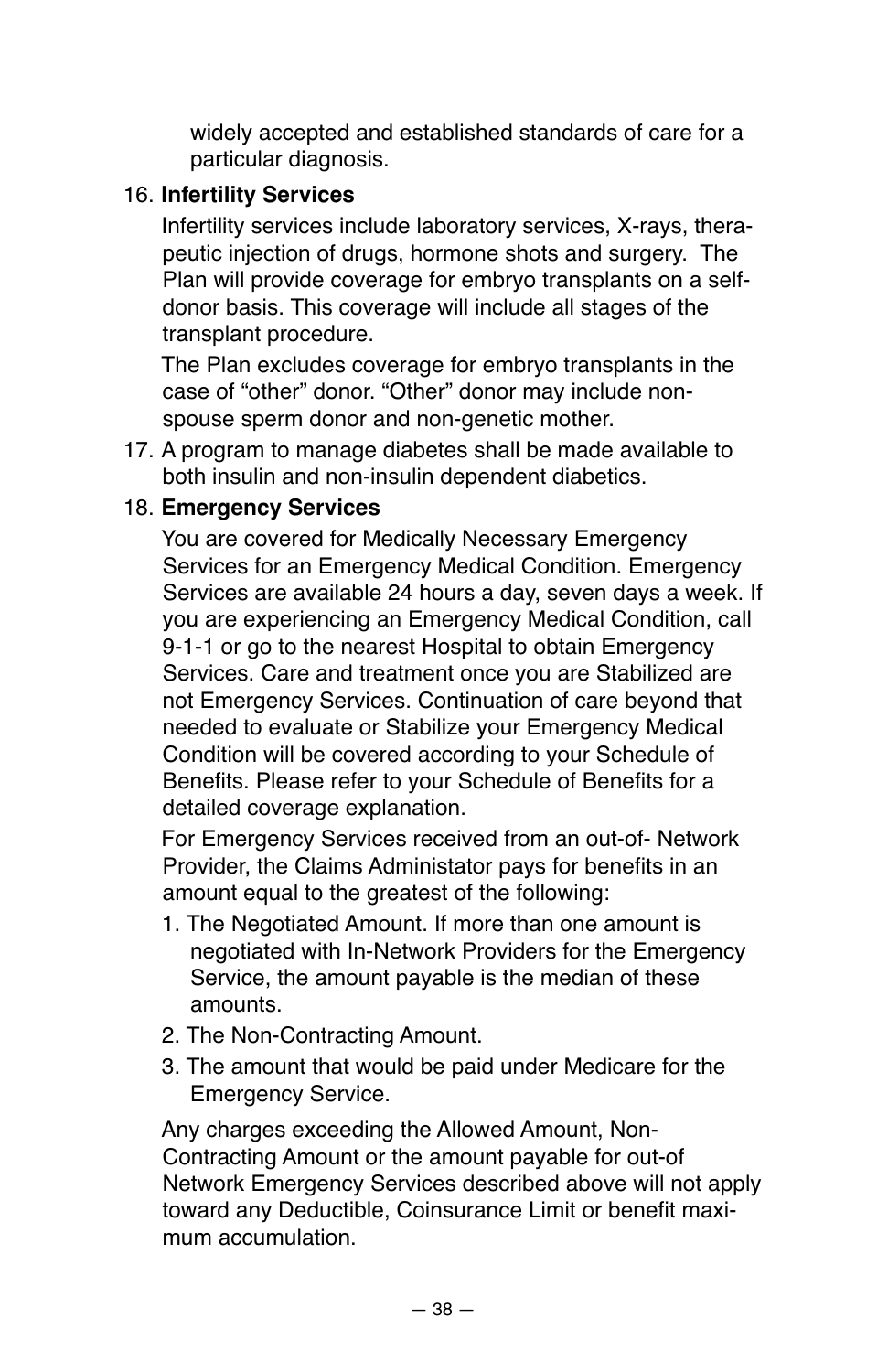widely accepted and established standards of care for a particular diagnosis.

16. **Infertility Services**

    Infertility services include laboratory services, X-rays, therapeutic injection of drugs, hormone shots and surgery. The Plan will provide coverage for embryo transplants on a self-donor basis. This coverage will include all stages of the transplant procedure.

    The Plan excludes coverage for embryo transplants in the case of "other" donor. "Other" donor may include non-spouse sperm donor and non-genetic mother.

17. A program to manage diabetes shall be made available to both insulin and non-insulin dependent diabetics.

18. **Emergency Services**

    You are covered for Medically Necessary Emergency Services for an Emergency Medical Condition. Emergency Services are available 24 hours a day, seven days a week. If you are experiencing an Emergency Medical Condition, call 9-1-1 or go to the nearest Hospital to obtain Emergency Services. Care and treatment once you are Stabilized are not Emergency Services. Continuation of care beyond that needed to evaluate or Stabilize your Emergency Medical Condition will be covered according to your Schedule of Benefits. Please refer to your Schedule of Benefits for a detailed coverage explanation.

    For Emergency Services received from an out-of- Network Provider, the Claims Administator pays for benefits in an amount equal to the greatest of the following:

    1. The Negotiated Amount. If more than one amount is negotiated with In-Network Providers for the Emergency Service, the amount payable is the median of these amounts.
    2. The Non-Contracting Amount.
    3. The amount that would be paid under Medicare for the Emergency Service.

    Any charges exceeding the Allowed Amount, Non-Contracting Amount or the amount payable for out-of Network Emergency Services described above will not apply toward any Deductible, Coinsurance Limit or benefit maximum accumulation.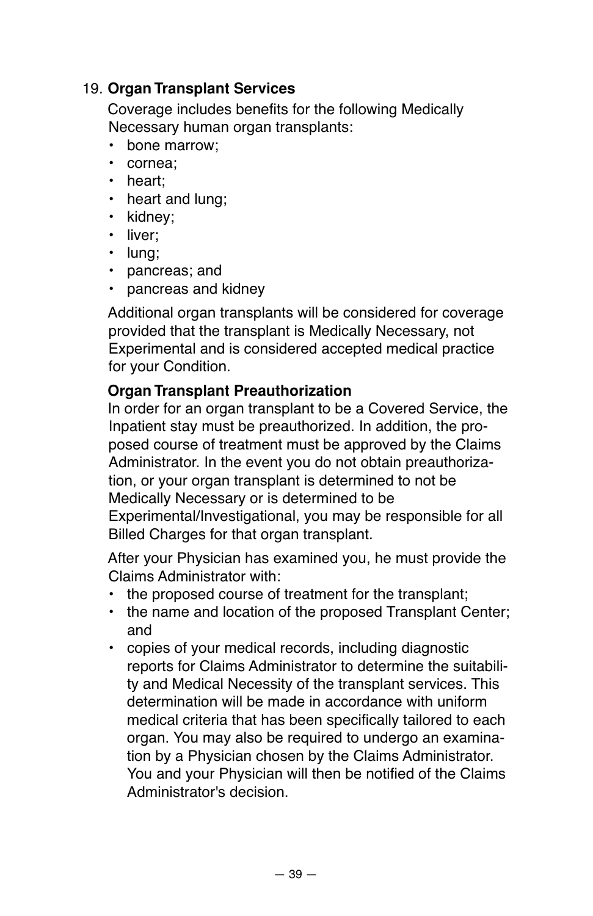19. **Organ Transplant Services**

Coverage includes benefits for the following Medically Necessary human organ transplants:

- bone marrow;
- cornea;
- heart;
- heart and lung;
- kidney;
- liver;
- lung;
- pancreas; and
- pancreas and kidney

Additional organ transplants will be considered for coverage provided that the transplant is Medically Necessary, not Experimental and is considered accepted medical practice for your Condition.

**Organ Transplant Preauthorization**

In order for an organ transplant to be a Covered Service, the Inpatient stay must be preauthorized. In addition, the proposed course of treatment must be approved by the Claims Administrator. In the event you do not obtain preauthorization, or your organ transplant is determined to not be Medically Necessary or is determined to be Experimental/Investigational, you may be responsible for all Billed Charges for that organ transplant.

After your Physician has examined you, he must provide the Claims Administrator with:

- the proposed course of treatment for the transplant;
- the name and location of the proposed Transplant Center; and
- copies of your medical records, including diagnostic reports for Claims Administrator to determine the suitability and Medical Necessity of the transplant services. This determination will be made in accordance with uniform medical criteria that has been specifically tailored to each organ. You may also be required to undergo an examination by a Physician chosen by the Claims Administrator. You and your Physician will then be notified of the Claims Administrator's decision.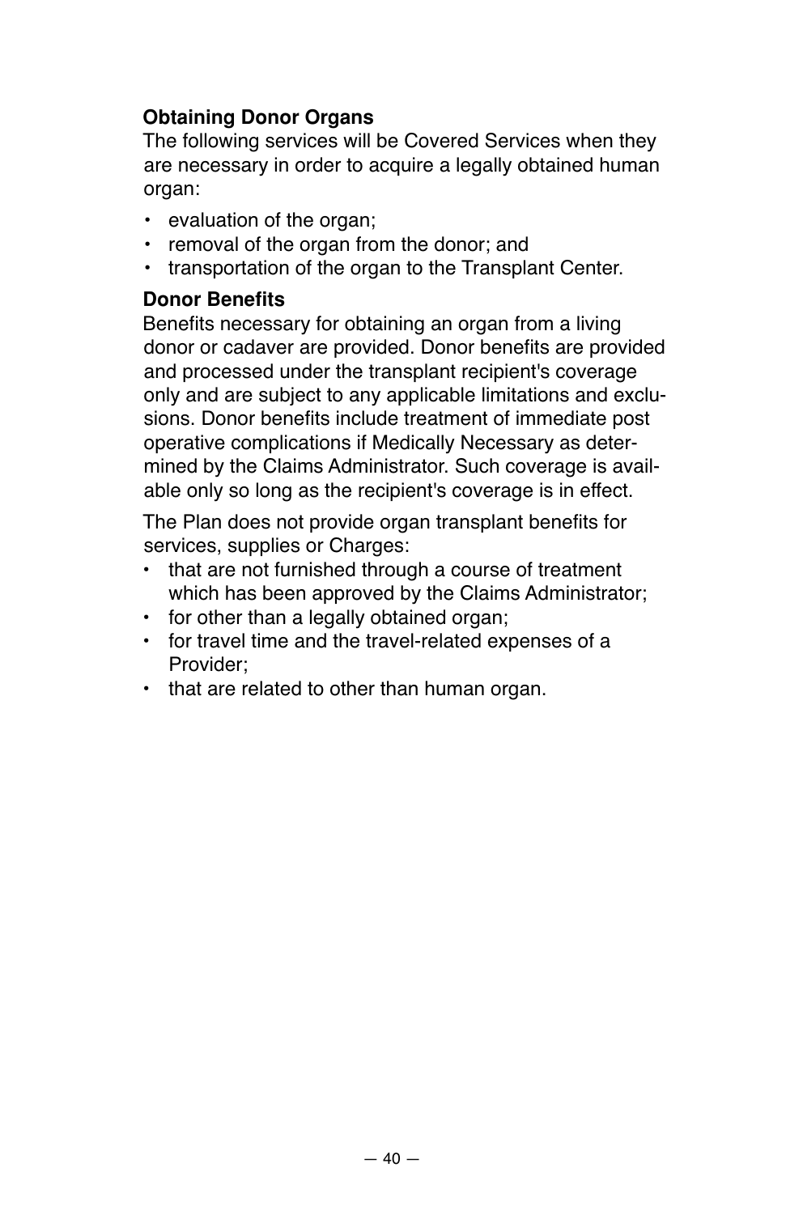**Obtaining Donor Organs**

The following services will be Covered Services when they are necessary in order to acquire a legally obtained human organ:

- evaluation of the organ;
- removal of the organ from the donor; and
- transportation of the organ to the Transplant Center.

**Donor Benefits**

Benefits necessary for obtaining an organ from a living donor or cadaver are provided. Donor benefits are provided and processed under the transplant recipient's coverage only and are subject to any applicable limitations and exclusions. Donor benefits include treatment of immediate post operative complications if Medically Necessary as determined by the Claims Administrator. Such coverage is available only so long as the recipient's coverage is in effect.

The Plan does not provide organ transplant benefits for services, supplies or Charges:

- that are not furnished through a course of treatment which has been approved by the Claims Administrator;
- for other than a legally obtained organ;
- for travel time and the travel-related expenses of a Provider;
- that are related to other than human organ.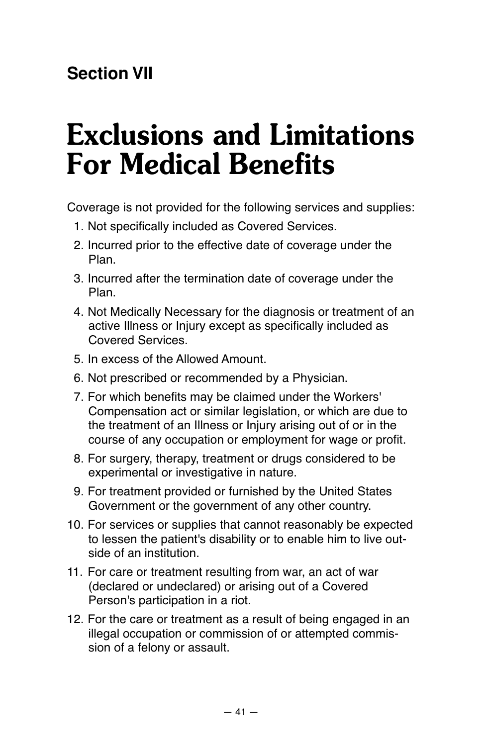## Section VII

# Exclusions and Limitations For Medical Benefits

Coverage is not provided for the following services and supplies:

1. Not specifically included as Covered Services.
2. Incurred prior to the effective date of coverage under the Plan.
3. Incurred after the termination date of coverage under the Plan.
4. Not Medically Necessary for the diagnosis or treatment of an active Illness or Injury except as specifically included as Covered Services.
5. In excess of the Allowed Amount.
6. Not prescribed or recommended by a Physician.
7. For which benefits may be claimed under the Workers' Compensation act or similar legislation, or which are due to the treatment of an Illness or Injury arising out of or in the course of any occupation or employment for wage or profit.
8. For surgery, therapy, treatment or drugs considered to be experimental or investigative in nature.
9. For treatment provided or furnished by the United States Government or the government of any other country.
10. For services or supplies that cannot reasonably be expected to lessen the patient's disability or to enable him to live outside of an institution.
11. For care or treatment resulting from war, an act of war (declared or undeclared) or arising out of a Covered Person's participation in a riot.
12. For the care or treatment as a result of being engaged in an illegal occupation or commission of or attempted commission of a felony or assault.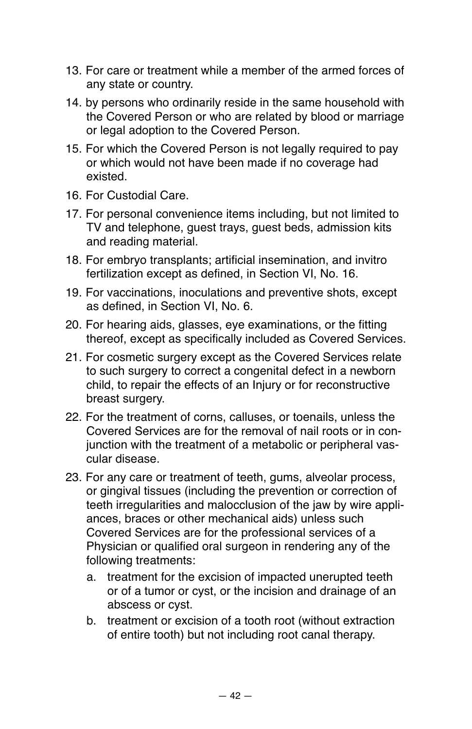13. For care or treatment while a member of the armed forces of any state or country.
14. by persons who ordinarily reside in the same household with the Covered Person or who are related by blood or marriage or legal adoption to the Covered Person.
15. For which the Covered Person is not legally required to pay or which would not have been made if no coverage had existed.
16. For Custodial Care.
17. For personal convenience items including, but not limited to TV and telephone, guest trays, guest beds, admission kits and reading material.
18. For embryo transplants; artificial insemination, and invitro fertilization except as defined, in Section VI, No. 16.
19. For vaccinations, inoculations and preventive shots, except as defined, in Section VI, No. 6.
20. For hearing aids, glasses, eye examinations, or the fitting thereof, except as specifically included as Covered Services.
21. For cosmetic surgery except as the Covered Services relate to such surgery to correct a congenital defect in a newborn child, to repair the effects of an Injury or for reconstructive breast surgery.
22. For the treatment of corns, calluses, or toenails, unless the Covered Services are for the removal of nail roots or in conjunction with the treatment of a metabolic or peripheral vascular disease.
23. For any care or treatment of teeth, gums, alveolar process, or gingival tissues (including the prevention or correction of teeth irregularities and malocclusion of the jaw by wire appliances, braces or other mechanical aids) unless such Covered Services are for the professional services of a Physician or qualified oral surgeon in rendering any of the following treatments:
    a. treatment for the excision of impacted unerupted teeth or of a tumor or cyst, or the incision and drainage of an abscess or cyst.
    b. treatment or excision of a tooth root (without extraction of entire tooth) but not including root canal therapy.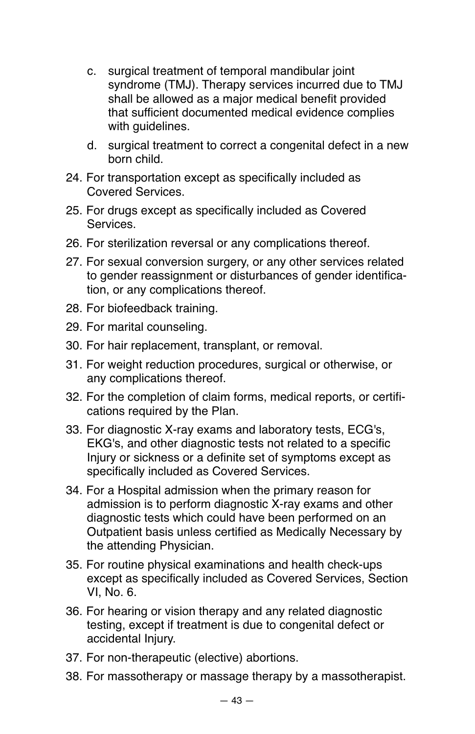c. surgical treatment of temporal mandibular joint syndrome (TMJ). Therapy services incurred due to TMJ shall be allowed as a major medical benefit provided that sufficient documented medical evidence complies with guidelines.

d. surgical treatment to correct a congenital defect in a new born child.

24. For transportation except as specifically included as Covered Services.

25. For drugs except as specifically included as Covered Services.

26. For sterilization reversal or any complications thereof.

27. For sexual conversion surgery, or any other services related to gender reassignment or disturbances of gender identification, or any complications thereof.

28. For biofeedback training.

29. For marital counseling.

30. For hair replacement, transplant, or removal.

31. For weight reduction procedures, surgical or otherwise, or any complications thereof.

32. For the completion of claim forms, medical reports, or certifications required by the Plan.

33. For diagnostic X-ray exams and laboratory tests, ECG's, EKG's, and other diagnostic tests not related to a specific Injury or sickness or a definite set of symptoms except as specifically included as Covered Services.

34. For a Hospital admission when the primary reason for admission is to perform diagnostic X-ray exams and other diagnostic tests which could have been performed on an Outpatient basis unless certified as Medically Necessary by the attending Physician.

35. For routine physical examinations and health check-ups except as specifically included as Covered Services, Section VI, No. 6.

36. For hearing or vision therapy and any related diagnostic testing, except if treatment is due to congenital defect or accidental Injury.

37. For non-therapeutic (elective) abortions.

38. For massotherapy or massage therapy by a massotherapist.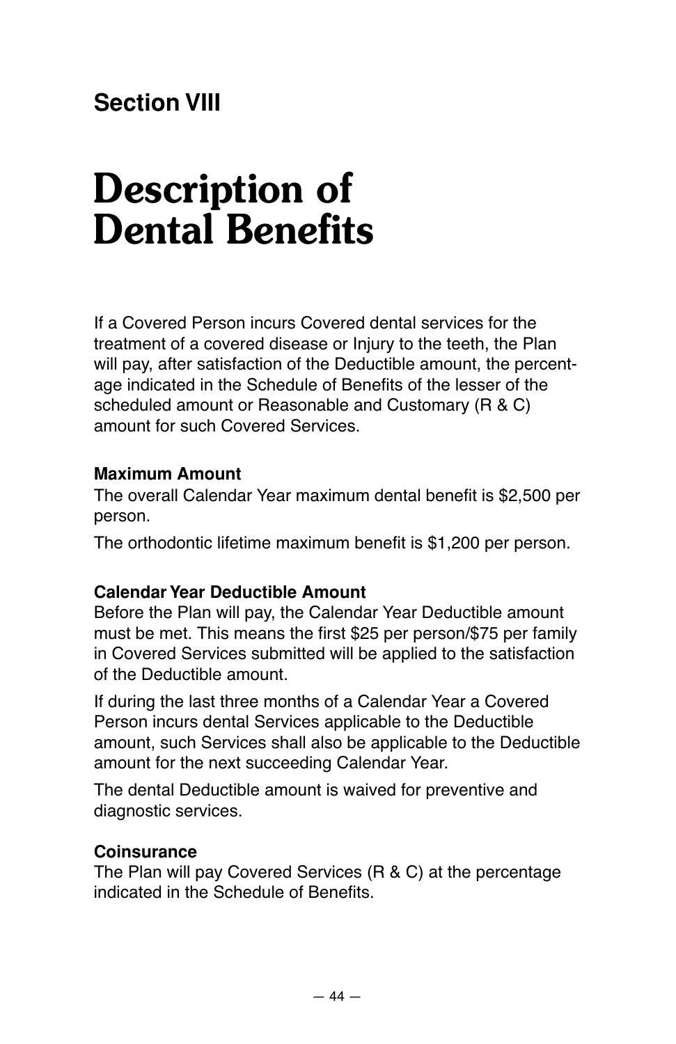## Section VIII

# Description of Dental Benefits

If a Covered Person incurs Covered dental services for the treatment of a covered disease or Injury to the teeth, the Plan will pay, after satisfaction of the Deductible amount, the percentage indicated in the Schedule of Benefits of the lesser of the scheduled amount or Reasonable and Customary (R & C) amount for such Covered Services.

### Maximum Amount

The overall Calendar Year maximum dental benefit is $2,500 per person.

The orthodontic lifetime maximum benefit is $1,200 per person.

### Calendar Year Deductible Amount

Before the Plan will pay, the Calendar Year Deductible amount must be met. This means the first $25 per person/$75 per family in Covered Services submitted will be applied to the satisfaction of the Deductible amount.

If during the last three months of a Calendar Year a Covered Person incurs dental Services applicable to the Deductible amount, such Services shall also be applicable to the Deductible amount for the next succeeding Calendar Year.

The dental Deductible amount is waived for preventive and diagnostic services.

### Coinsurance

The Plan will pay Covered Services (R & C) at the percentage indicated in the Schedule of Benefits.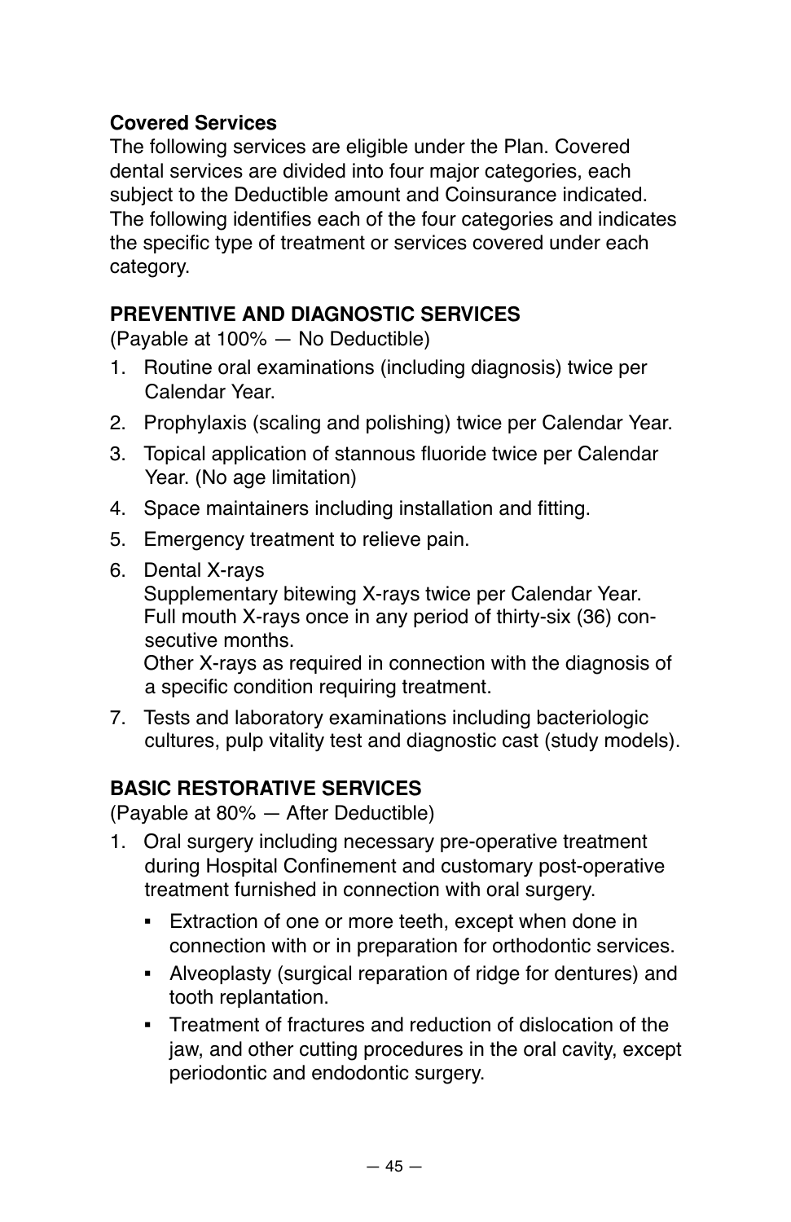**Covered Services**

The following services are eligible under the Plan. Covered dental services are divided into four major categories, each subject to the Deductible amount and Coinsurance indicated. The following identifies each of the four categories and indicates the specific type of treatment or services covered under each category.

**PREVENTIVE AND DIAGNOSTIC SERVICES**

(Payable at 100% — No Deductible)

1. Routine oral examinations (including diagnosis) twice per Calendar Year.
2. Prophylaxis (scaling and polishing) twice per Calendar Year.
3. Topical application of stannous fluoride twice per Calendar Year. (No age limitation)
4. Space maintainers including installation and fitting.
5. Emergency treatment to relieve pain.
6. Dental X-rays
   Supplementary bitewing X-rays twice per Calendar Year.
   Full mouth X-rays once in any period of thirty-six (36) consecutive months.
   Other X-rays as required in connection with the diagnosis of a specific condition requiring treatment.
7. Tests and laboratory examinations including bacteriologic cultures, pulp vitality test and diagnostic cast (study models).

**BASIC RESTORATIVE SERVICES**

(Payable at 80% — After Deductible)

1. Oral surgery including necessary pre-operative treatment during Hospital Confinement and customary post-operative treatment furnished in connection with oral surgery.
   - Extraction of one or more teeth, except when done in connection with or in preparation for orthodontic services.
   - Alveoplasty (surgical reparation of ridge for dentures) and tooth replantation.
   - Treatment of fractures and reduction of dislocation of the jaw, and other cutting procedures in the oral cavity, except periodontic and endodontic surgery.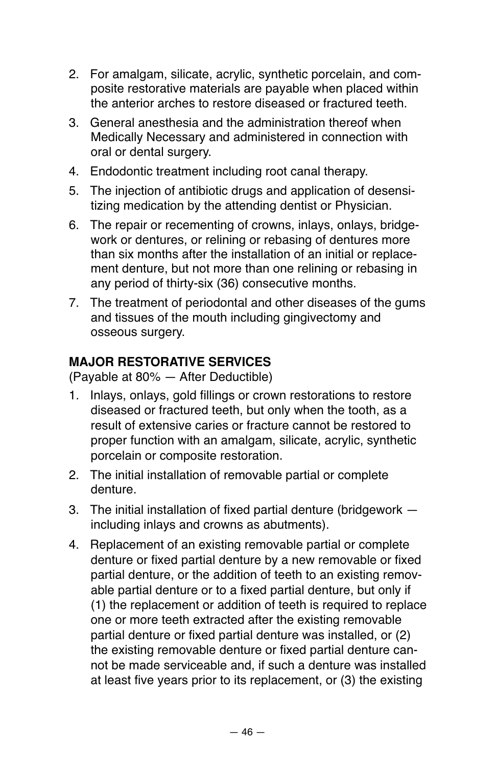2. For amalgam, silicate, acrylic, synthetic porcelain, and composite restorative materials are payable when placed within the anterior arches to restore diseased or fractured teeth.
3. General anesthesia and the administration thereof when Medically Necessary and administered in connection with oral or dental surgery.
4. Endodontic treatment including root canal therapy.
5. The injection of antibiotic drugs and application of desensitizing medication by the attending dentist or Physician.
6. The repair or recementing of crowns, inlays, onlays, bridgework or dentures, or relining or rebasing of dentures more than six months after the installation of an initial or replacement denture, but not more than one relining or rebasing in any period of thirty-six (36) consecutive months.
7. The treatment of periodontal and other diseases of the gums and tissues of the mouth including gingivectomy and osseous surgery.

**MAJOR RESTORATIVE SERVICES**
(Payable at 80% — After Deductible)

1. Inlays, onlays, gold fillings or crown restorations to restore diseased or fractured teeth, but only when the tooth, as a result of extensive caries or fracture cannot be restored to proper function with an amalgam, silicate, acrylic, synthetic porcelain or composite restoration.
2. The initial installation of removable partial or complete denture.
3. The initial installation of fixed partial denture (bridgework — including inlays and crowns as abutments).
4. Replacement of an existing removable partial or complete denture or fixed partial denture by a new removable or fixed partial denture, or the addition of teeth to an existing removable partial denture or to a fixed partial denture, but only if (1) the replacement or addition of teeth is required to replace one or more teeth extracted after the existing removable partial denture or fixed partial denture was installed, or (2) the existing removable denture or fixed partial denture cannot be made serviceable and, if such a denture was installed at least five years prior to its replacement, or (3) the existing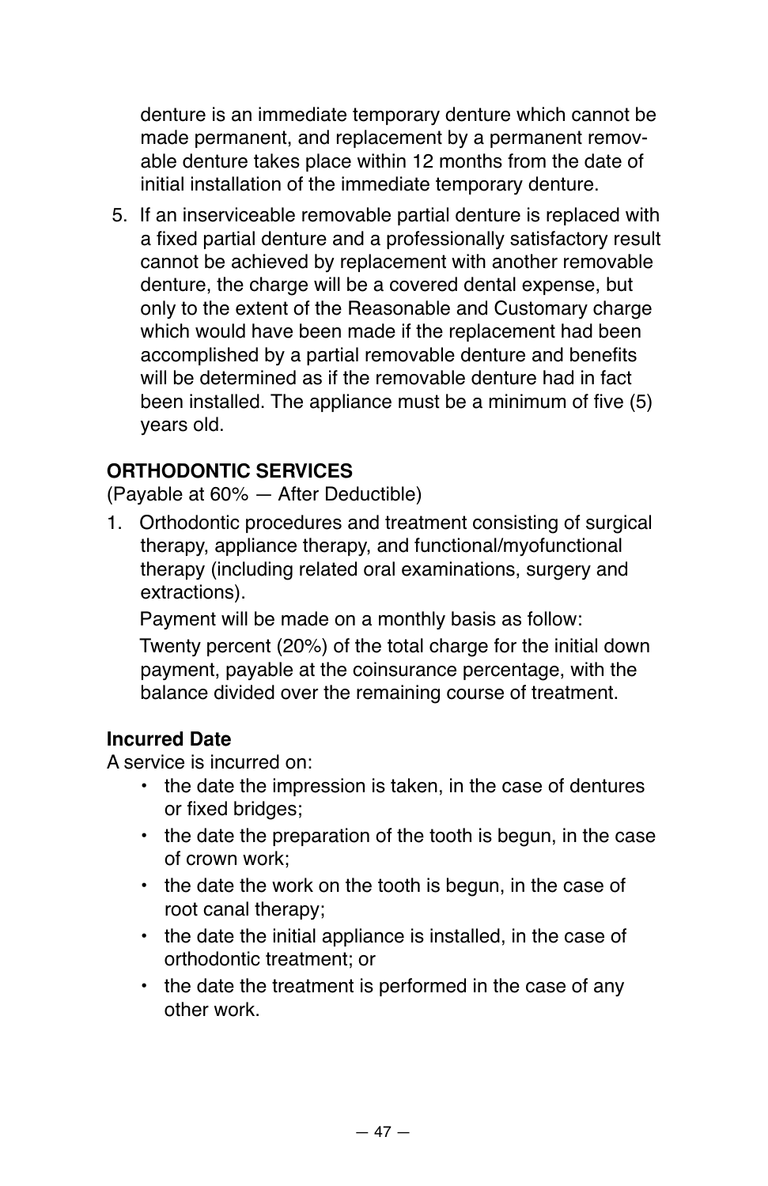denture is an immediate temporary denture which cannot be made permanent, and replacement by a permanent removable denture takes place within 12 months from the date of initial installation of the immediate temporary denture.

5. If an inserviceable removable partial denture is replaced with a fixed partial denture and a professionally satisfactory result cannot be achieved by replacement with another removable denture, the charge will be a covered dental expense, but only to the extent of the Reasonable and Customary charge which would have been made if the replacement had been accomplished by a partial removable denture and benefits will be determined as if the removable denture had in fact been installed. The appliance must be a minimum of five (5) years old.

**ORTHODONTIC SERVICES**
(Payable at 60% — After Deductible)

1. Orthodontic procedures and treatment consisting of surgical therapy, appliance therapy, and functional/myofunctional therapy (including related oral examinations, surgery and extractions).

   Payment will be made on a monthly basis as follow:

   Twenty percent (20%) of the total charge for the initial down payment, payable at the coinsurance percentage, with the balance divided over the remaining course of treatment.

**Incurred Date**
A service is incurred on:

- the date the impression is taken, in the case of dentures or fixed bridges;
- the date the preparation of the tooth is begun, in the case of crown work;
- the date the work on the tooth is begun, in the case of root canal therapy;
- the date the initial appliance is installed, in the case of orthodontic treatment; or
- the date the treatment is performed in the case of any other work.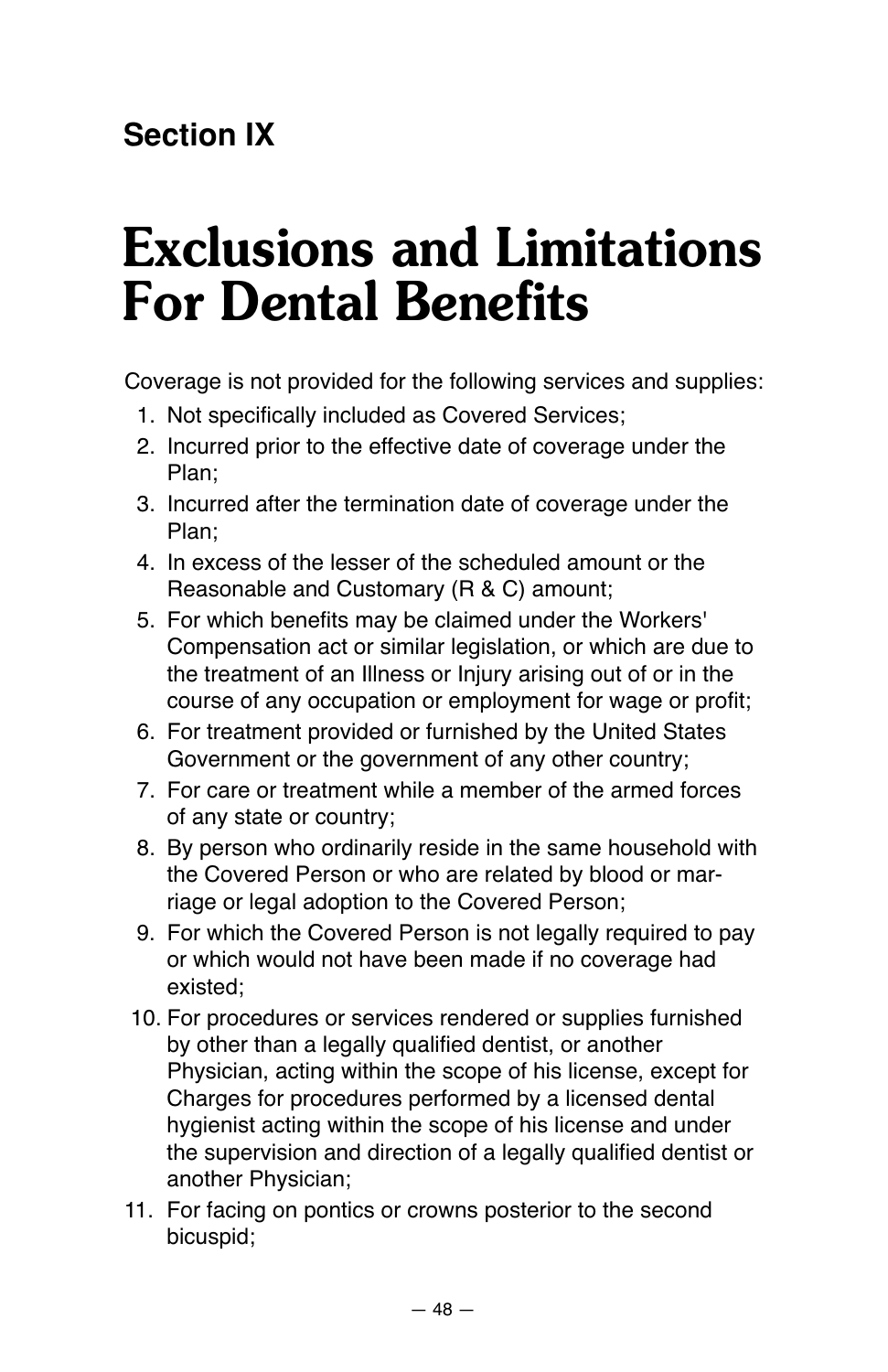## Section IX

# Exclusions and Limitations For Dental Benefits

Coverage is not provided for the following services and supplies:

1. Not specifically included as Covered Services;
2. Incurred prior to the effective date of coverage under the Plan;
3. Incurred after the termination date of coverage under the Plan;
4. In excess of the lesser of the scheduled amount or the Reasonable and Customary (R & C) amount;
5. For which benefits may be claimed under the Workers' Compensation act or similar legislation, or which are due to the treatment of an Illness or Injury arising out of or in the course of any occupation or employment for wage or profit;
6. For treatment provided or furnished by the United States Government or the government of any other country;
7. For care or treatment while a member of the armed forces of any state or country;
8. By person who ordinarily reside in the same household with the Covered Person or who are related by blood or marriage or legal adoption to the Covered Person;
9. For which the Covered Person is not legally required to pay or which would not have been made if no coverage had existed;
10. For procedures or services rendered or supplies furnished by other than a legally qualified dentist, or another Physician, acting within the scope of his license, except for Charges for procedures performed by a licensed dental hygienist acting within the scope of his license and under the supervision and direction of a legally qualified dentist or another Physician;
11. For facing on pontics or crowns posterior to the second bicuspid;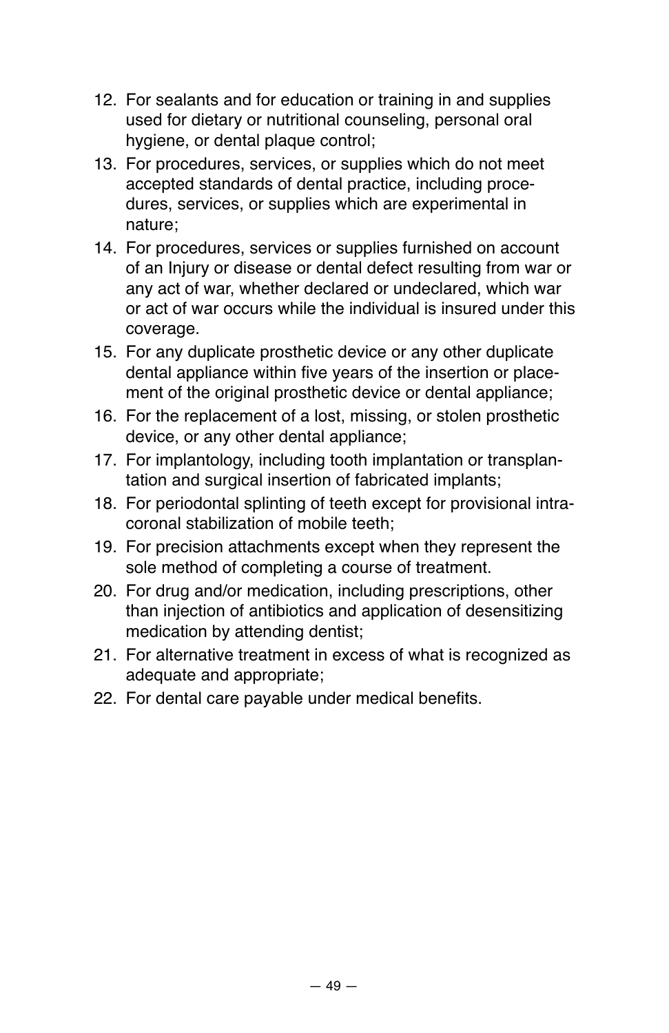12. For sealants and for education or training in and supplies used for dietary or nutritional counseling, personal oral hygiene, or dental plaque control;
13. For procedures, services, or supplies which do not meet accepted standards of dental practice, including procedures, services, or supplies which are experimental in nature;
14. For procedures, services or supplies furnished on account of an Injury or disease or dental defect resulting from war or any act of war, whether declared or undeclared, which war or act of war occurs while the individual is insured under this coverage.
15. For any duplicate prosthetic device or any other duplicate dental appliance within five years of the insertion or placement of the original prosthetic device or dental appliance;
16. For the replacement of a lost, missing, or stolen prosthetic device, or any other dental appliance;
17. For implantology, including tooth implantation or transplantation and surgical insertion of fabricated implants;
18. For periodontal splinting of teeth except for provisional intracoronal stabilization of mobile teeth;
19. For precision attachments except when they represent the sole method of completing a course of treatment.
20. For drug and/or medication, including prescriptions, other than injection of antibiotics and application of desensitizing medication by attending dentist;
21. For alternative treatment in excess of what is recognized as adequate and appropriate;
22. For dental care payable under medical benefits.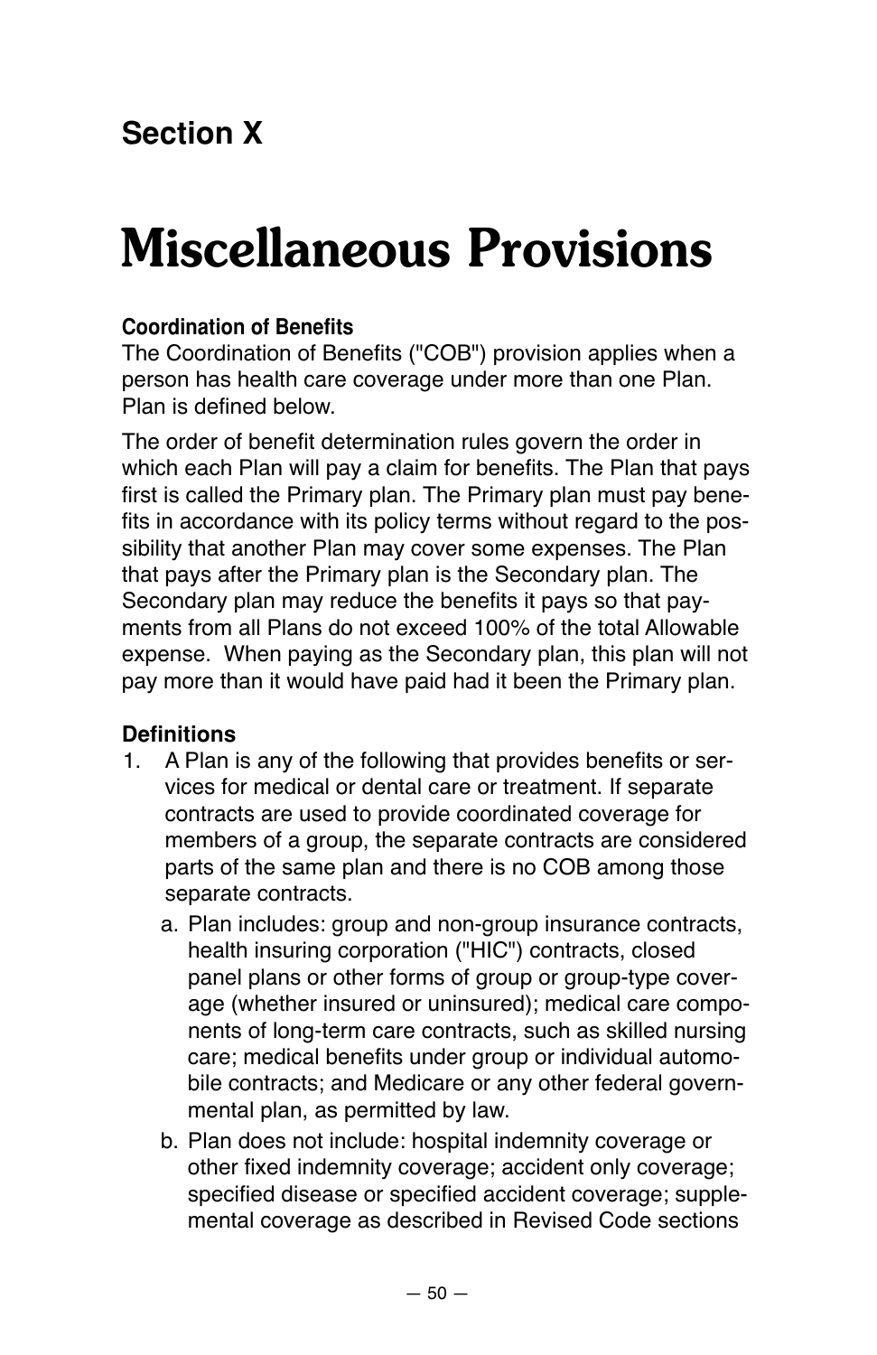## Section X

# Miscellaneous Provisions

**Coordination of Benefits**

The Coordination of Benefits ("COB") provision applies when a person has health care coverage under more than one Plan. Plan is defined below.

The order of benefit determination rules govern the order in which each Plan will pay a claim for benefits. The Plan that pays first is called the Primary plan. The Primary plan must pay benefits in accordance with its policy terms without regard to the possibility that another Plan may cover some expenses. The Plan that pays after the Primary plan is the Secondary plan. The Secondary plan may reduce the benefits it pays so that payments from all Plans do not exceed 100% of the total Allowable expense. When paying as the Secondary plan, this plan will not pay more than it would have paid had it been the Primary plan.

**Definitions**

1. A Plan is any of the following that provides benefits or services for medical or dental care or treatment. If separate contracts are used to provide coordinated coverage for members of a group, the separate contracts are considered parts of the same plan and there is no COB among those separate contracts.
   a. Plan includes: group and non-group insurance contracts, health insuring corporation ("HIC") contracts, closed panel plans or other forms of group or group-type coverage (whether insured or uninsured); medical care components of long-term care contracts, such as skilled nursing care; medical benefits under group or individual automobile contracts; and Medicare or any other federal governmental plan, as permitted by law.
   b. Plan does not include: hospital indemnity coverage or other fixed indemnity coverage; accident only coverage; specified disease or specified accident coverage; supplemental coverage as described in Revised Code sections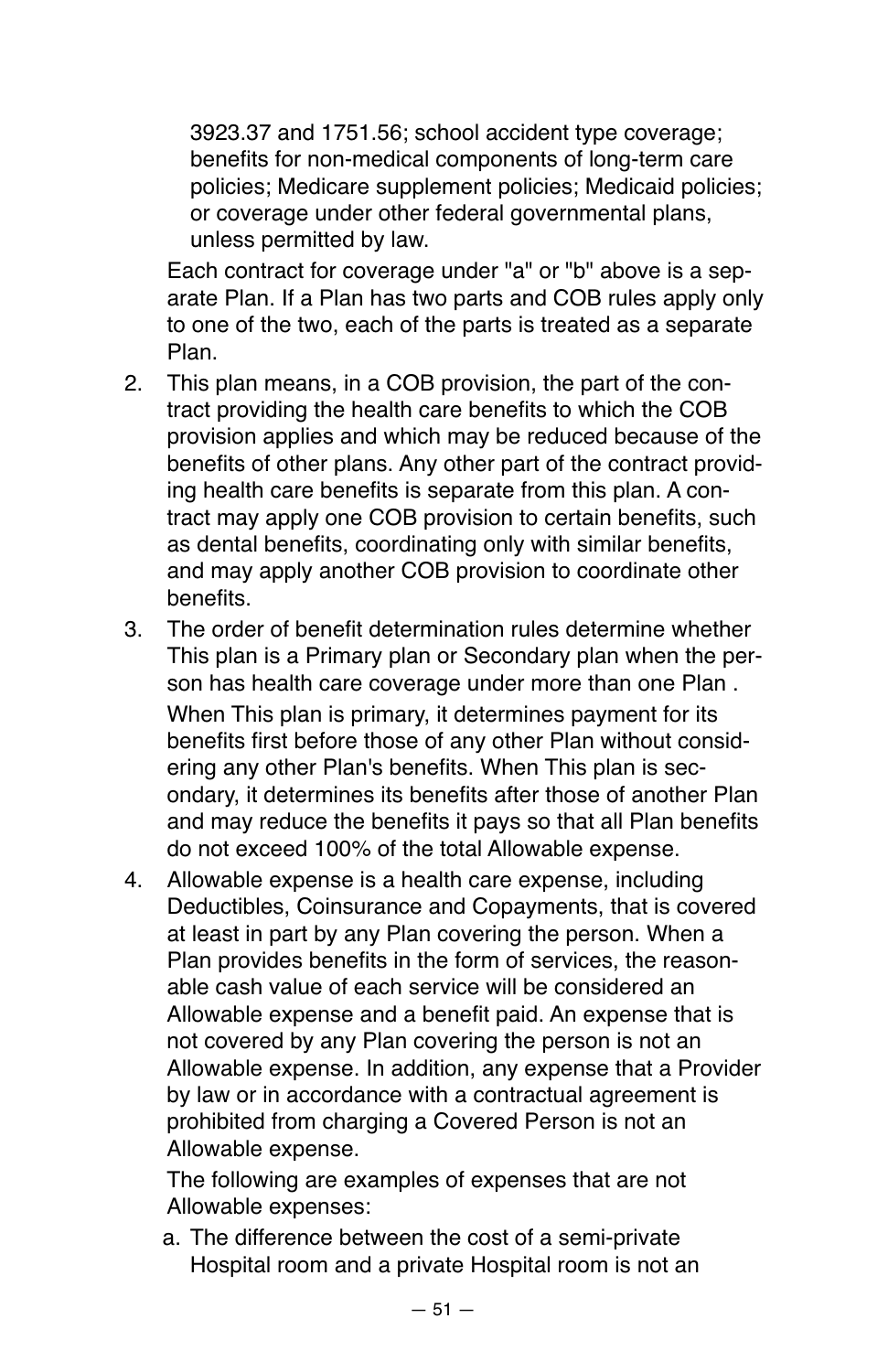3923.37 and 1751.56; school accident type coverage; benefits for non-medical components of long-term care policies; Medicare supplement policies; Medicaid policies; or coverage under other federal governmental plans, unless permitted by law.

Each contract for coverage under "a" or "b" above is a separate Plan. If a Plan has two parts and COB rules apply only to one of the two, each of the parts is treated as a separate Plan.

2. This plan means, in a COB provision, the part of the contract providing the health care benefits to which the COB provision applies and which may be reduced because of the benefits of other plans. Any other part of the contract providing health care benefits is separate from this plan. A contract may apply one COB provision to certain benefits, such as dental benefits, coordinating only with similar benefits, and may apply another COB provision to coordinate other benefits.
3. The order of benefit determination rules determine whether This plan is a Primary plan or Secondary plan when the person has health care coverage under more than one Plan .

   When This plan is primary, it determines payment for its benefits first before those of any other Plan without considering any other Plan's benefits. When This plan is secondary, it determines its benefits after those of another Plan and may reduce the benefits it pays so that all Plan benefits do not exceed 100% of the total Allowable expense.
4. Allowable expense is a health care expense, including Deductibles, Coinsurance and Copayments, that is covered at least in part by any Plan covering the person. When a Plan provides benefits in the form of services, the reasonable cash value of each service will be considered an Allowable expense and a benefit paid. An expense that is not covered by any Plan covering the person is not an Allowable expense. In addition, any expense that a Provider by law or in accordance with a contractual agreement is prohibited from charging a Covered Person is not an Allowable expense.

   The following are examples of expenses that are not Allowable expenses:

   a. The difference between the cost of a semi-private Hospital room and a private Hospital room is not an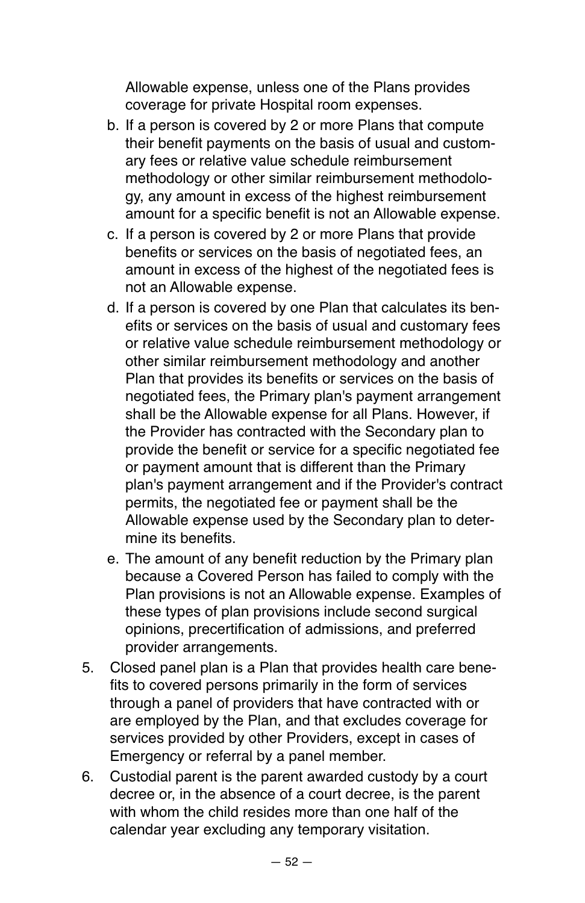Allowable expense, unless one of the Plans provides coverage for private Hospital room expenses.

b. If a person is covered by 2 or more Plans that compute their benefit payments on the basis of usual and customary fees or relative value schedule reimbursement methodology or other similar reimbursement methodology, any amount in excess of the highest reimbursement amount for a specific benefit is not an Allowable expense.

c. If a person is covered by 2 or more Plans that provide benefits or services on the basis of negotiated fees, an amount in excess of the highest of the negotiated fees is not an Allowable expense.

d. If a person is covered by one Plan that calculates its benefits or services on the basis of usual and customary fees or relative value schedule reimbursement methodology or other similar reimbursement methodology and another Plan that provides its benefits or services on the basis of negotiated fees, the Primary plan's payment arrangement shall be the Allowable expense for all Plans. However, if the Provider has contracted with the Secondary plan to provide the benefit or service for a specific negotiated fee or payment amount that is different than the Primary plan's payment arrangement and if the Provider's contract permits, the negotiated fee or payment shall be the Allowable expense used by the Secondary plan to determine its benefits.

e. The amount of any benefit reduction by the Primary plan because a Covered Person has failed to comply with the Plan provisions is not an Allowable expense. Examples of these types of plan provisions include second surgical opinions, precertification of admissions, and preferred provider arrangements.

5. Closed panel plan is a Plan that provides health care benefits to covered persons primarily in the form of services through a panel of providers that have contracted with or are employed by the Plan, and that excludes coverage for services provided by other Providers, except in cases of Emergency or referral by a panel member.

6. Custodial parent is the parent awarded custody by a court decree or, in the absence of a court decree, is the parent with whom the child resides more than one half of the calendar year excluding any temporary visitation.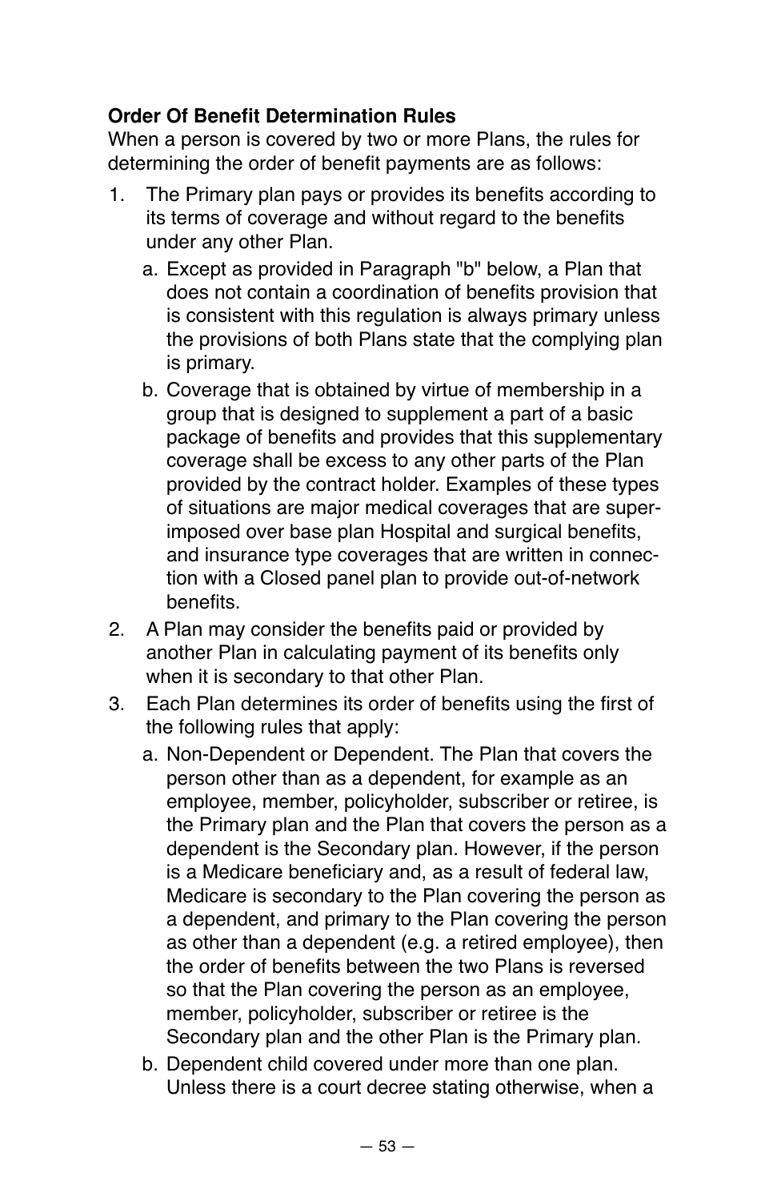**Order Of Benefit Determination Rules**

When a person is covered by two or more Plans, the rules for determining the order of benefit payments are as follows:

1. The Primary plan pays or provides its benefits according to its terms of coverage and without regard to the benefits under any other Plan.
   a. Except as provided in Paragraph "b" below, a Plan that does not contain a coordination of benefits provision that is consistent with this regulation is always primary unless the provisions of both Plans state that the complying plan is primary.
   b. Coverage that is obtained by virtue of membership in a group that is designed to supplement a part of a basic package of benefits and provides that this supplementary coverage shall be excess to any other parts of the Plan provided by the contract holder. Examples of these types of situations are major medical coverages that are superimposed over base plan Hospital and surgical benefits, and insurance type coverages that are written in connection with a Closed panel plan to provide out-of-network benefits.
2. A Plan may consider the benefits paid or provided by another Plan in calculating payment of its benefits only when it is secondary to that other Plan.
3. Each Plan determines its order of benefits using the first of the following rules that apply:
   a. Non-Dependent or Dependent. The Plan that covers the person other than as a dependent, for example as an employee, member, policyholder, subscriber or retiree, is the Primary plan and the Plan that covers the person as a dependent is the Secondary plan. However, if the person is a Medicare beneficiary and, as a result of federal law, Medicare is secondary to the Plan covering the person as a dependent, and primary to the Plan covering the person as other than a dependent (e.g. a retired employee), then the order of benefits between the two Plans is reversed so that the Plan covering the person as an employee, member, policyholder, subscriber or retiree is the Secondary plan and the other Plan is the Primary plan.
   b. Dependent child covered under more than one plan. Unless there is a court decree stating otherwise, when a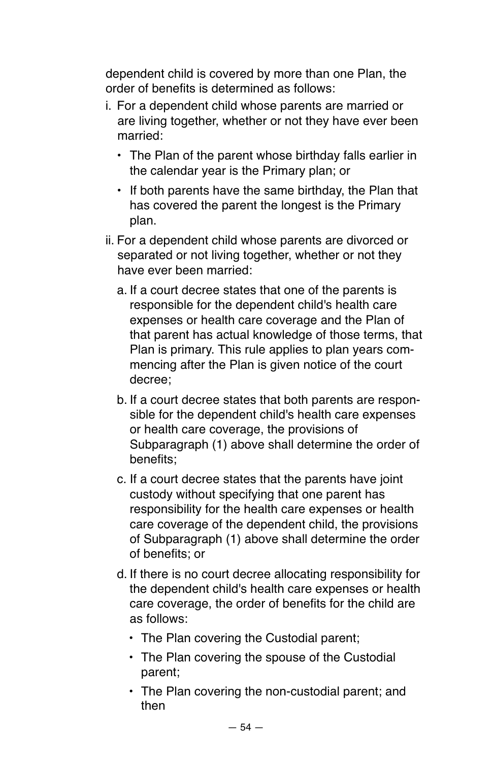dependent child is covered by more than one Plan, the order of benefits is determined as follows:

i. For a dependent child whose parents are married or are living together, whether or not they have ever been married:

   - The Plan of the parent whose birthday falls earlier in the calendar year is the Primary plan; or
   - If both parents have the same birthday, the Plan that has covered the parent the longest is the Primary plan.

ii. For a dependent child whose parents are divorced or separated or not living together, whether or not they have ever been married:

   a. If a court decree states that one of the parents is responsible for the dependent child's health care expenses or health care coverage and the Plan of that parent has actual knowledge of those terms, that Plan is primary. This rule applies to plan years commencing after the Plan is given notice of the court decree;

   b. If a court decree states that both parents are responsible for the dependent child's health care expenses or health care coverage, the provisions of Subparagraph (1) above shall determine the order of benefits;

   c. If a court decree states that the parents have joint custody without specifying that one parent has responsibility for the health care expenses or health care coverage of the dependent child, the provisions of Subparagraph (1) above shall determine the order of benefits; or

   d. If there is no court decree allocating responsibility for the dependent child's health care expenses or health care coverage, the order of benefits for the child are as follows:

      - The Plan covering the Custodial parent;
      - The Plan covering the spouse of the Custodial parent;
      - The Plan covering the non-custodial parent; and then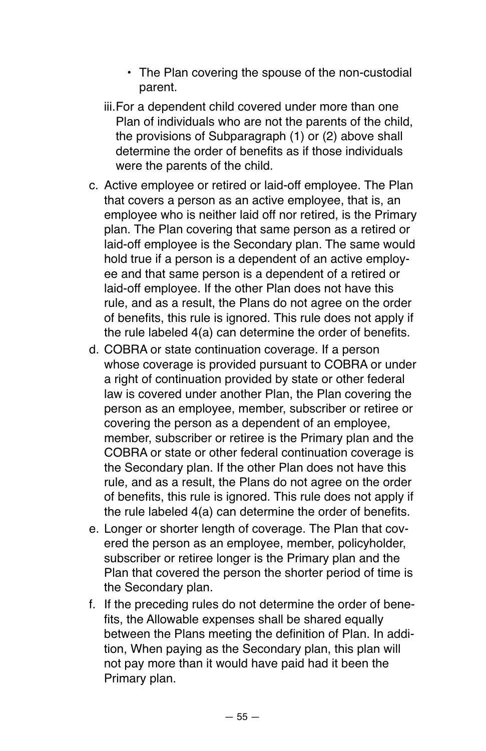- The Plan covering the spouse of the non-custodial parent.

iii. For a dependent child covered under more than one Plan of individuals who are not the parents of the child, the provisions of Subparagraph (1) or (2) above shall determine the order of benefits as if those individuals were the parents of the child.

c. Active employee or retired or laid-off employee. The Plan that covers a person as an active employee, that is, an employee who is neither laid off nor retired, is the Primary plan. The Plan covering that same person as a retired or laid-off employee is the Secondary plan. The same would hold true if a person is a dependent of an active employee and that same person is a dependent of a retired or laid-off employee. If the other Plan does not have this rule, and as a result, the Plans do not agree on the order of benefits, this rule is ignored. This rule does not apply if the rule labeled 4(a) can determine the order of benefits.

d. COBRA or state continuation coverage. If a person whose coverage is provided pursuant to COBRA or under a right of continuation provided by state or other federal law is covered under another Plan, the Plan covering the person as an employee, member, subscriber or retiree or covering the person as a dependent of an employee, member, subscriber or retiree is the Primary plan and the COBRA or state or other federal continuation coverage is the Secondary plan. If the other Plan does not have this rule, and as a result, the Plans do not agree on the order of benefits, this rule is ignored. This rule does not apply if the rule labeled 4(a) can determine the order of benefits.

e. Longer or shorter length of coverage. The Plan that covered the person as an employee, member, policyholder, subscriber or retiree longer is the Primary plan and the Plan that covered the person the shorter period of time is the Secondary plan.

f. If the preceding rules do not determine the order of benefits, the Allowable expenses shall be shared equally between the Plans meeting the definition of Plan. In addition, When paying as the Secondary plan, this plan will not pay more than it would have paid had it been the Primary plan.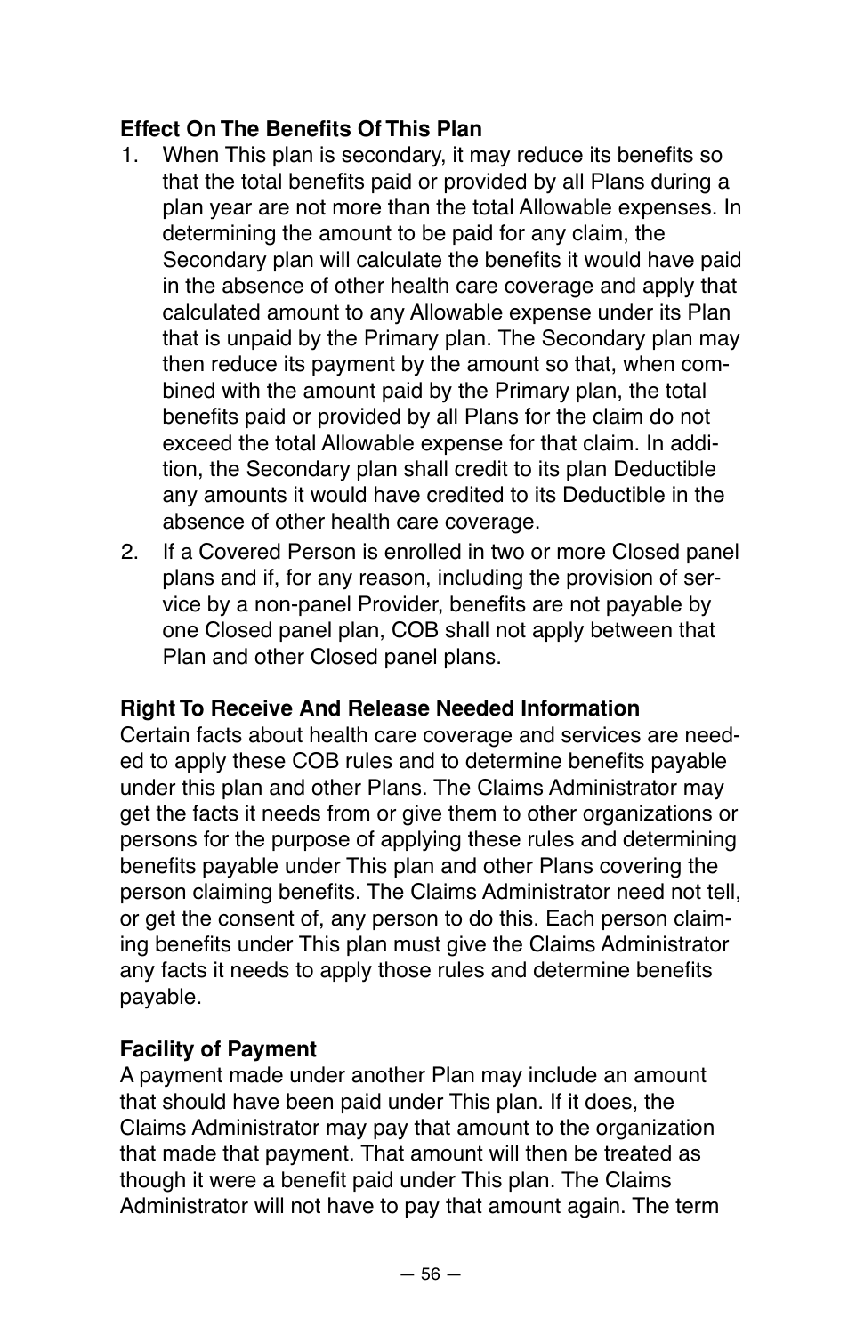**Effect On The Benefits Of This Plan**

1. When This plan is secondary, it may reduce its benefits so that the total benefits paid or provided by all Plans during a plan year are not more than the total Allowable expenses. In determining the amount to be paid for any claim, the Secondary plan will calculate the benefits it would have paid in the absence of other health care coverage and apply that calculated amount to any Allowable expense under its Plan that is unpaid by the Primary plan. The Secondary plan may then reduce its payment by the amount so that, when combined with the amount paid by the Primary plan, the total benefits paid or provided by all Plans for the claim do not exceed the total Allowable expense for that claim. In addition, the Secondary plan shall credit to its plan Deductible any amounts it would have credited to its Deductible in the absence of other health care coverage.
2. If a Covered Person is enrolled in two or more Closed panel plans and if, for any reason, including the provision of service by a non-panel Provider, benefits are not payable by one Closed panel plan, COB shall not apply between that Plan and other Closed panel plans.

**Right To Receive And Release Needed Information**

Certain facts about health care coverage and services are needed to apply these COB rules and to determine benefits payable under this plan and other Plans. The Claims Administrator may get the facts it needs from or give them to other organizations or persons for the purpose of applying these rules and determining benefits payable under This plan and other Plans covering the person claiming benefits. The Claims Administrator need not tell, or get the consent of, any person to do this. Each person claiming benefits under This plan must give the Claims Administrator any facts it needs to apply those rules and determine benefits payable.

**Facility of Payment**

A payment made under another Plan may include an amount that should have been paid under This plan. If it does, the Claims Administrator may pay that amount to the organization that made that payment. That amount will then be treated as though it were a benefit paid under This plan. The Claims Administrator will not have to pay that amount again. The term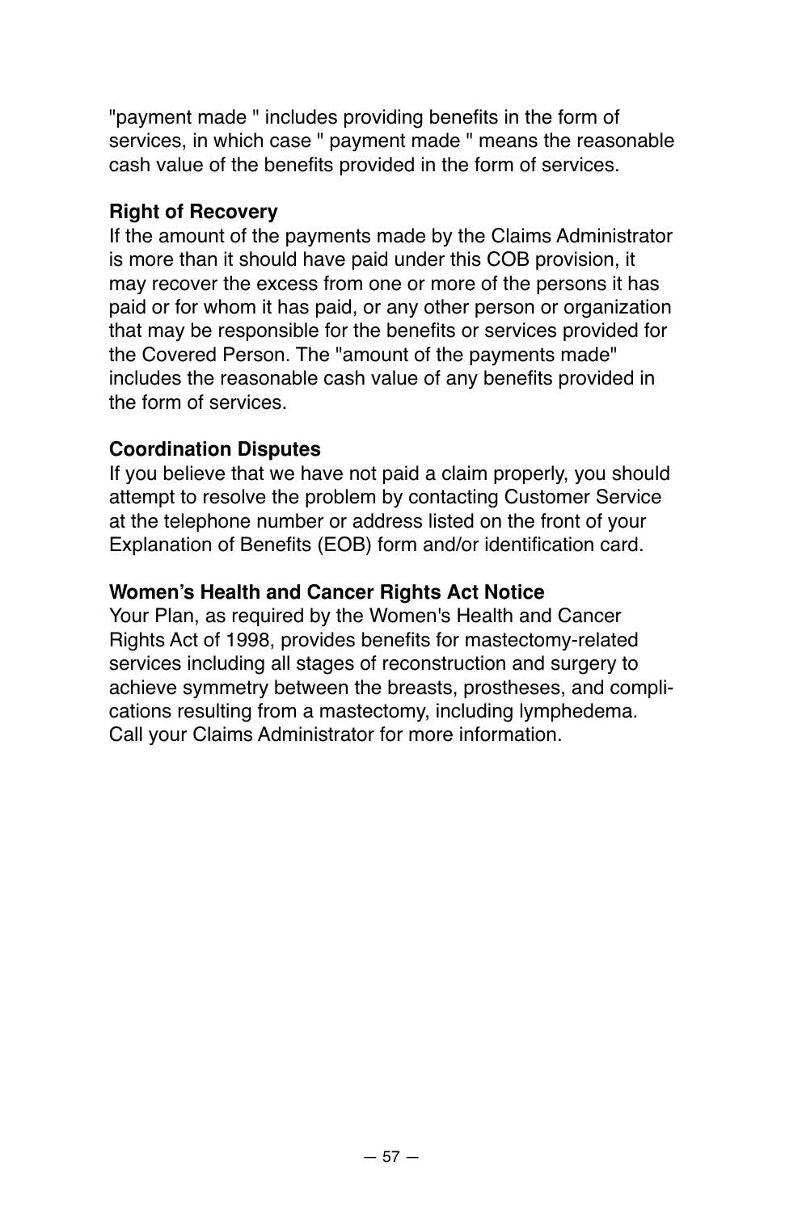"payment made " includes providing benefits in the form of services, in which case " payment made " means the reasonable cash value of the benefits provided in the form of services.

**Right of Recovery**

If the amount of the payments made by the Claims Administrator is more than it should have paid under this COB provision, it may recover the excess from one or more of the persons it has paid or for whom it has paid, or any other person or organization that may be responsible for the benefits or services provided for the Covered Person. The "amount of the payments made" includes the reasonable cash value of any benefits provided in the form of services.

**Coordination Disputes**

If you believe that we have not paid a claim properly, you should attempt to resolve the problem by contacting Customer Service at the telephone number or address listed on the front of your Explanation of Benefits (EOB) form and/or identification card.

**Women's Health and Cancer Rights Act Notice**

Your Plan, as required by the Women's Health and Cancer Rights Act of 1998, provides benefits for mastectomy-related services including all stages of reconstruction and surgery to achieve symmetry between the breasts, prostheses, and complications resulting from a mastectomy, including lymphedema. Call your Claims Administrator for more information.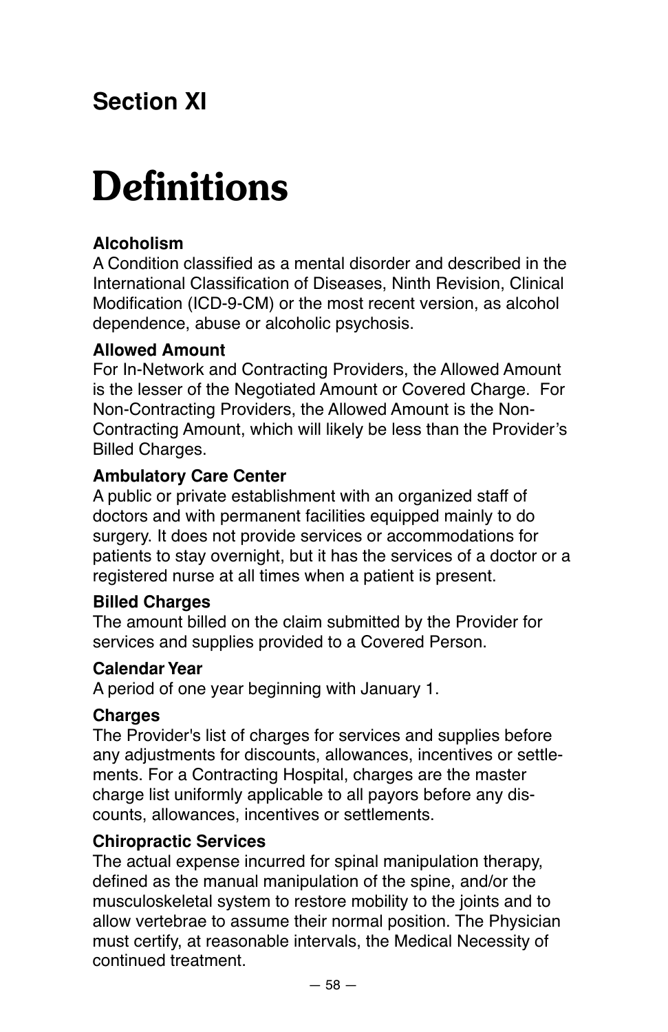## Section XI

# Definitions

**Alcoholism**
A Condition classified as a mental disorder and described in the International Classification of Diseases, Ninth Revision, Clinical Modification (ICD-9-CM) or the most recent version, as alcohol dependence, abuse or alcoholic psychosis.

**Allowed Amount**
For In-Network and Contracting Providers, the Allowed Amount is the lesser of the Negotiated Amount or Covered Charge. For Non-Contracting Providers, the Allowed Amount is the Non-Contracting Amount, which will likely be less than the Provider's Billed Charges.

**Ambulatory Care Center**
A public or private establishment with an organized staff of doctors and with permanent facilities equipped mainly to do surgery. It does not provide services or accommodations for patients to stay overnight, but it has the services of a doctor or a registered nurse at all times when a patient is present.

**Billed Charges**
The amount billed on the claim submitted by the Provider for services and supplies provided to a Covered Person.

**Calendar Year**
A period of one year beginning with January 1.

**Charges**
The Provider's list of charges for services and supplies before any adjustments for discounts, allowances, incentives or settlements. For a Contracting Hospital, charges are the master charge list uniformly applicable to all payors before any discounts, allowances, incentives or settlements.

**Chiropractic Services**
The actual expense incurred for spinal manipulation therapy, defined as the manual manipulation of the spine, and/or the musculoskeletal system to restore mobility to the joints and to allow vertebrae to assume their normal position. The Physician must certify, at reasonable intervals, the Medical Necessity of continued treatment.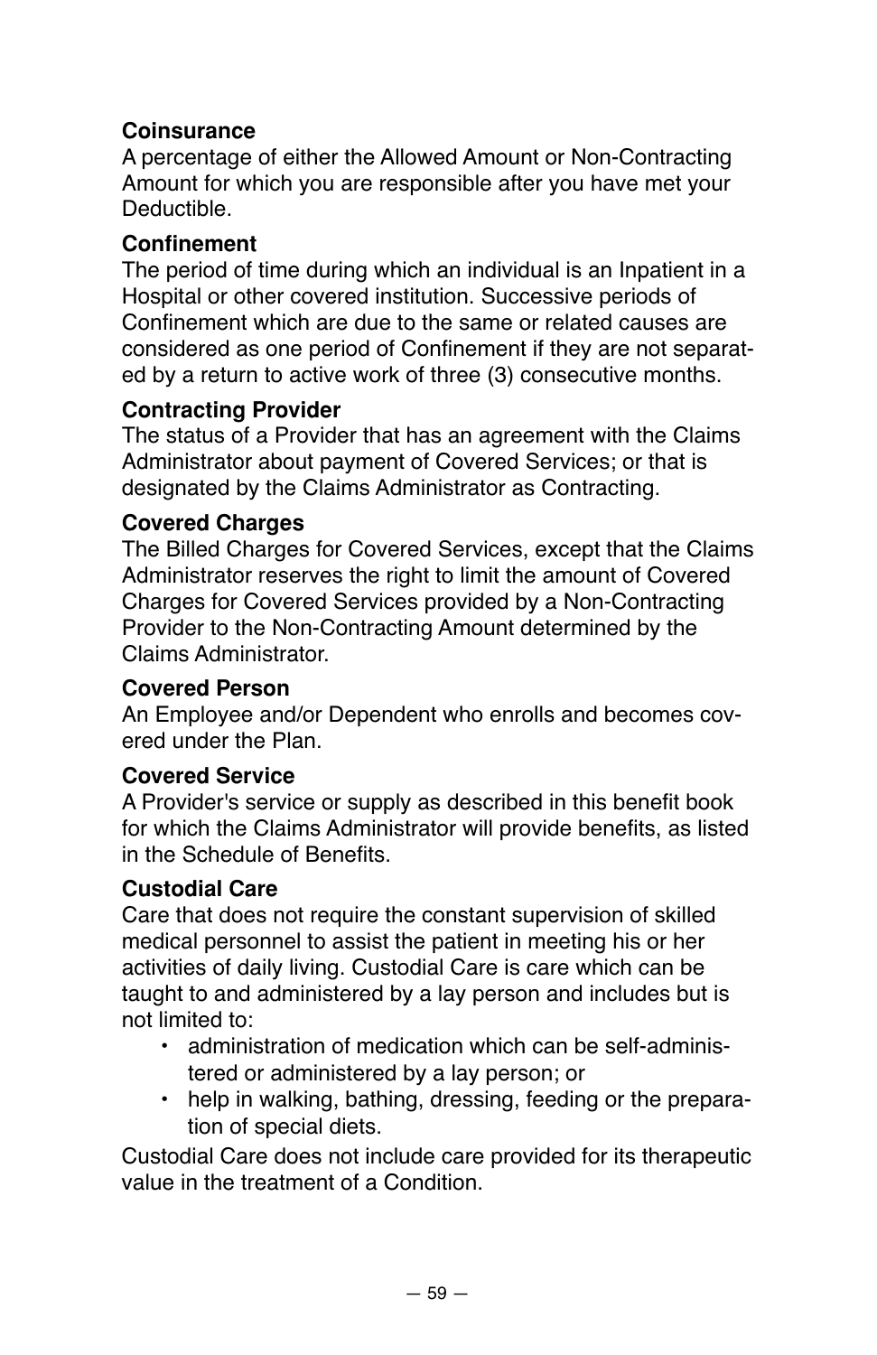**Coinsurance**
A percentage of either the Allowed Amount or Non-Contracting Amount for which you are responsible after you have met your Deductible.

**Confinement**
The period of time during which an individual is an Inpatient in a Hospital or other covered institution. Successive periods of Confinement which are due to the same or related causes are considered as one period of Confinement if they are not separated by a return to active work of three (3) consecutive months.

**Contracting Provider**
The status of a Provider that has an agreement with the Claims Administrator about payment of Covered Services; or that is designated by the Claims Administrator as Contracting.

**Covered Charges**
The Billed Charges for Covered Services, except that the Claims Administrator reserves the right to limit the amount of Covered Charges for Covered Services provided by a Non-Contracting Provider to the Non-Contracting Amount determined by the Claims Administrator.

**Covered Person**
An Employee and/or Dependent who enrolls and becomes covered under the Plan.

**Covered Service**
A Provider's service or supply as described in this benefit book for which the Claims Administrator will provide benefits, as listed in the Schedule of Benefits.

**Custodial Care**
Care that does not require the constant supervision of skilled medical personnel to assist the patient in meeting his or her activities of daily living. Custodial Care is care which can be taught to and administered by a lay person and includes but is not limited to:

- administration of medication which can be self-administered or administered by a lay person; or
- help in walking, bathing, dressing, feeding or the preparation of special diets.

Custodial Care does not include care provided for its therapeutic value in the treatment of a Condition.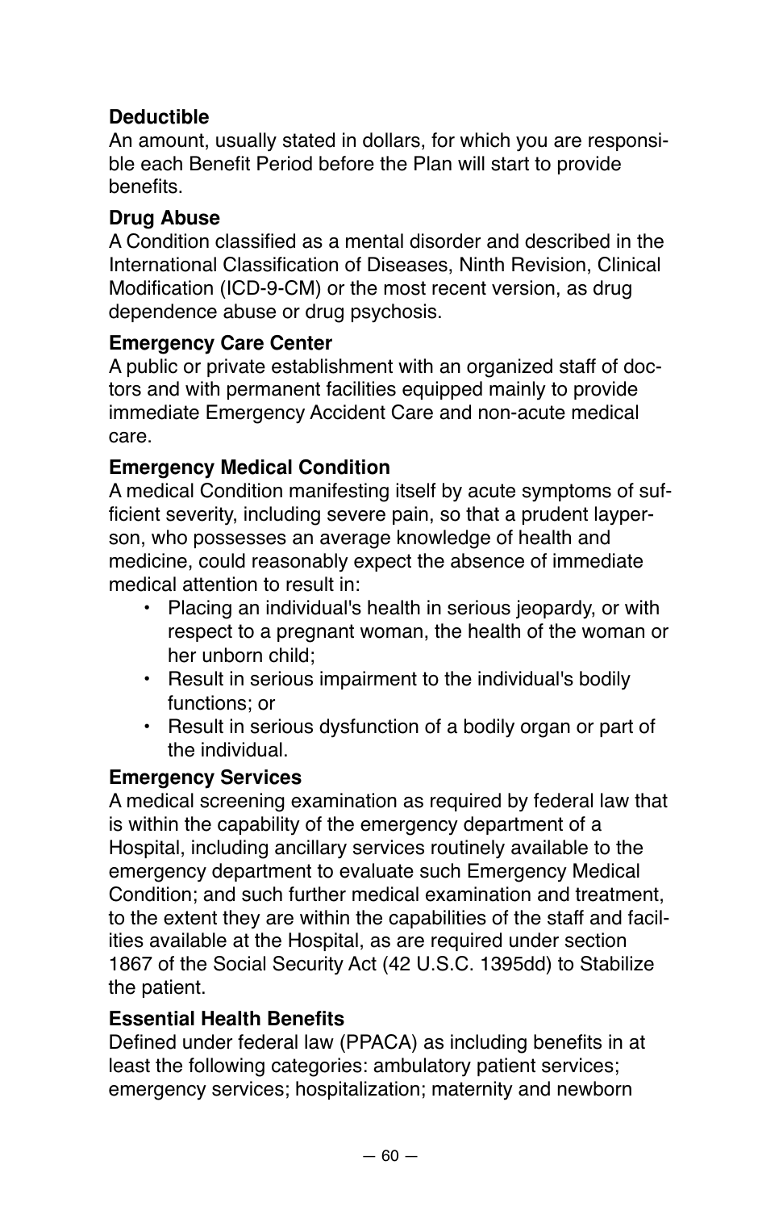**Deductible**
An amount, usually stated in dollars, for which you are responsible each Benefit Period before the Plan will start to provide benefits.

**Drug Abuse**
A Condition classified as a mental disorder and described in the International Classification of Diseases, Ninth Revision, Clinical Modification (ICD-9-CM) or the most recent version, as drug dependence abuse or drug psychosis.

**Emergency Care Center**
A public or private establishment with an organized staff of doctors and with permanent facilities equipped mainly to provide immediate Emergency Accident Care and non-acute medical care.

**Emergency Medical Condition**
A medical Condition manifesting itself by acute symptoms of sufficient severity, including severe pain, so that a prudent layperson, who possesses an average knowledge of health and medicine, could reasonably expect the absence of immediate medical attention to result in:

- Placing an individual's health in serious jeopardy, or with respect to a pregnant woman, the health of the woman or her unborn child;
- Result in serious impairment to the individual's bodily functions; or
- Result in serious dysfunction of a bodily organ or part of the individual.

**Emergency Services**
A medical screening examination as required by federal law that is within the capability of the emergency department of a Hospital, including ancillary services routinely available to the emergency department to evaluate such Emergency Medical Condition; and such further medical examination and treatment, to the extent they are within the capabilities of the staff and facilities available at the Hospital, as are required under section 1867 of the Social Security Act (42 U.S.C. 1395dd) to Stabilize the patient.

**Essential Health Benefits**
Defined under federal law (PPACA) as including benefits in at least the following categories: ambulatory patient services; emergency services; hospitalization; maternity and newborn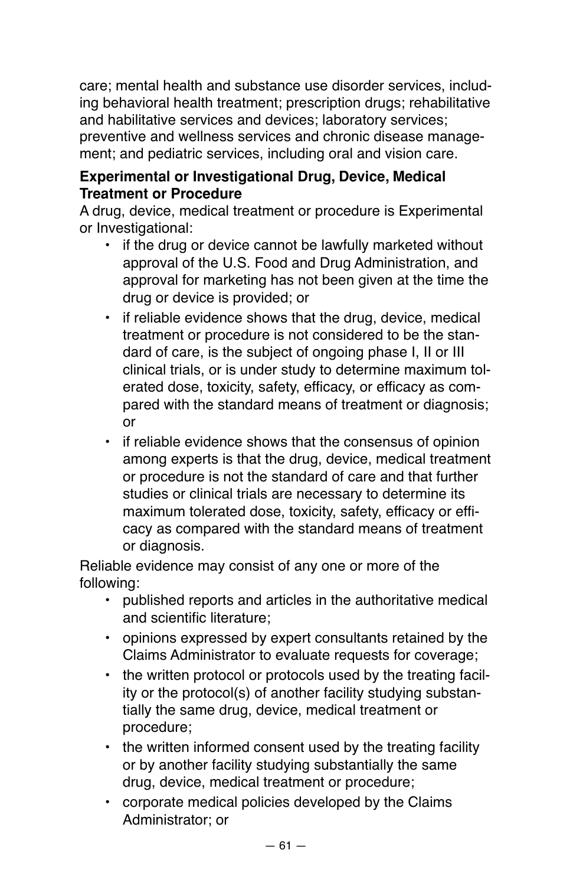care; mental health and substance use disorder services, including behavioral health treatment; prescription drugs; rehabilitative and habilitative services and devices; laboratory services; preventive and wellness services and chronic disease management; and pediatric services, including oral and vision care.

**Experimental or Investigational Drug, Device, Medical Treatment or Procedure**

A drug, device, medical treatment or procedure is Experimental or Investigational:

- if the drug or device cannot be lawfully marketed without approval of the U.S. Food and Drug Administration, and approval for marketing has not been given at the time the drug or device is provided; or
- if reliable evidence shows that the drug, device, medical treatment or procedure is not considered to be the standard of care, is the subject of ongoing phase I, II or III clinical trials, or is under study to determine maximum tolerated dose, toxicity, safety, efficacy, or efficacy as compared with the standard means of treatment or diagnosis; or
- if reliable evidence shows that the consensus of opinion among experts is that the drug, device, medical treatment or procedure is not the standard of care and that further studies or clinical trials are necessary to determine its maximum tolerated dose, toxicity, safety, efficacy or efficacy as compared with the standard means of treatment or diagnosis.

Reliable evidence may consist of any one or more of the following:

- published reports and articles in the authoritative medical and scientific literature;
- opinions expressed by expert consultants retained by the Claims Administrator to evaluate requests for coverage;
- the written protocol or protocols used by the treating facility or the protocol(s) of another facility studying substantially the same drug, device, medical treatment or procedure;
- the written informed consent used by the treating facility or by another facility studying substantially the same drug, device, medical treatment or procedure;
- corporate medical policies developed by the Claims Administrator; or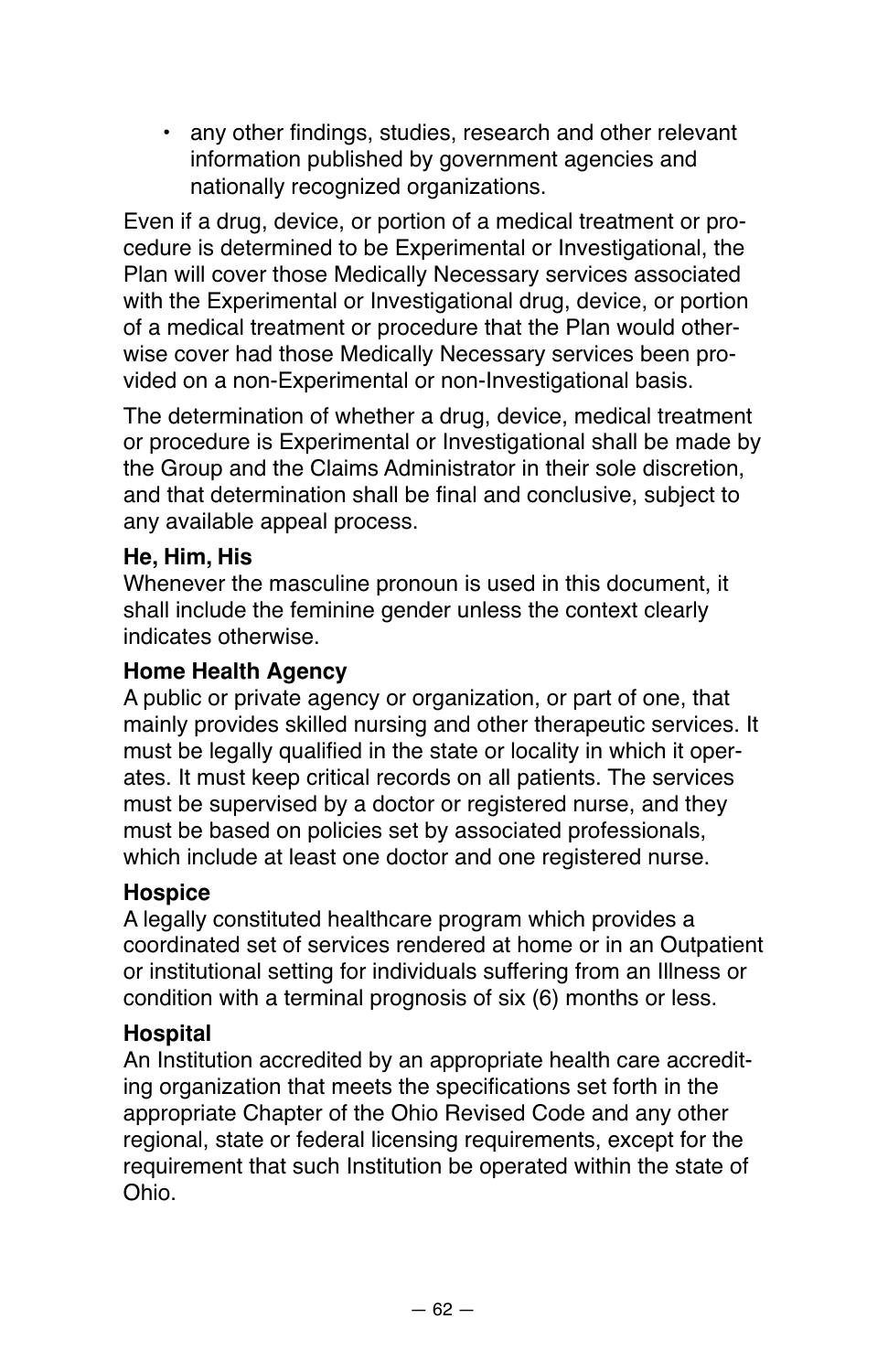- any other findings, studies, research and other relevant information published by government agencies and nationally recognized organizations.

Even if a drug, device, or portion of a medical treatment or procedure is determined to be Experimental or Investigational, the Plan will cover those Medically Necessary services associated with the Experimental or Investigational drug, device, or portion of a medical treatment or procedure that the Plan would otherwise cover had those Medically Necessary services been provided on a non-Experimental or non-Investigational basis.

The determination of whether a drug, device, medical treatment or procedure is Experimental or Investigational shall be made by the Group and the Claims Administrator in their sole discretion, and that determination shall be final and conclusive, subject to any available appeal process.

**He, Him, His**
Whenever the masculine pronoun is used in this document, it shall include the feminine gender unless the context clearly indicates otherwise.

**Home Health Agency**
A public or private agency or organization, or part of one, that mainly provides skilled nursing and other therapeutic services. It must be legally qualified in the state or locality in which it operates. It must keep critical records on all patients. The services must be supervised by a doctor or registered nurse, and they must be based on policies set by associated professionals, which include at least one doctor and one registered nurse.

**Hospice**
A legally constituted healthcare program which provides a coordinated set of services rendered at home or in an Outpatient or institutional setting for individuals suffering from an Illness or condition with a terminal prognosis of six (6) months or less.

**Hospital**
An Institution accredited by an appropriate health care accrediting organization that meets the specifications set forth in the appropriate Chapter of the Ohio Revised Code and any other regional, state or federal licensing requirements, except for the requirement that such Institution be operated within the state of Ohio.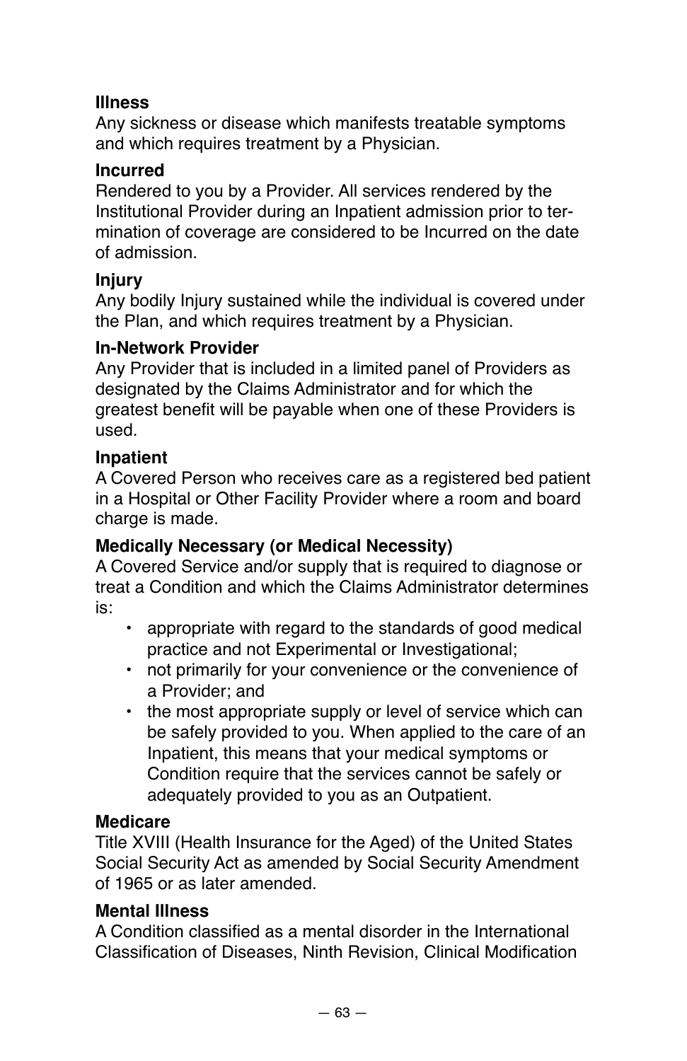**Illness**
Any sickness or disease which manifests treatable symptoms and which requires treatment by a Physician.

**Incurred**
Rendered to you by a Provider. All services rendered by the Institutional Provider during an Inpatient admission prior to termination of coverage are considered to be Incurred on the date of admission.

**Injury**
Any bodily Injury sustained while the individual is covered under the Plan, and which requires treatment by a Physician.

**In-Network Provider**
Any Provider that is included in a limited panel of Providers as designated by the Claims Administrator and for which the greatest benefit will be payable when one of these Providers is used.

**Inpatient**
A Covered Person who receives care as a registered bed patient in a Hospital or Other Facility Provider where a room and board charge is made.

**Medically Necessary (or Medical Necessity)**
A Covered Service and/or supply that is required to diagnose or treat a Condition and which the Claims Administrator determines is:

- appropriate with regard to the standards of good medical practice and not Experimental or Investigational;
- not primarily for your convenience or the convenience of a Provider; and
- the most appropriate supply or level of service which can be safely provided to you. When applied to the care of an Inpatient, this means that your medical symptoms or Condition require that the services cannot be safely or adequately provided to you as an Outpatient.

**Medicare**
Title XVIII (Health Insurance for the Aged) of the United States Social Security Act as amended by Social Security Amendment of 1965 or as later amended.

**Mental Illness**
A Condition classified as a mental disorder in the International Classification of Diseases, Ninth Revision, Clinical Modification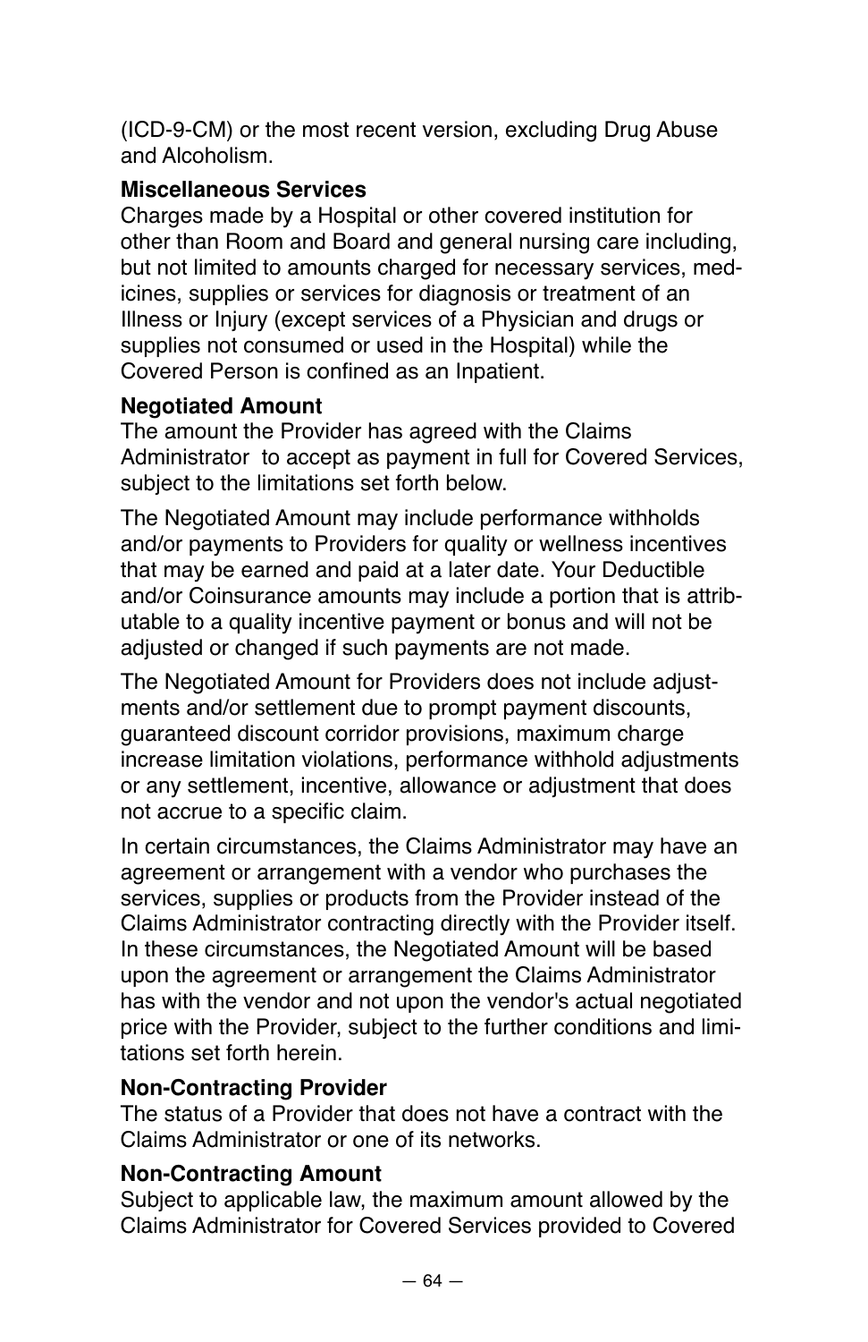(ICD-9-CM) or the most recent version, excluding Drug Abuse and Alcoholism.

**Miscellaneous Services**
Charges made by a Hospital or other covered institution for other than Room and Board and general nursing care including, but not limited to amounts charged for necessary services, medicines, supplies or services for diagnosis or treatment of an Illness or Injury (except services of a Physician and drugs or supplies not consumed or used in the Hospital) while the Covered Person is confined as an Inpatient.

**Negotiated Amount**
The amount the Provider has agreed with the Claims Administrator to accept as payment in full for Covered Services, subject to the limitations set forth below.

The Negotiated Amount may include performance withholds and/or payments to Providers for quality or wellness incentives that may be earned and paid at a later date. Your Deductible and/or Coinsurance amounts may include a portion that is attributable to a quality incentive payment or bonus and will not be adjusted or changed if such payments are not made.

The Negotiated Amount for Providers does not include adjustments and/or settlement due to prompt payment discounts, guaranteed discount corridor provisions, maximum charge increase limitation violations, performance withhold adjustments or any settlement, incentive, allowance or adjustment that does not accrue to a specific claim.

In certain circumstances, the Claims Administrator may have an agreement or arrangement with a vendor who purchases the services, supplies or products from the Provider instead of the Claims Administrator contracting directly with the Provider itself. In these circumstances, the Negotiated Amount will be based upon the agreement or arrangement the Claims Administrator has with the vendor and not upon the vendor's actual negotiated price with the Provider, subject to the further conditions and limitations set forth herein.

**Non-Contracting Provider**
The status of a Provider that does not have a contract with the Claims Administrator or one of its networks.

**Non-Contracting Amount**
Subject to applicable law, the maximum amount allowed by the Claims Administrator for Covered Services provided to Covered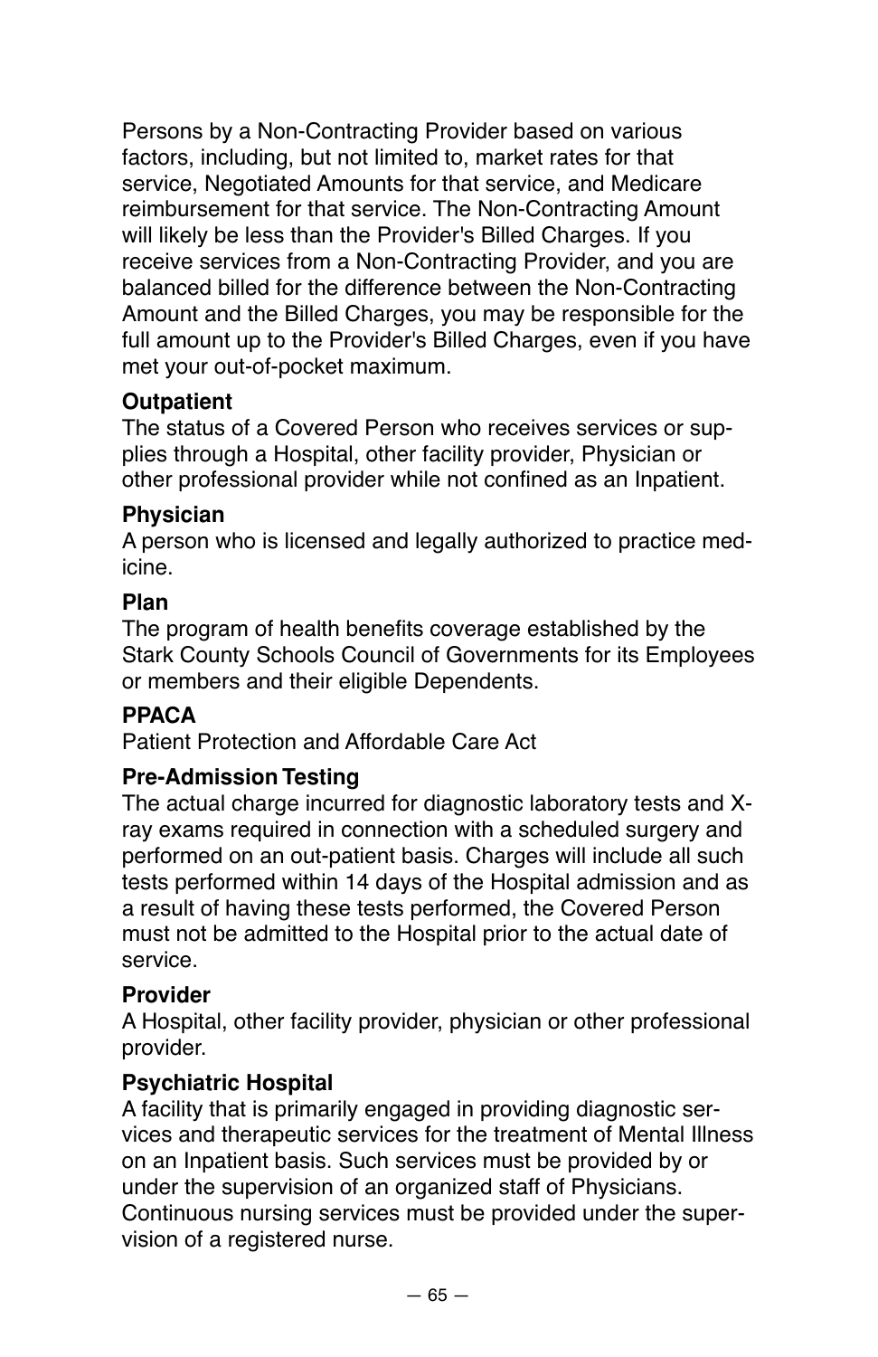Persons by a Non-Contracting Provider based on various factors, including, but not limited to, market rates for that service, Negotiated Amounts for that service, and Medicare reimbursement for that service. The Non-Contracting Amount will likely be less than the Provider's Billed Charges. If you receive services from a Non-Contracting Provider, and you are balanced billed for the difference between the Non-Contracting Amount and the Billed Charges, you may be responsible for the full amount up to the Provider's Billed Charges, even if you have met your out-of-pocket maximum.

**Outpatient**
The status of a Covered Person who receives services or supplies through a Hospital, other facility provider, Physician or other professional provider while not confined as an Inpatient.

**Physician**
A person who is licensed and legally authorized to practice medicine.

**Plan**
The program of health benefits coverage established by the Stark County Schools Council of Governments for its Employees or members and their eligible Dependents.

**PPACA**
Patient Protection and Affordable Care Act

**Pre-Admission Testing**
The actual charge incurred for diagnostic laboratory tests and X-ray exams required in connection with a scheduled surgery and performed on an out-patient basis. Charges will include all such tests performed within 14 days of the Hospital admission and as a result of having these tests performed, the Covered Person must not be admitted to the Hospital prior to the actual date of service.

**Provider**
A Hospital, other facility provider, physician or other professional provider.

**Psychiatric Hospital**
A facility that is primarily engaged in providing diagnostic services and therapeutic services for the treatment of Mental Illness on an Inpatient basis. Such services must be provided by or under the supervision of an organized staff of Physicians. Continuous nursing services must be provided under the supervision of a registered nurse.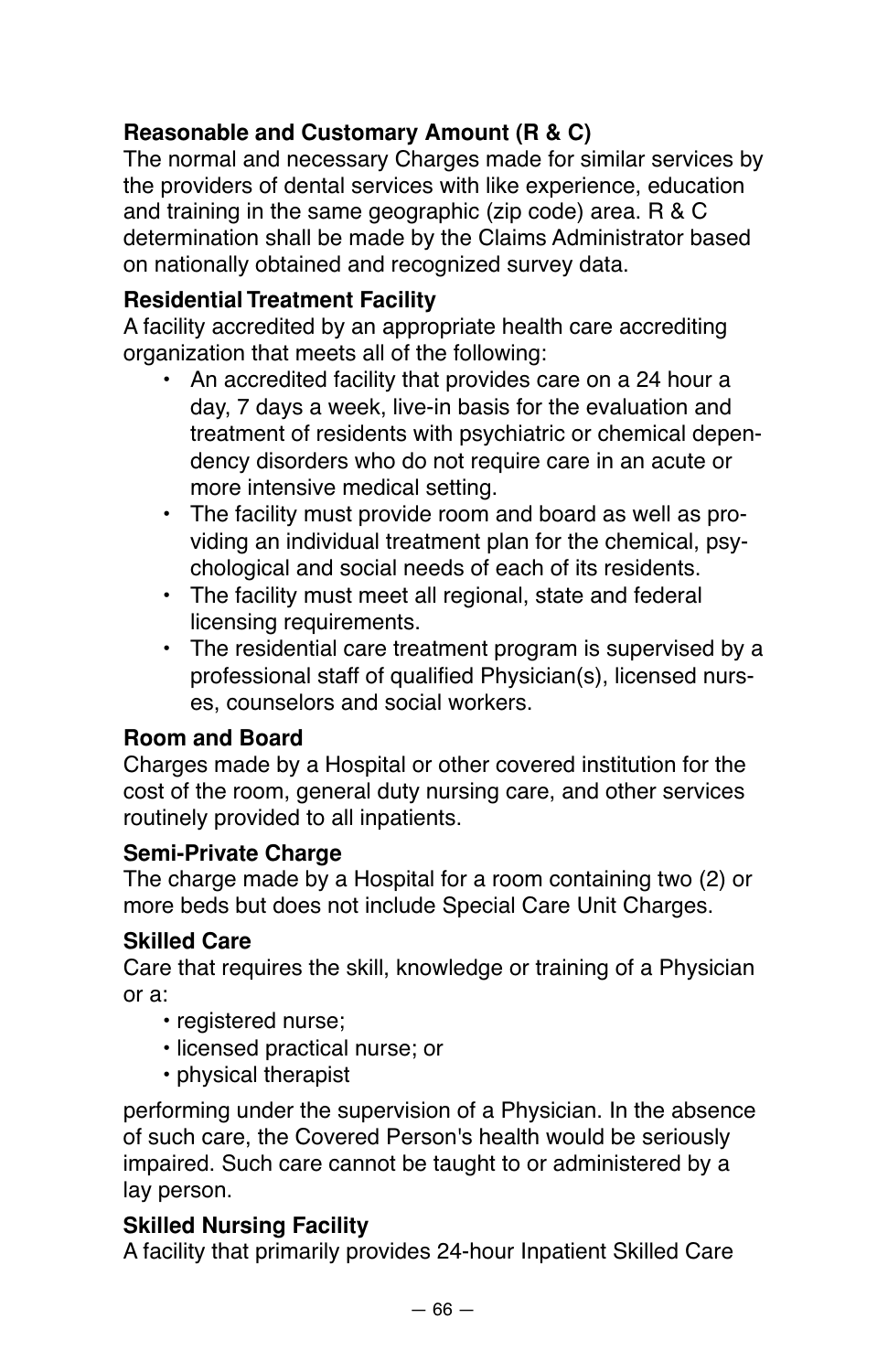**Reasonable and Customary Amount (R & C)**
The normal and necessary Charges made for similar services by the providers of dental services with like experience, education and training in the same geographic (zip code) area. R & C determination shall be made by the Claims Administrator based on nationally obtained and recognized survey data.

**Residential Treatment Facility**
A facility accredited by an appropriate health care accrediting organization that meets all of the following:

- An accredited facility that provides care on a 24 hour a day, 7 days a week, live-in basis for the evaluation and treatment of residents with psychiatric or chemical dependency disorders who do not require care in an acute or more intensive medical setting.
- The facility must provide room and board as well as providing an individual treatment plan for the chemical, psychological and social needs of each of its residents.
- The facility must meet all regional, state and federal licensing requirements.
- The residential care treatment program is supervised by a professional staff of qualified Physician(s), licensed nurses, counselors and social workers.

**Room and Board**
Charges made by a Hospital or other covered institution for the cost of the room, general duty nursing care, and other services routinely provided to all inpatients.

**Semi-Private Charge**
The charge made by a Hospital for a room containing two (2) or more beds but does not include Special Care Unit Charges.

**Skilled Care**
Care that requires the skill, knowledge or training of a Physician or a:

- registered nurse;
- licensed practical nurse; or
- physical therapist

performing under the supervision of a Physician. In the absence of such care, the Covered Person's health would be seriously impaired. Such care cannot be taught to or administered by a lay person.

**Skilled Nursing Facility**
A facility that primarily provides 24-hour Inpatient Skilled Care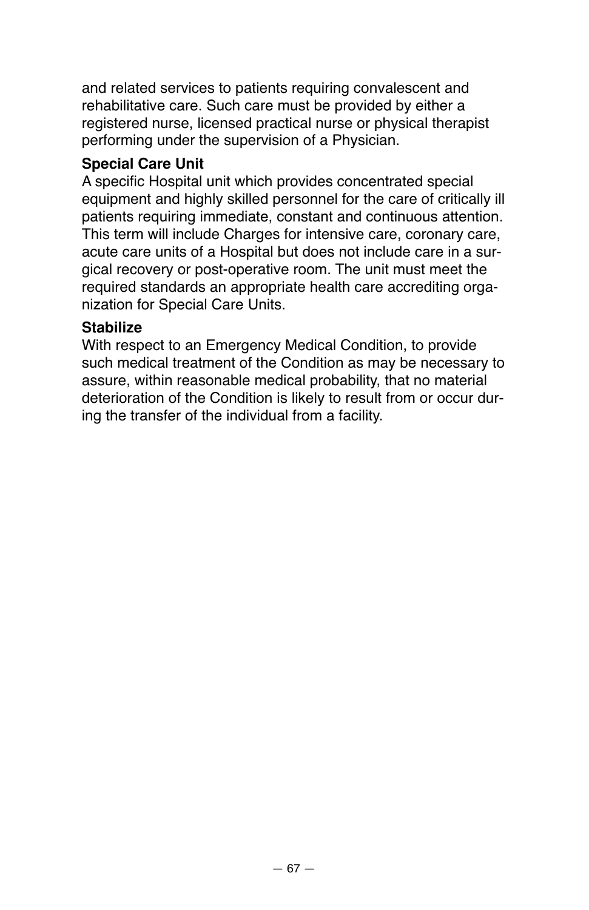and related services to patients requiring convalescent and rehabilitative care. Such care must be provided by either a registered nurse, licensed practical nurse or physical therapist performing under the supervision of a Physician.

**Special Care Unit**

A specific Hospital unit which provides concentrated special equipment and highly skilled personnel for the care of critically ill patients requiring immediate, constant and continuous attention. This term will include Charges for intensive care, coronary care, acute care units of a Hospital but does not include care in a surgical recovery or post-operative room. The unit must meet the required standards an appropriate health care accrediting organization for Special Care Units.

**Stabilize**

With respect to an Emergency Medical Condition, to provide such medical treatment of the Condition as may be necessary to assure, within reasonable medical probability, that no material deterioration of the Condition is likely to result from or occur during the transfer of the individual from a facility.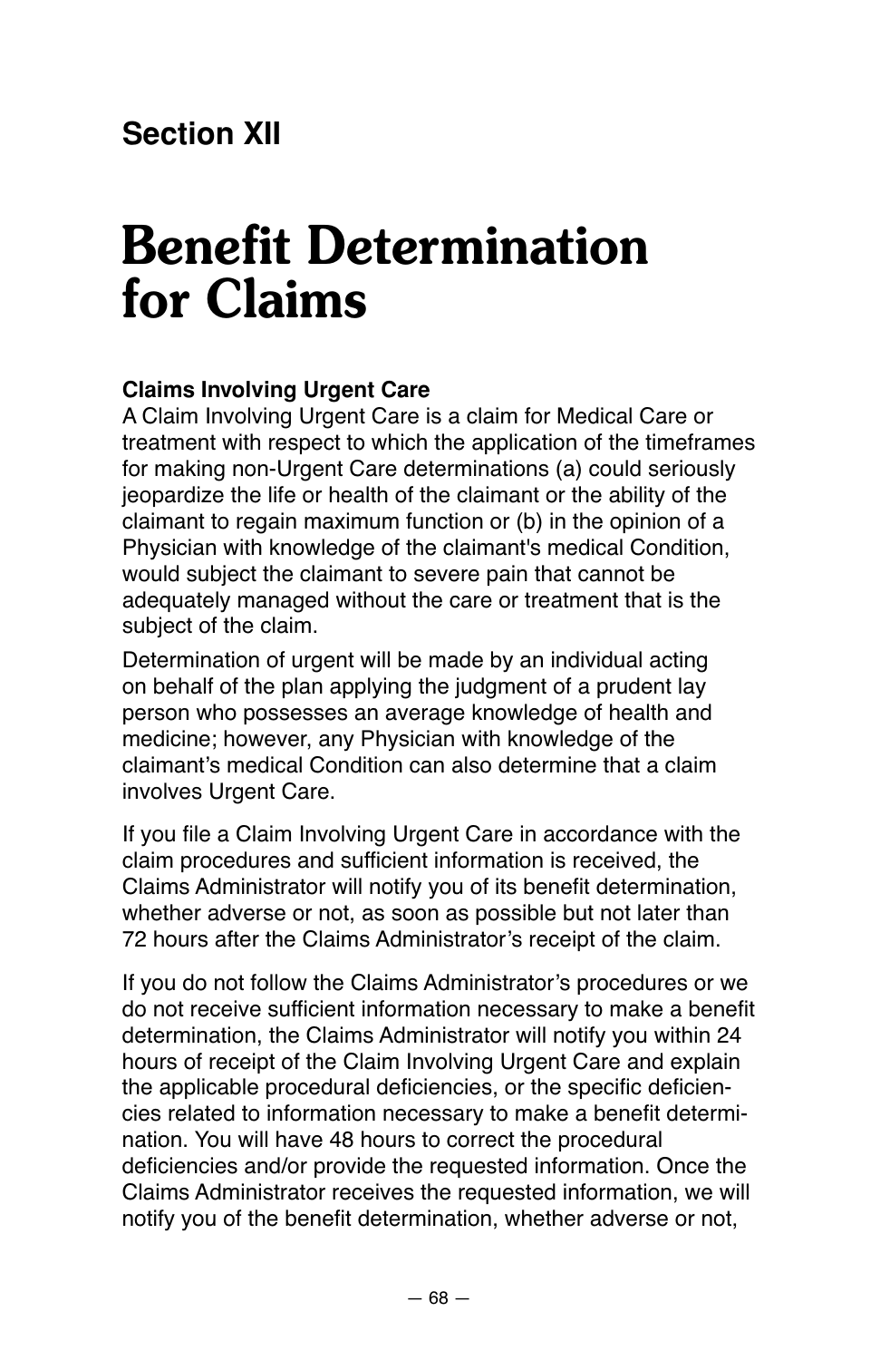## Section XII

# Benefit Determination for Claims

**Claims Involving Urgent Care**

A Claim Involving Urgent Care is a claim for Medical Care or treatment with respect to which the application of the timeframes for making non-Urgent Care determinations (a) could seriously jeopardize the life or health of the claimant or the ability of the claimant to regain maximum function or (b) in the opinion of a Physician with knowledge of the claimant's medical Condition, would subject the claimant to severe pain that cannot be adequately managed without the care or treatment that is the subject of the claim.

Determination of urgent will be made by an individual acting on behalf of the plan applying the judgment of a prudent lay person who possesses an average knowledge of health and medicine; however, any Physician with knowledge of the claimant's medical Condition can also determine that a claim involves Urgent Care.

If you file a Claim Involving Urgent Care in accordance with the claim procedures and sufficient information is received, the Claims Administrator will notify you of its benefit determination, whether adverse or not, as soon as possible but not later than 72 hours after the Claims Administrator's receipt of the claim.

If you do not follow the Claims Administrator's procedures or we do not receive sufficient information necessary to make a benefit determination, the Claims Administrator will notify you within 24 hours of receipt of the Claim Involving Urgent Care and explain the applicable procedural deficiencies, or the specific deficiencies related to information necessary to make a benefit determination. You will have 48 hours to correct the procedural deficiencies and/or provide the requested information. Once the Claims Administrator receives the requested information, we will notify you of the benefit determination, whether adverse or not,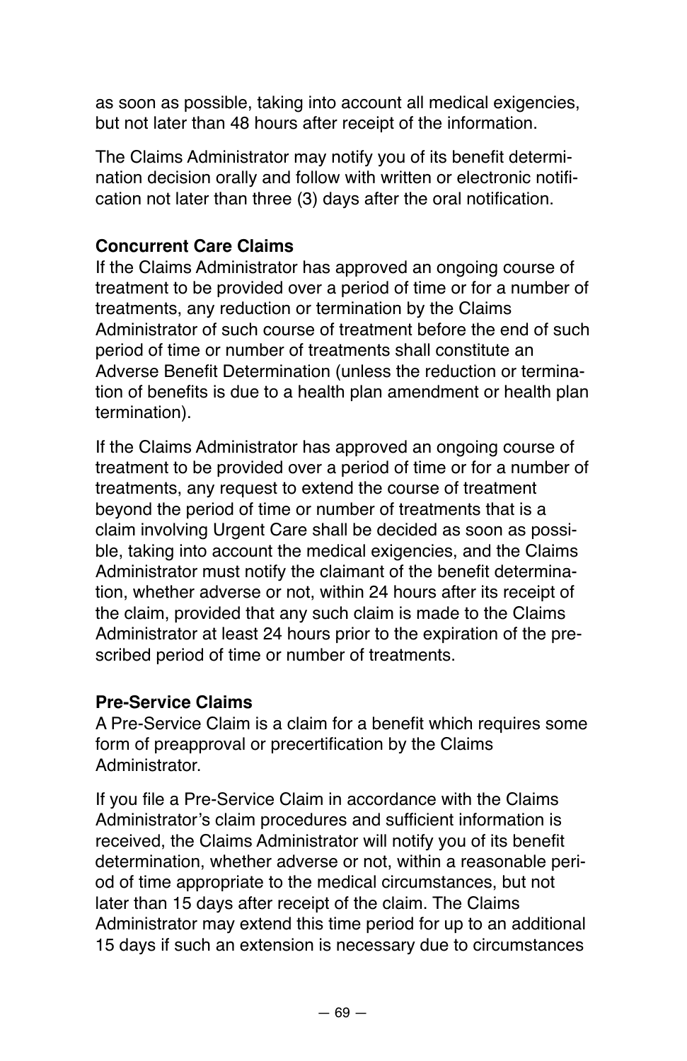as soon as possible, taking into account all medical exigencies, but not later than 48 hours after receipt of the information.

The Claims Administrator may notify you of its benefit determination decision orally and follow with written or electronic notification not later than three (3) days after the oral notification.

**Concurrent Care Claims**

If the Claims Administrator has approved an ongoing course of treatment to be provided over a period of time or for a number of treatments, any reduction or termination by the Claims Administrator of such course of treatment before the end of such period of time or number of treatments shall constitute an Adverse Benefit Determination (unless the reduction or termination of benefits is due to a health plan amendment or health plan termination).

If the Claims Administrator has approved an ongoing course of treatment to be provided over a period of time or for a number of treatments, any request to extend the course of treatment beyond the period of time or number of treatments that is a claim involving Urgent Care shall be decided as soon as possible, taking into account the medical exigencies, and the Claims Administrator must notify the claimant of the benefit determination, whether adverse or not, within 24 hours after its receipt of the claim, provided that any such claim is made to the Claims Administrator at least 24 hours prior to the expiration of the prescribed period of time or number of treatments.

**Pre-Service Claims**

A Pre-Service Claim is a claim for a benefit which requires some form of preapproval or precertification by the Claims Administrator.

If you file a Pre-Service Claim in accordance with the Claims Administrator's claim procedures and sufficient information is received, the Claims Administrator will notify you of its benefit determination, whether adverse or not, within a reasonable period of time appropriate to the medical circumstances, but not later than 15 days after receipt of the claim. The Claims Administrator may extend this time period for up to an additional 15 days if such an extension is necessary due to circumstances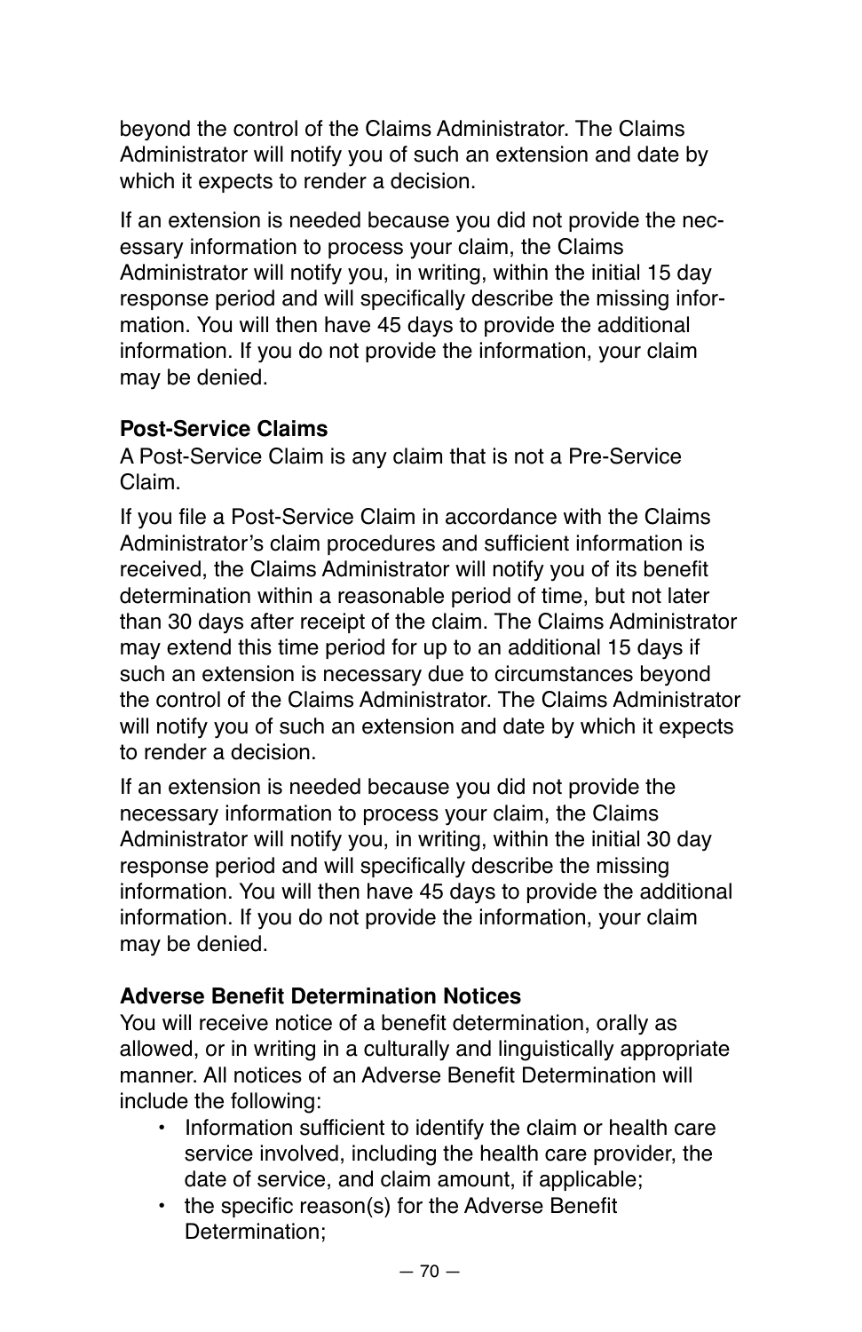beyond the control of the Claims Administrator. The Claims Administrator will notify you of such an extension and date by which it expects to render a decision.

If an extension is needed because you did not provide the necessary information to process your claim, the Claims Administrator will notify you, in writing, within the initial 15 day response period and will specifically describe the missing information. You will then have 45 days to provide the additional information. If you do not provide the information, your claim may be denied.

**Post-Service Claims**

A Post-Service Claim is any claim that is not a Pre-Service Claim.

If you file a Post-Service Claim in accordance with the Claims Administrator's claim procedures and sufficient information is received, the Claims Administrator will notify you of its benefit determination within a reasonable period of time, but not later than 30 days after receipt of the claim. The Claims Administrator may extend this time period for up to an additional 15 days if such an extension is necessary due to circumstances beyond the control of the Claims Administrator. The Claims Administrator will notify you of such an extension and date by which it expects to render a decision.

If an extension is needed because you did not provide the necessary information to process your claim, the Claims Administrator will notify you, in writing, within the initial 30 day response period and will specifically describe the missing information. You will then have 45 days to provide the additional information. If you do not provide the information, your claim may be denied.

**Adverse Benefit Determination Notices**

You will receive notice of a benefit determination, orally as allowed, or in writing in a culturally and linguistically appropriate manner. All notices of an Adverse Benefit Determination will include the following:

- Information sufficient to identify the claim or health care service involved, including the health care provider, the date of service, and claim amount, if applicable;
- the specific reason(s) for the Adverse Benefit Determination;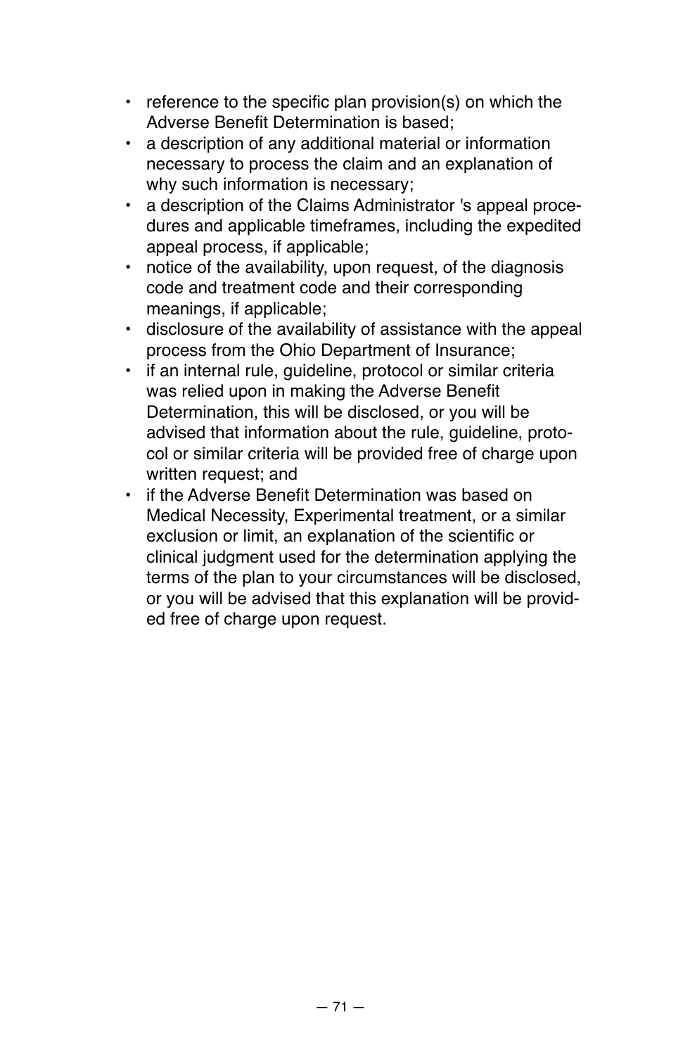- reference to the specific plan provision(s) on which the Adverse Benefit Determination is based;
- a description of any additional material or information necessary to process the claim and an explanation of why such information is necessary;
- a description of the Claims Administrator 's appeal procedures and applicable timeframes, including the expedited appeal process, if applicable;
- notice of the availability, upon request, of the diagnosis code and treatment code and their corresponding meanings, if applicable;
- disclosure of the availability of assistance with the appeal process from the Ohio Department of Insurance;
- if an internal rule, guideline, protocol or similar criteria was relied upon in making the Adverse Benefit Determination, this will be disclosed, or you will be advised that information about the rule, guideline, protocol or similar criteria will be provided free of charge upon written request; and
- if the Adverse Benefit Determination was based on Medical Necessity, Experimental treatment, or a similar exclusion or limit, an explanation of the scientific or clinical judgment used for the determination applying the terms of the plan to your circumstances will be disclosed, or you will be advised that this explanation will be provided free of charge upon request.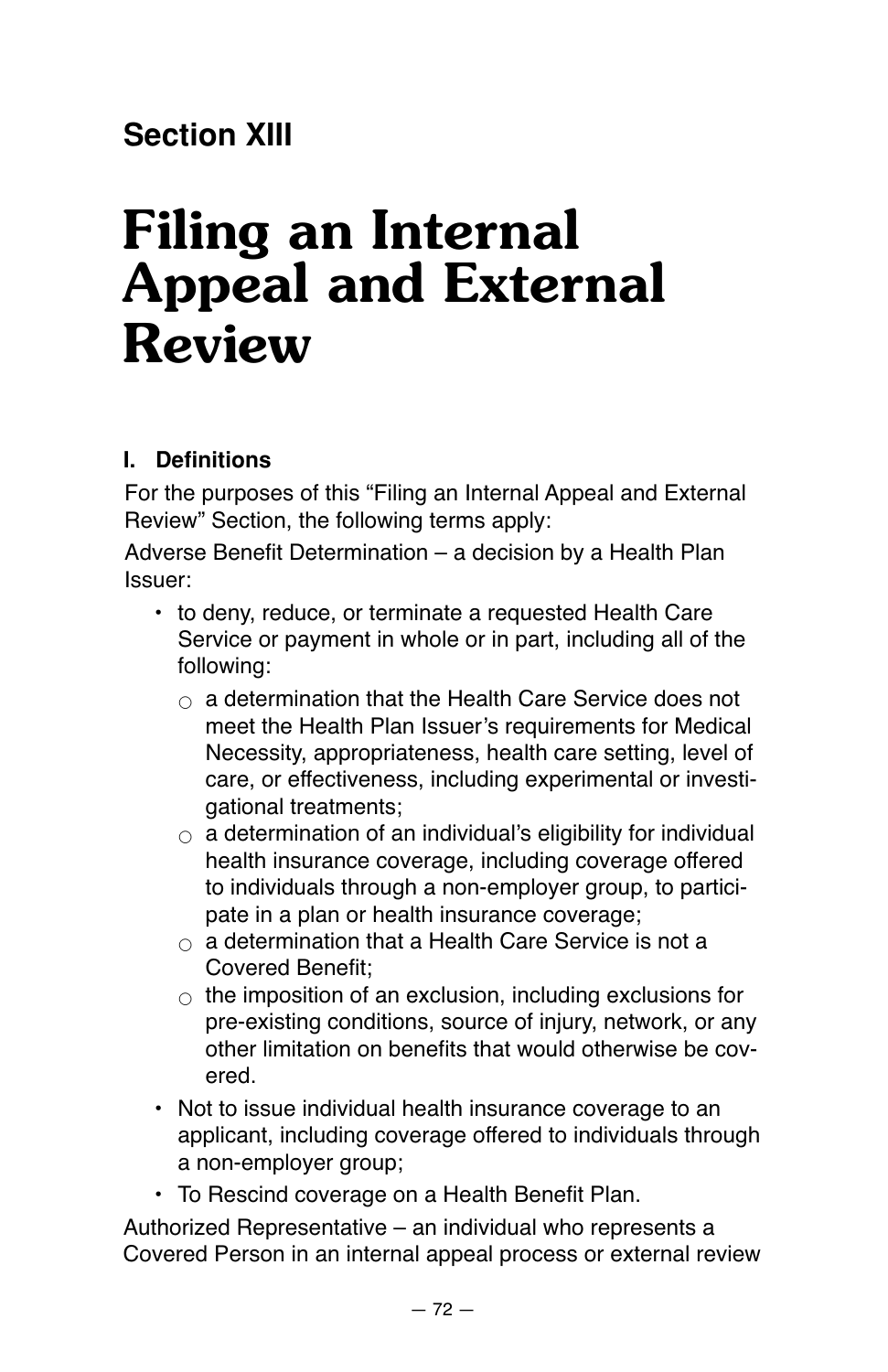## Section XIII

# Filing an Internal Appeal and External Review

### I. Definitions

For the purposes of this "Filing an Internal Appeal and External Review" Section, the following terms apply:

Adverse Benefit Determination – a decision by a Health Plan Issuer:

- to deny, reduce, or terminate a requested Health Care Service or payment in whole or in part, including all of the following:
  - a determination that the Health Care Service does not meet the Health Plan Issuer's requirements for Medical Necessity, appropriateness, health care setting, level of care, or effectiveness, including experimental or investigational treatments;
  - a determination of an individual's eligibility for individual health insurance coverage, including coverage offered to individuals through a non-employer group, to participate in a plan or health insurance coverage;
  - a determination that a Health Care Service is not a Covered Benefit;
  - the imposition of an exclusion, including exclusions for pre-existing conditions, source of injury, network, or any other limitation on benefits that would otherwise be covered.
- Not to issue individual health insurance coverage to an applicant, including coverage offered to individuals through a non-employer group;
- To Rescind coverage on a Health Benefit Plan.

Authorized Representative – an individual who represents a Covered Person in an internal appeal process or external review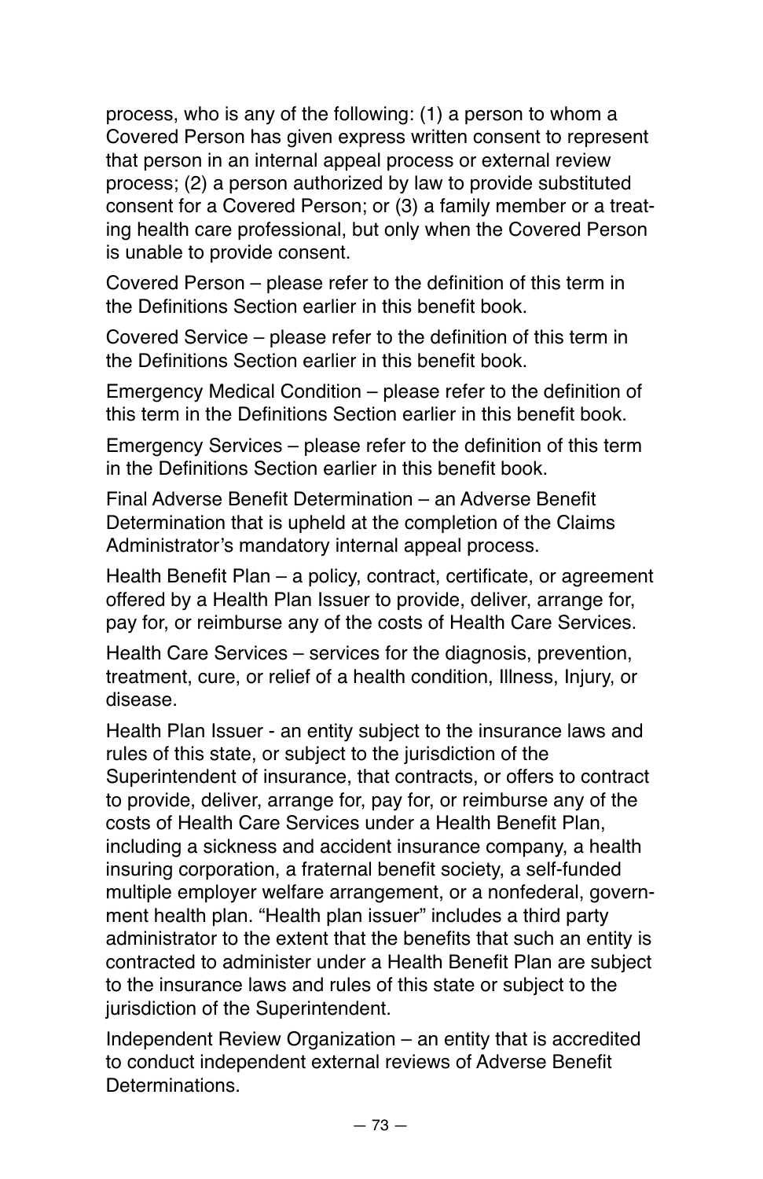process, who is any of the following: (1) a person to whom a Covered Person has given express written consent to represent that person in an internal appeal process or external review process; (2) a person authorized by law to provide substituted consent for a Covered Person; or (3) a family member or a treating health care professional, but only when the Covered Person is unable to provide consent.

Covered Person – please refer to the definition of this term in the Definitions Section earlier in this benefit book.

Covered Service – please refer to the definition of this term in the Definitions Section earlier in this benefit book.

Emergency Medical Condition – please refer to the definition of this term in the Definitions Section earlier in this benefit book.

Emergency Services – please refer to the definition of this term in the Definitions Section earlier in this benefit book.

Final Adverse Benefit Determination – an Adverse Benefit Determination that is upheld at the completion of the Claims Administrator's mandatory internal appeal process.

Health Benefit Plan – a policy, contract, certificate, or agreement offered by a Health Plan Issuer to provide, deliver, arrange for, pay for, or reimburse any of the costs of Health Care Services.

Health Care Services – services for the diagnosis, prevention, treatment, cure, or relief of a health condition, Illness, Injury, or disease.

Health Plan Issuer - an entity subject to the insurance laws and rules of this state, or subject to the jurisdiction of the Superintendent of insurance, that contracts, or offers to contract to provide, deliver, arrange for, pay for, or reimburse any of the costs of Health Care Services under a Health Benefit Plan, including a sickness and accident insurance company, a health insuring corporation, a fraternal benefit society, a self-funded multiple employer welfare arrangement, or a nonfederal, government health plan. "Health plan issuer" includes a third party administrator to the extent that the benefits that such an entity is contracted to administer under a Health Benefit Plan are subject to the insurance laws and rules of this state or subject to the jurisdiction of the Superintendent.

Independent Review Organization – an entity that is accredited to conduct independent external reviews of Adverse Benefit Determinations.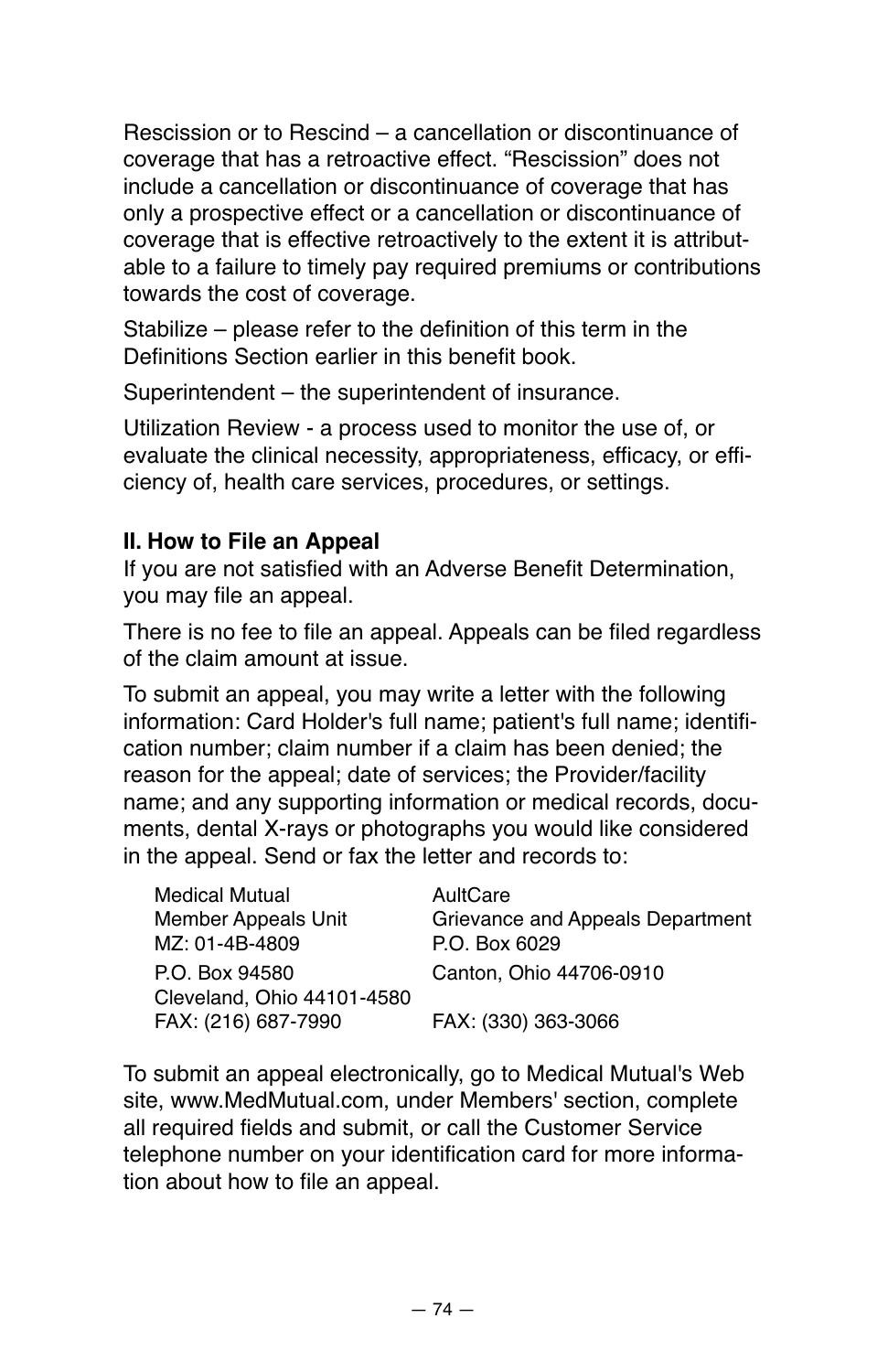Rescission or to Rescind – a cancellation or discontinuance of coverage that has a retroactive effect. "Rescission" does not include a cancellation or discontinuance of coverage that has only a prospective effect or a cancellation or discontinuance of coverage that is effective retroactively to the extent it is attributable to a failure to timely pay required premiums or contributions towards the cost of coverage.

Stabilize – please refer to the definition of this term in the Definitions Section earlier in this benefit book.

Superintendent – the superintendent of insurance.

Utilization Review - a process used to monitor the use of, or evaluate the clinical necessity, appropriateness, efficacy, or efficiency of, health care services, procedures, or settings.

**II. How to File an Appeal**

If you are not satisfied with an Adverse Benefit Determination, you may file an appeal.

There is no fee to file an appeal. Appeals can be filed regardless of the claim amount at issue.

To submit an appeal, you may write a letter with the following information: Card Holder's full name; patient's full name; identification number; claim number if a claim has been denied; the reason for the appeal; date of services; the Provider/facility name; and any supporting information or medical records, documents, dental X-rays or photographs you would like considered in the appeal. Send or fax the letter and records to:

Medical Mutual
Member Appeals Unit
MZ: 01-4B-4809
P.O. Box 94580
Cleveland, Ohio 44101-4580
FAX: (216) 687-7990

AultCare
Grievance and Appeals Department
P.O. Box 6029
Canton, Ohio 44706-0910
FAX: (330) 363-3066

To submit an appeal electronically, go to Medical Mutual's Web site, www.MedMutual.com, under Members' section, complete all required fields and submit, or call the Customer Service telephone number on your identification card for more information about how to file an appeal.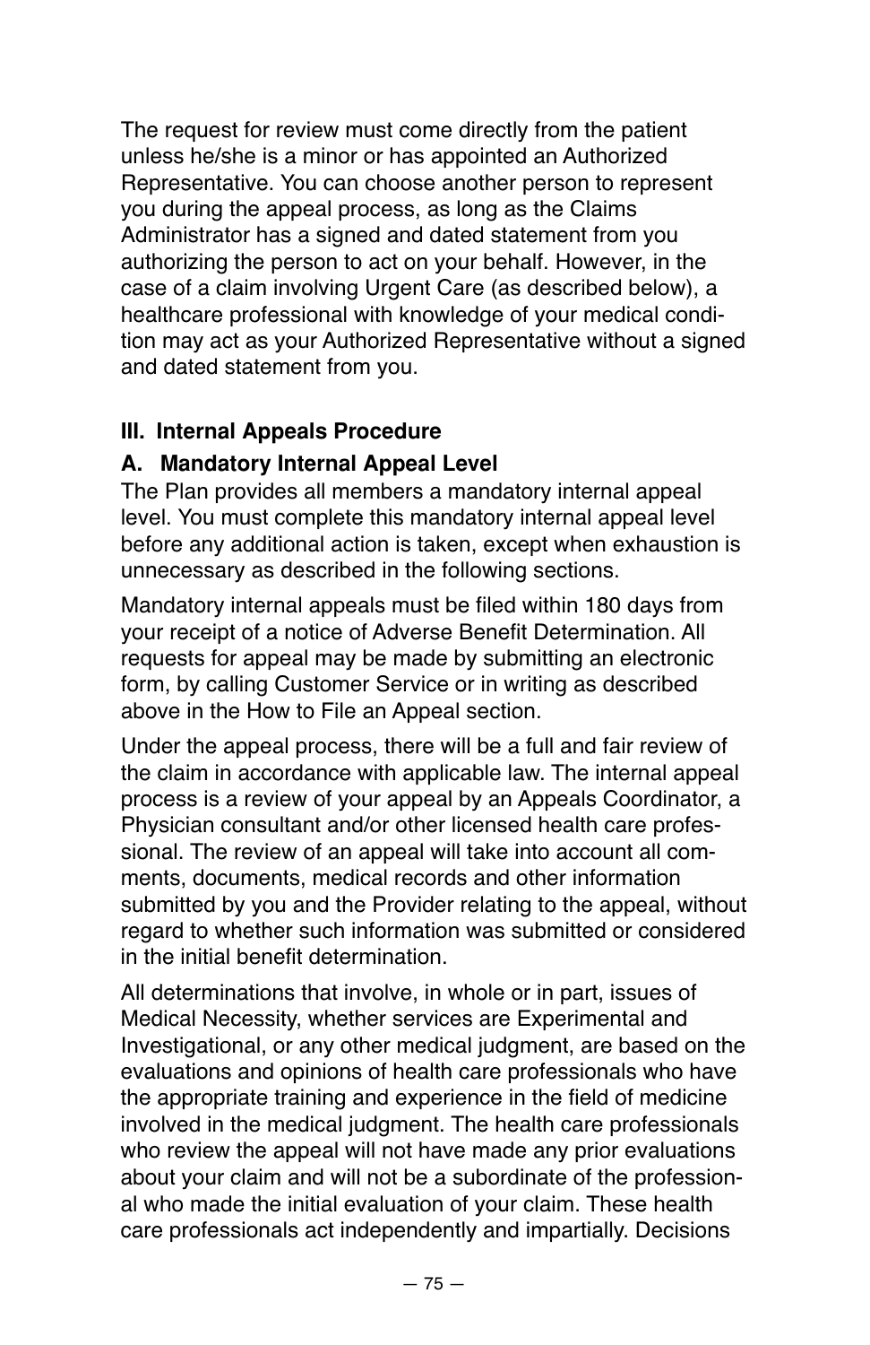The request for review must come directly from the patient unless he/she is a minor or has appointed an Authorized Representative. You can choose another person to represent you during the appeal process, as long as the Claims Administrator has a signed and dated statement from you authorizing the person to act on your behalf. However, in the case of a claim involving Urgent Care (as described below), a healthcare professional with knowledge of your medical condition may act as your Authorized Representative without a signed and dated statement from you.

### III. Internal Appeals Procedure

#### A. Mandatory Internal Appeal Level

The Plan provides all members a mandatory internal appeal level. You must complete this mandatory internal appeal level before any additional action is taken, except when exhaustion is unnecessary as described in the following sections.

Mandatory internal appeals must be filed within 180 days from your receipt of a notice of Adverse Benefit Determination. All requests for appeal may be made by submitting an electronic form, by calling Customer Service or in writing as described above in the How to File an Appeal section.

Under the appeal process, there will be a full and fair review of the claim in accordance with applicable law. The internal appeal process is a review of your appeal by an Appeals Coordinator, a Physician consultant and/or other licensed health care professional. The review of an appeal will take into account all comments, documents, medical records and other information submitted by you and the Provider relating to the appeal, without regard to whether such information was submitted or considered in the initial benefit determination.

All determinations that involve, in whole or in part, issues of Medical Necessity, whether services are Experimental and Investigational, or any other medical judgment, are based on the evaluations and opinions of health care professionals who have the appropriate training and experience in the field of medicine involved in the medical judgment. The health care professionals who review the appeal will not have made any prior evaluations about your claim and will not be a subordinate of the professional who made the initial evaluation of your claim. These health care professionals act independently and impartially. Decisions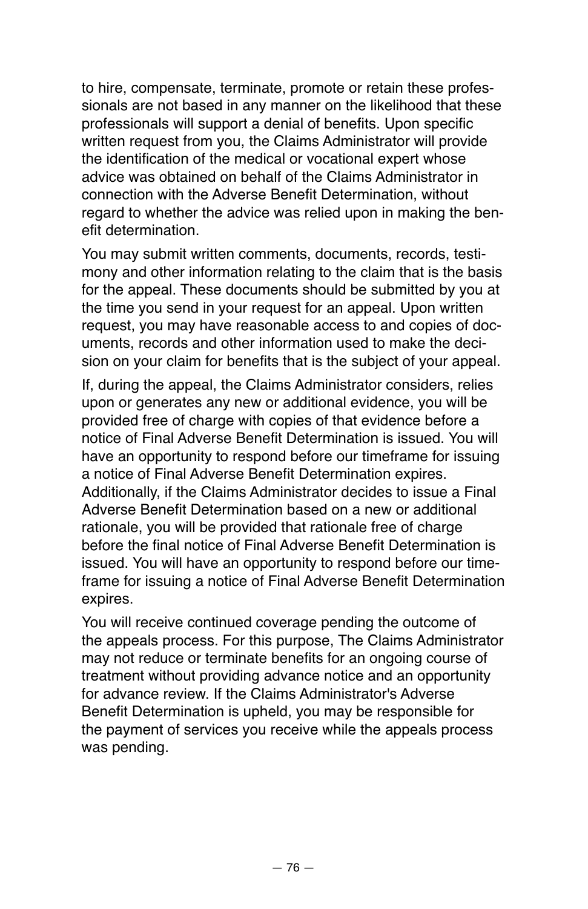to hire, compensate, terminate, promote or retain these professionals are not based in any manner on the likelihood that these professionals will support a denial of benefits. Upon specific written request from you, the Claims Administrator will provide the identification of the medical or vocational expert whose advice was obtained on behalf of the Claims Administrator in connection with the Adverse Benefit Determination, without regard to whether the advice was relied upon in making the benefit determination.

You may submit written comments, documents, records, testimony and other information relating to the claim that is the basis for the appeal. These documents should be submitted by you at the time you send in your request for an appeal. Upon written request, you may have reasonable access to and copies of documents, records and other information used to make the decision on your claim for benefits that is the subject of your appeal.

If, during the appeal, the Claims Administrator considers, relies upon or generates any new or additional evidence, you will be provided free of charge with copies of that evidence before a notice of Final Adverse Benefit Determination is issued. You will have an opportunity to respond before our timeframe for issuing a notice of Final Adverse Benefit Determination expires. Additionally, if the Claims Administrator decides to issue a Final Adverse Benefit Determination based on a new or additional rationale, you will be provided that rationale free of charge before the final notice of Final Adverse Benefit Determination is issued. You will have an opportunity to respond before our timeframe for issuing a notice of Final Adverse Benefit Determination expires.

You will receive continued coverage pending the outcome of the appeals process. For this purpose, The Claims Administrator may not reduce or terminate benefits for an ongoing course of treatment without providing advance notice and an opportunity for advance review. If the Claims Administrator's Adverse Benefit Determination is upheld, you may be responsible for the payment of services you receive while the appeals process was pending.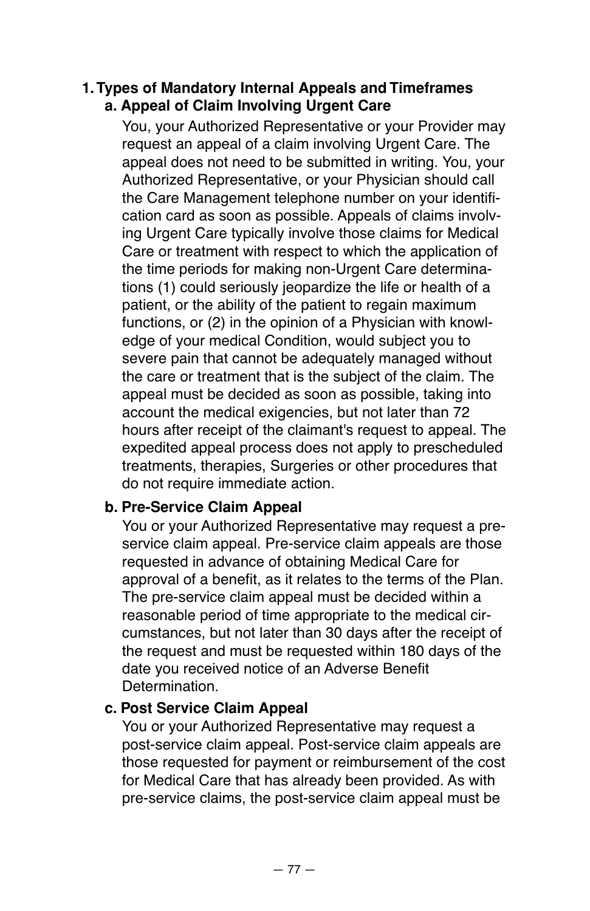### 1. Types of Mandatory Internal Appeals and Timeframes

#### a. Appeal of Claim Involving Urgent Care

You, your Authorized Representative or your Provider may request an appeal of a claim involving Urgent Care. The appeal does not need to be submitted in writing. You, your Authorized Representative, or your Physician should call the Care Management telephone number on your identification card as soon as possible. Appeals of claims involving Urgent Care typically involve those claims for Medical Care or treatment with respect to which the application of the time periods for making non-Urgent Care determinations (1) could seriously jeopardize the life or health of a patient, or the ability of the patient to regain maximum functions, or (2) in the opinion of a Physician with knowledge of your medical Condition, would subject you to severe pain that cannot be adequately managed without the care or treatment that is the subject of the claim. The appeal must be decided as soon as possible, taking into account the medical exigencies, but not later than 72 hours after receipt of the claimant's request to appeal. The expedited appeal process does not apply to prescheduled treatments, therapies, Surgeries or other procedures that do not require immediate action.

#### b. Pre-Service Claim Appeal

You or your Authorized Representative may request a pre-service claim appeal. Pre-service claim appeals are those requested in advance of obtaining Medical Care for approval of a benefit, as it relates to the terms of the Plan. The pre-service claim appeal must be decided within a reasonable period of time appropriate to the medical circumstances, but not later than 30 days after the receipt of the request and must be requested within 180 days of the date you received notice of an Adverse Benefit Determination.

#### c. Post Service Claim Appeal

You or your Authorized Representative may request a post-service claim appeal. Post-service claim appeals are those requested for payment or reimbursement of the cost for Medical Care that has already been provided. As with pre-service claims, the post-service claim appeal must be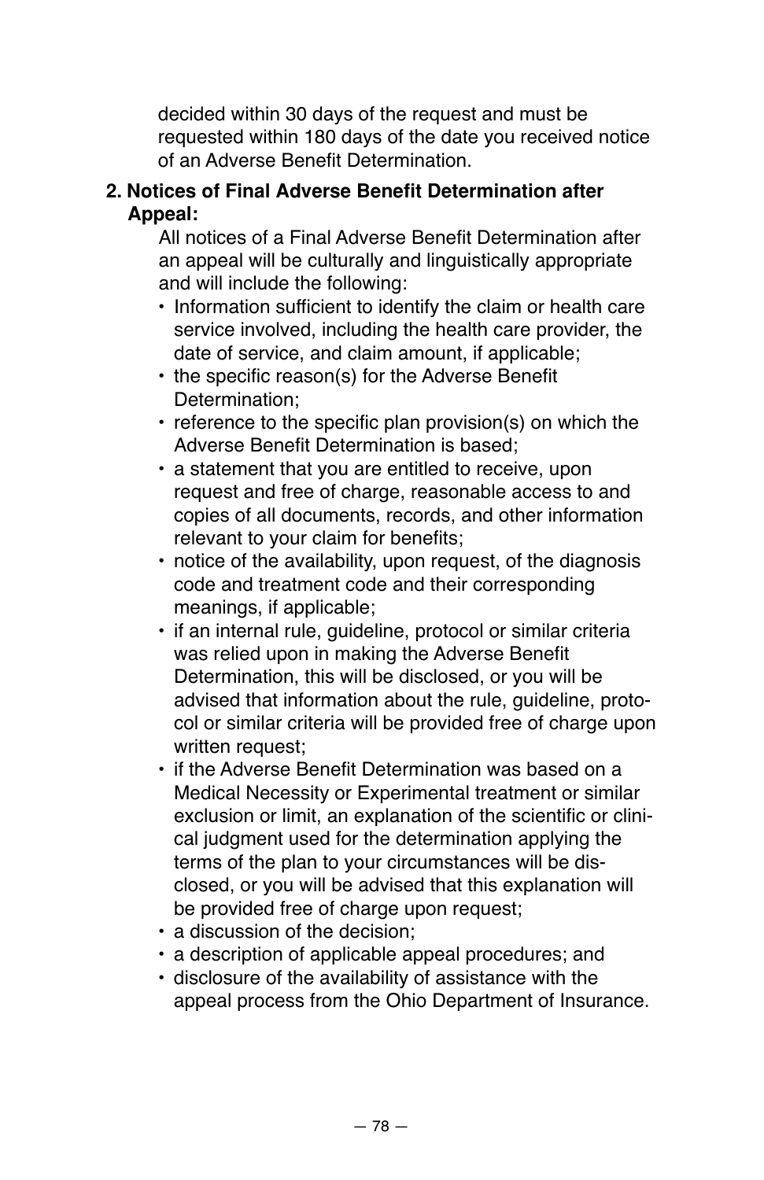decided within 30 days of the request and must be requested within 180 days of the date you received notice of an Adverse Benefit Determination.

**2. Notices of Final Adverse Benefit Determination after Appeal:**

All notices of a Final Adverse Benefit Determination after an appeal will be culturally and linguistically appropriate and will include the following:

- Information sufficient to identify the claim or health care service involved, including the health care provider, the date of service, and claim amount, if applicable;
- the specific reason(s) for the Adverse Benefit Determination;
- reference to the specific plan provision(s) on which the Adverse Benefit Determination is based;
- a statement that you are entitled to receive, upon request and free of charge, reasonable access to and copies of all documents, records, and other information relevant to your claim for benefits;
- notice of the availability, upon request, of the diagnosis code and treatment code and their corresponding meanings, if applicable;
- if an internal rule, guideline, protocol or similar criteria was relied upon in making the Adverse Benefit Determination, this will be disclosed, or you will be advised that information about the rule, guideline, protocol or similar criteria will be provided free of charge upon written request;
- if the Adverse Benefit Determination was based on a Medical Necessity or Experimental treatment or similar exclusion or limit, an explanation of the scientific or clinical judgment used for the determination applying the terms of the plan to your circumstances will be disclosed, or you will be advised that this explanation will be provided free of charge upon request;
- a discussion of the decision;
- a description of applicable appeal procedures; and
- disclosure of the availability of assistance with the appeal process from the Ohio Department of Insurance.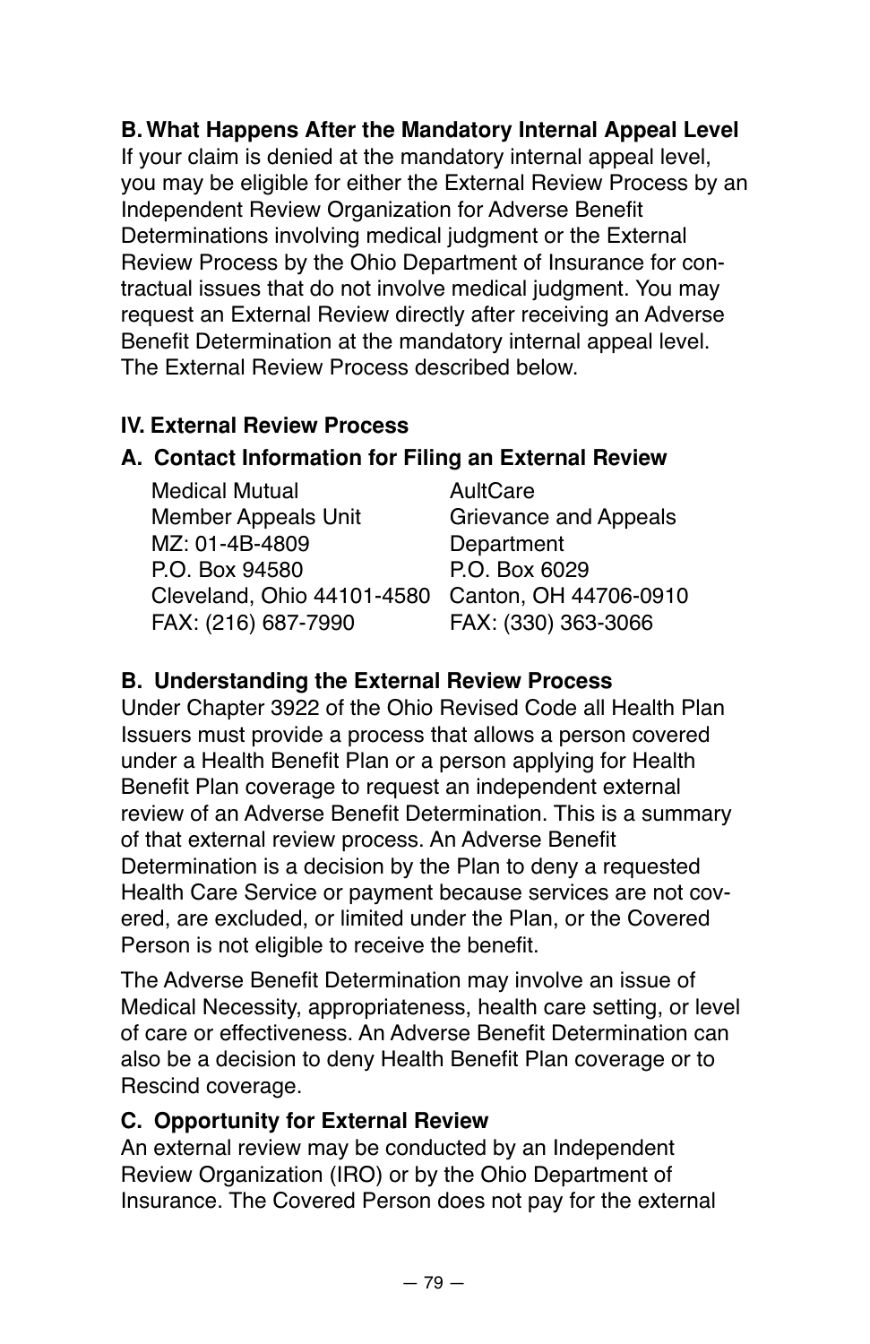**B. What Happens After the Mandatory Internal Appeal Level**
If your claim is denied at the mandatory internal appeal level, you may be eligible for either the External Review Process by an Independent Review Organization for Adverse Benefit Determinations involving medical judgment or the External Review Process by the Ohio Department of Insurance for contractual issues that do not involve medical judgment. You may request an External Review directly after receiving an Adverse Benefit Determination at the mandatory internal appeal level. The External Review Process described below.

**IV. External Review Process**

**A. Contact Information for Filing an External Review**

Medical Mutual
Member Appeals Unit
MZ: 01-4B-4809
P.O. Box 94580
Cleveland, Ohio 44101-4580
FAX: (216) 687-7990

AultCare
Grievance and Appeals Department
P.O. Box 6029
Canton, OH 44706-0910
FAX: (330) 363-3066

**B. Understanding the External Review Process**
Under Chapter 3922 of the Ohio Revised Code all Health Plan Issuers must provide a process that allows a person covered under a Health Benefit Plan or a person applying for Health Benefit Plan coverage to request an independent external review of an Adverse Benefit Determination. This is a summary of that external review process. An Adverse Benefit Determination is a decision by the Plan to deny a requested Health Care Service or payment because services are not covered, are excluded, or limited under the Plan, or the Covered Person is not eligible to receive the benefit.

The Adverse Benefit Determination may involve an issue of Medical Necessity, appropriateness, health care setting, or level of care or effectiveness. An Adverse Benefit Determination can also be a decision to deny Health Benefit Plan coverage or to Rescind coverage.

**C. Opportunity for External Review**
An external review may be conducted by an Independent Review Organization (IRO) or by the Ohio Department of Insurance. The Covered Person does not pay for the external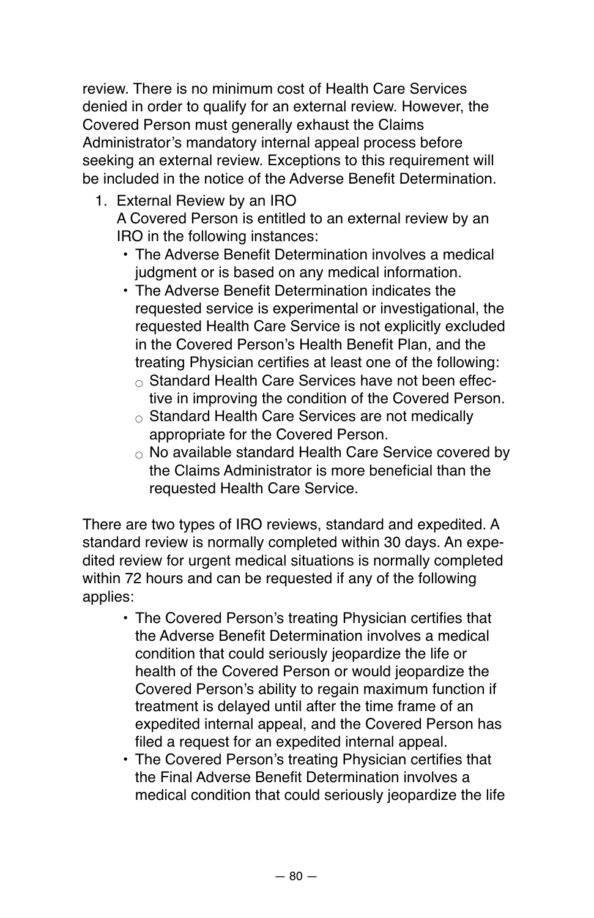review. There is no minimum cost of Health Care Services denied in order to qualify for an external review. However, the Covered Person must generally exhaust the Claims Administrator's mandatory internal appeal process before seeking an external review. Exceptions to this requirement will be included in the notice of the Adverse Benefit Determination.

1. External Review by an IRO
   A Covered Person is entitled to an external review by an IRO in the following instances:
   - The Adverse Benefit Determination involves a medical judgment or is based on any medical information.
   - The Adverse Benefit Determination indicates the requested service is experimental or investigational, the requested Health Care Service is not explicitly excluded in the Covered Person's Health Benefit Plan, and the treating Physician certifies at least one of the following:
     - Standard Health Care Services have not been effective in improving the condition of the Covered Person.
     - Standard Health Care Services are not medically appropriate for the Covered Person.
     - No available standard Health Care Service covered by the Claims Administrator is more beneficial than the requested Health Care Service.

There are two types of IRO reviews, standard and expedited. A standard review is normally completed within 30 days. An expedited review for urgent medical situations is normally completed within 72 hours and can be requested if any of the following applies:

- The Covered Person's treating Physician certifies that the Adverse Benefit Determination involves a medical condition that could seriously jeopardize the life or health of the Covered Person or would jeopardize the Covered Person's ability to regain maximum function if treatment is delayed until after the time frame of an expedited internal appeal, and the Covered Person has filed a request for an expedited internal appeal.
- The Covered Person's treating Physician certifies that the Final Adverse Benefit Determination involves a medical condition that could seriously jeopardize the life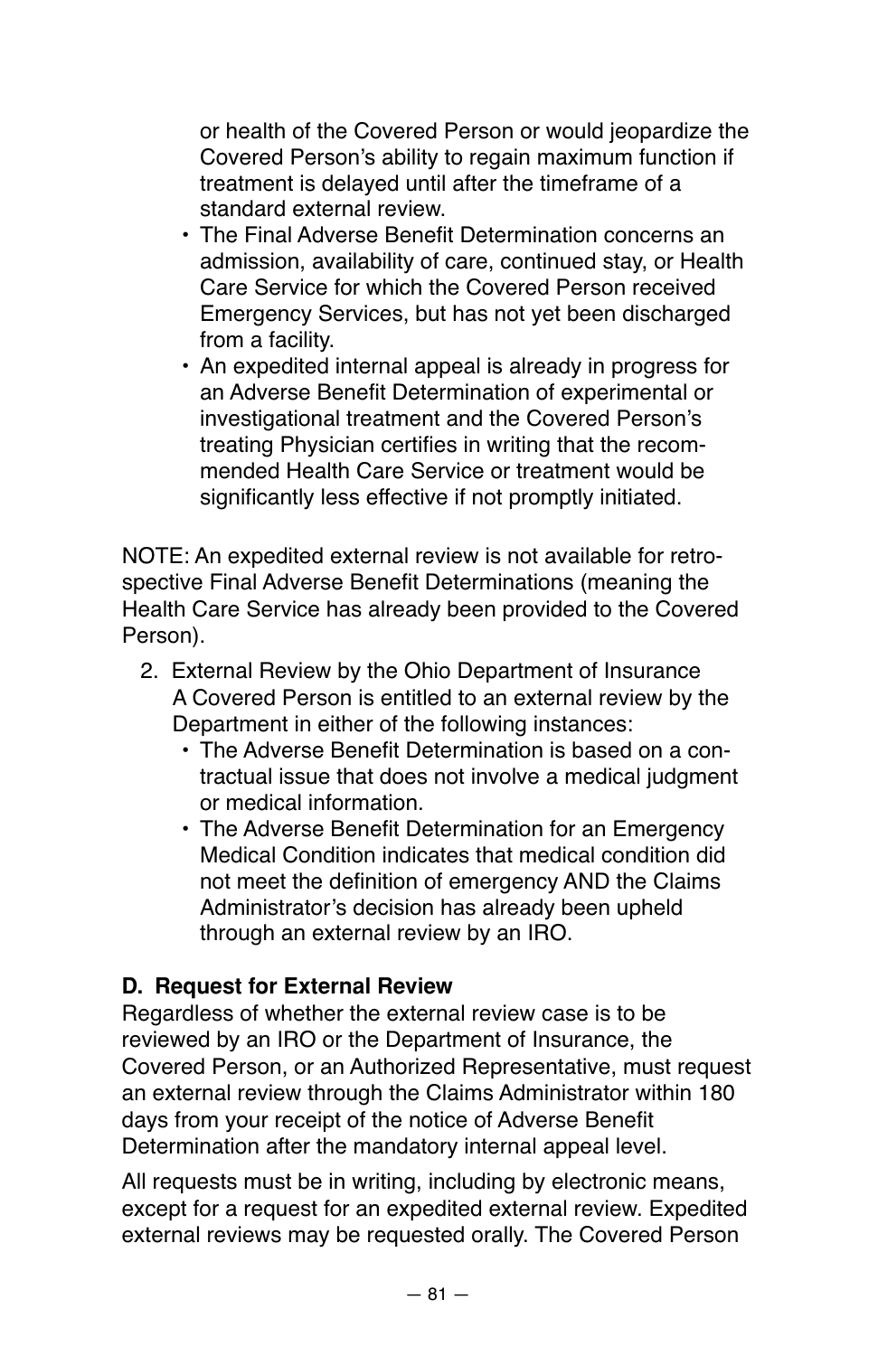or health of the Covered Person or would jeopardize the Covered Person's ability to regain maximum function if treatment is delayed until after the timeframe of a standard external review.
- The Final Adverse Benefit Determination concerns an admission, availability of care, continued stay, or Health Care Service for which the Covered Person received Emergency Services, but has not yet been discharged from a facility.
- An expedited internal appeal is already in progress for an Adverse Benefit Determination of experimental or investigational treatment and the Covered Person's treating Physician certifies in writing that the recommended Health Care Service or treatment would be significantly less effective if not promptly initiated.

NOTE: An expedited external review is not available for retrospective Final Adverse Benefit Determinations (meaning the Health Care Service has already been provided to the Covered Person).

2. External Review by the Ohio Department of Insurance
   A Covered Person is entitled to an external review by the Department in either of the following instances:
   - The Adverse Benefit Determination is based on a contractual issue that does not involve a medical judgment or medical information.
   - The Adverse Benefit Determination for an Emergency Medical Condition indicates that medical condition did not meet the definition of emergency AND the Claims Administrator's decision has already been upheld through an external review by an IRO.

**D. Request for External Review**

Regardless of whether the external review case is to be reviewed by an IRO or the Department of Insurance, the Covered Person, or an Authorized Representative, must request an external review through the Claims Administrator within 180 days from your receipt of the notice of Adverse Benefit Determination after the mandatory internal appeal level.

All requests must be in writing, including by electronic means, except for a request for an expedited external review. Expedited external reviews may be requested orally. The Covered Person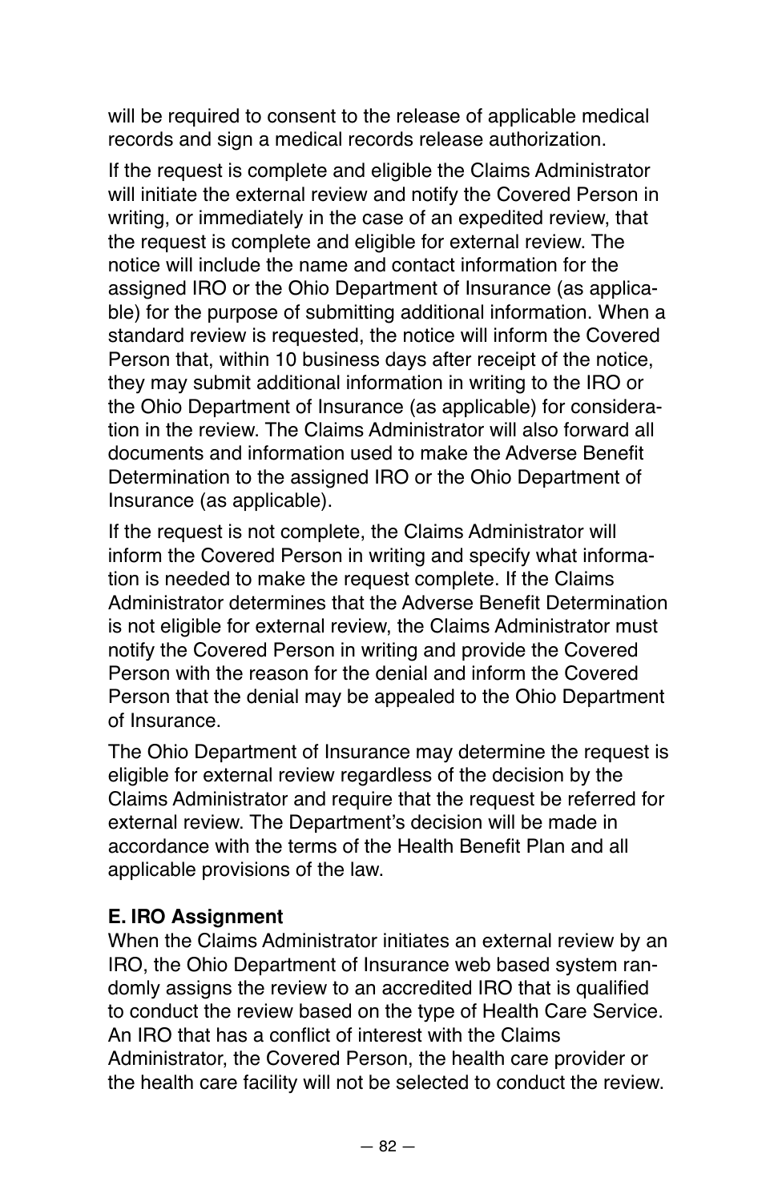will be required to consent to the release of applicable medical records and sign a medical records release authorization.

If the request is complete and eligible the Claims Administrator will initiate the external review and notify the Covered Person in writing, or immediately in the case of an expedited review, that the request is complete and eligible for external review. The notice will include the name and contact information for the assigned IRO or the Ohio Department of Insurance (as applicable) for the purpose of submitting additional information. When a standard review is requested, the notice will inform the Covered Person that, within 10 business days after receipt of the notice, they may submit additional information in writing to the IRO or the Ohio Department of Insurance (as applicable) for consideration in the review. The Claims Administrator will also forward all documents and information used to make the Adverse Benefit Determination to the assigned IRO or the Ohio Department of Insurance (as applicable).

If the request is not complete, the Claims Administrator will inform the Covered Person in writing and specify what information is needed to make the request complete. If the Claims Administrator determines that the Adverse Benefit Determination is not eligible for external review, the Claims Administrator must notify the Covered Person in writing and provide the Covered Person with the reason for the denial and inform the Covered Person that the denial may be appealed to the Ohio Department of Insurance.

The Ohio Department of Insurance may determine the request is eligible for external review regardless of the decision by the Claims Administrator and require that the request be referred for external review. The Department's decision will be made in accordance with the terms of the Health Benefit Plan and all applicable provisions of the law.

**E. IRO Assignment**

When the Claims Administrator initiates an external review by an IRO, the Ohio Department of Insurance web based system randomly assigns the review to an accredited IRO that is qualified to conduct the review based on the type of Health Care Service. An IRO that has a conflict of interest with the Claims Administrator, the Covered Person, the health care provider or the health care facility will not be selected to conduct the review.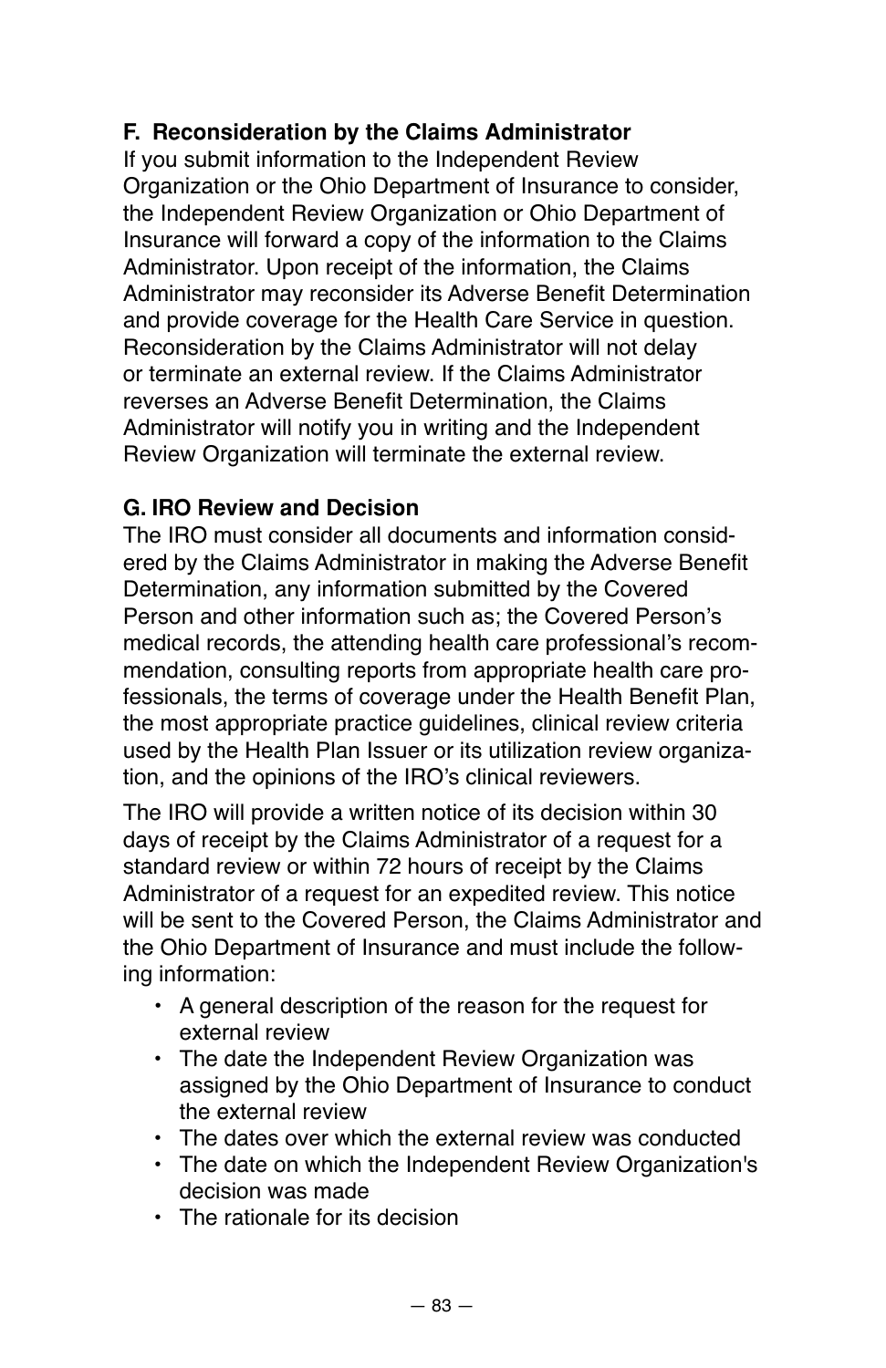### F. Reconsideration by the Claims Administrator

If you submit information to the Independent Review Organization or the Ohio Department of Insurance to consider, the Independent Review Organization or Ohio Department of Insurance will forward a copy of the information to the Claims Administrator. Upon receipt of the information, the Claims Administrator may reconsider its Adverse Benefit Determination and provide coverage for the Health Care Service in question. Reconsideration by the Claims Administrator will not delay or terminate an external review. If the Claims Administrator reverses an Adverse Benefit Determination, the Claims Administrator will notify you in writing and the Independent Review Organization will terminate the external review.

### G. IRO Review and Decision

The IRO must consider all documents and information considered by the Claims Administrator in making the Adverse Benefit Determination, any information submitted by the Covered Person and other information such as; the Covered Person's medical records, the attending health care professional's recommendation, consulting reports from appropriate health care professionals, the terms of coverage under the Health Benefit Plan, the most appropriate practice guidelines, clinical review criteria used by the Health Plan Issuer or its utilization review organization, and the opinions of the IRO's clinical reviewers.

The IRO will provide a written notice of its decision within 30 days of receipt by the Claims Administrator of a request for a standard review or within 72 hours of receipt by the Claims Administrator of a request for an expedited review. This notice will be sent to the Covered Person, the Claims Administrator and the Ohio Department of Insurance and must include the following information:

- A general description of the reason for the request for external review
- The date the Independent Review Organization was assigned by the Ohio Department of Insurance to conduct the external review
- The dates over which the external review was conducted
- The date on which the Independent Review Organization's decision was made
- The rationale for its decision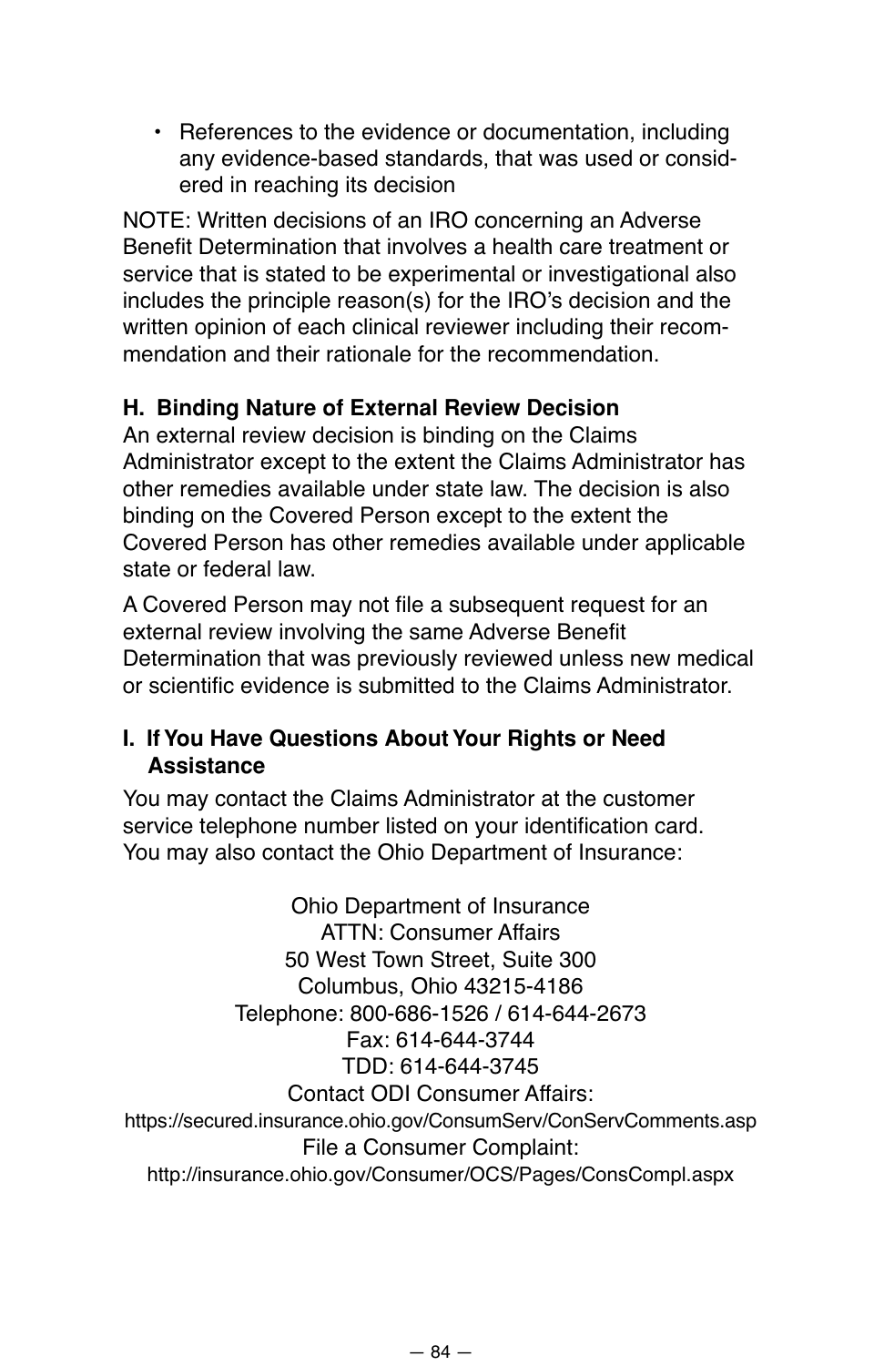- References to the evidence or documentation, including any evidence-based standards, that was used or considered in reaching its decision

NOTE: Written decisions of an IRO concerning an Adverse Benefit Determination that involves a health care treatment or service that is stated to be experimental or investigational also includes the principle reason(s) for the IRO's decision and the written opinion of each clinical reviewer including their recommendation and their rationale for the recommendation.

**H. Binding Nature of External Review Decision**

An external review decision is binding on the Claims Administrator except to the extent the Claims Administrator has other remedies available under state law. The decision is also binding on the Covered Person except to the extent the Covered Person has other remedies available under applicable state or federal law.

A Covered Person may not file a subsequent request for an external review involving the same Adverse Benefit Determination that was previously reviewed unless new medical or scientific evidence is submitted to the Claims Administrator.

**I. If You Have Questions About Your Rights or Need Assistance**

You may contact the Claims Administrator at the customer service telephone number listed on your identification card. You may also contact the Ohio Department of Insurance:

Ohio Department of Insurance
ATTN: Consumer Affairs
50 West Town Street, Suite 300
Columbus, Ohio 43215-4186
Telephone: 800-686-1526 / 614-644-2673
Fax: 614-644-3744
TDD: 614-644-3745
Contact ODI Consumer Affairs:
https://secured.insurance.ohio.gov/ConsumServ/ConServComments.asp
File a Consumer Complaint:
http://insurance.ohio.gov/Consumer/OCS/Pages/ConsCompl.aspx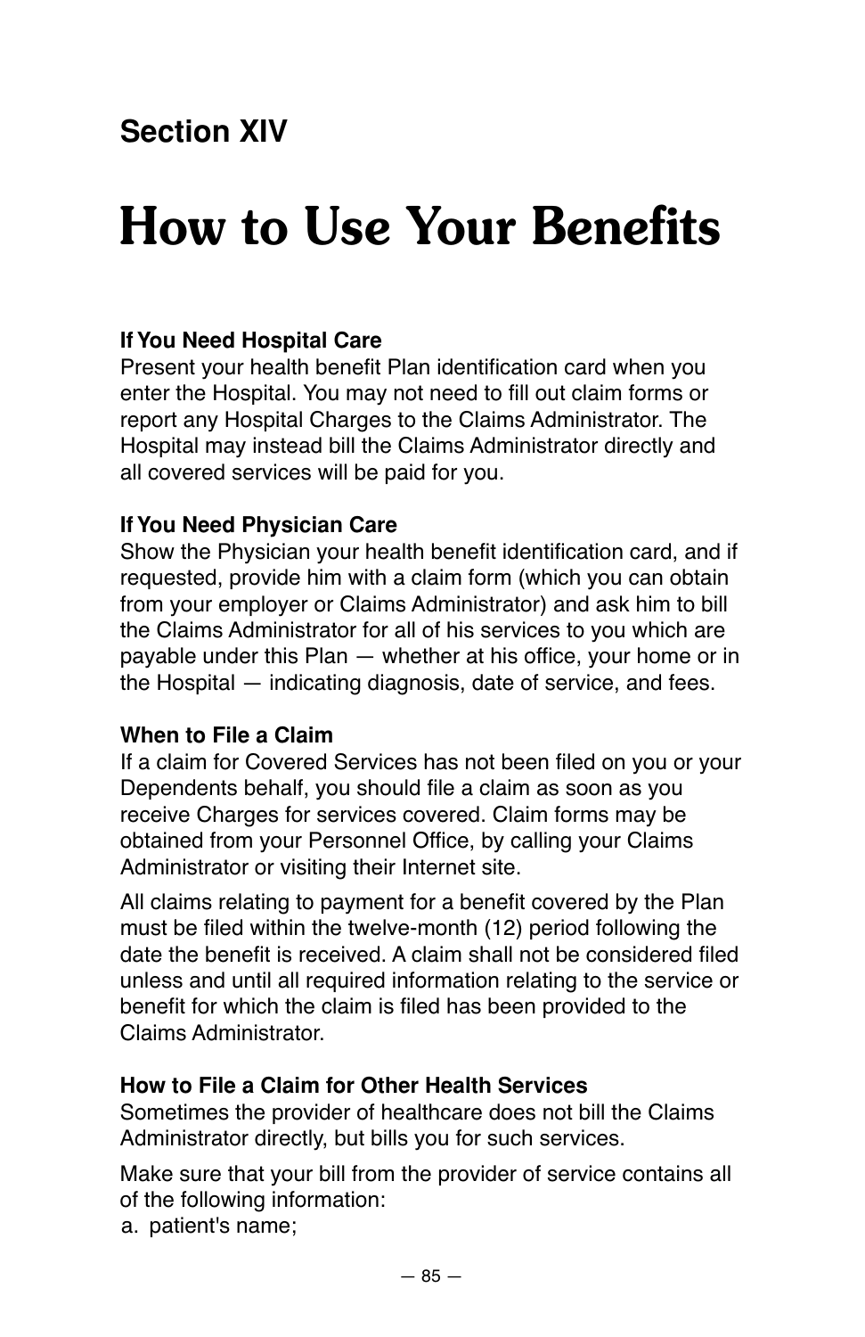## Section XIV

# How to Use Your Benefits

**If You Need Hospital Care**
Present your health benefit Plan identification card when you enter the Hospital. You may not need to fill out claim forms or report any Hospital Charges to the Claims Administrator. The Hospital may instead bill the Claims Administrator directly and all covered services will be paid for you.

**If You Need Physician Care**
Show the Physician your health benefit identification card, and if requested, provide him with a claim form (which you can obtain from your employer or Claims Administrator) and ask him to bill the Claims Administrator for all of his services to you which are payable under this Plan — whether at his office, your home or in the Hospital — indicating diagnosis, date of service, and fees.

**When to File a Claim**
If a claim for Covered Services has not been filed on you or your Dependents behalf, you should file a claim as soon as you receive Charges for services covered. Claim forms may be obtained from your Personnel Office, by calling your Claims Administrator or visiting their Internet site.

All claims relating to payment for a benefit covered by the Plan must be filed within the twelve-month (12) period following the date the benefit is received. A claim shall not be considered filed unless and until all required information relating to the service or benefit for which the claim is filed has been provided to the Claims Administrator.

**How to File a Claim for Other Health Services**
Sometimes the provider of healthcare does not bill the Claims Administrator directly, but bills you for such services.

Make sure that your bill from the provider of service contains all of the following information:

a. patient's name;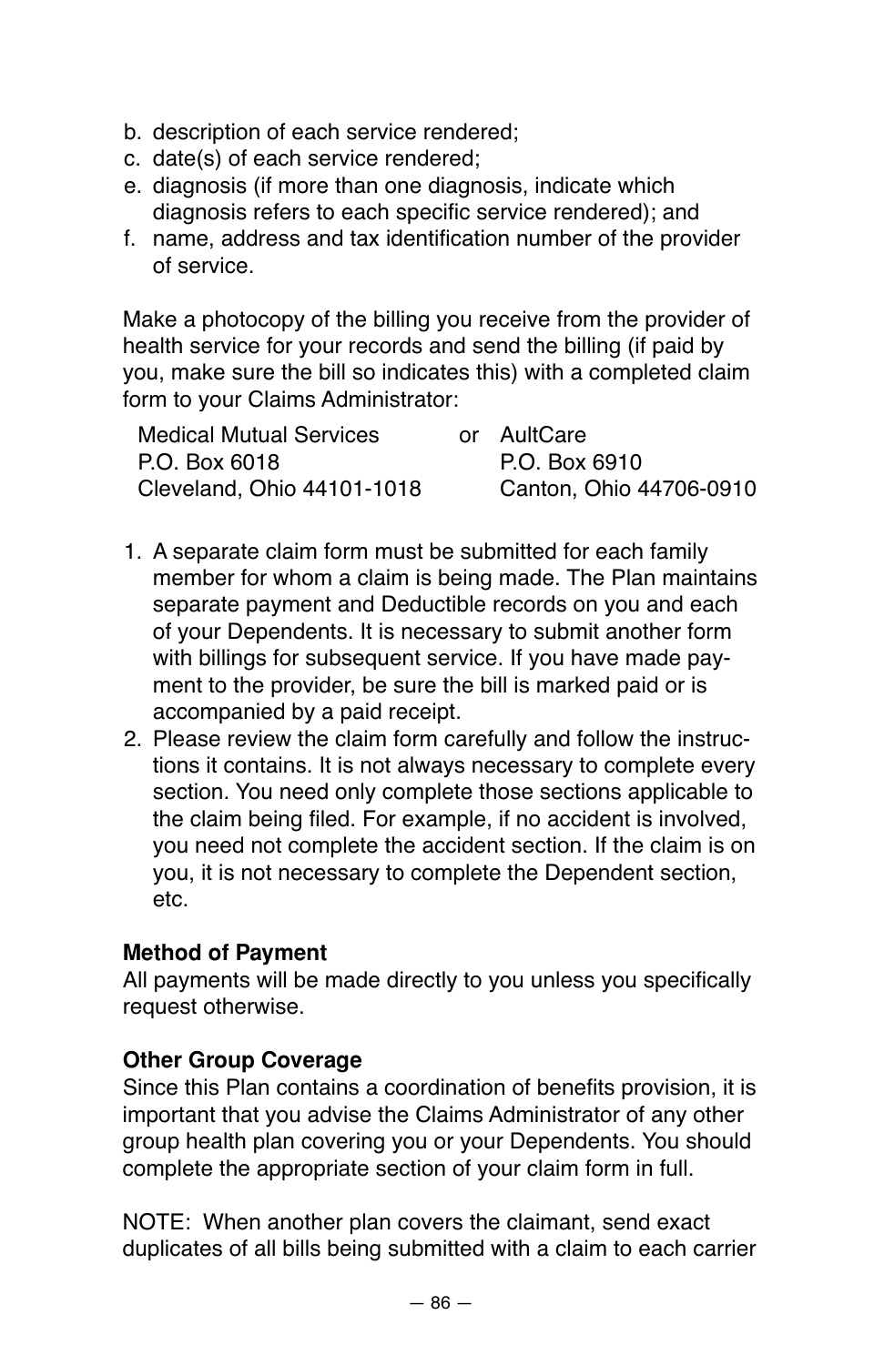b. description of each service rendered;
c. date(s) of each service rendered;
e. diagnosis (if more than one diagnosis, indicate which diagnosis refers to each specific service rendered); and
f. name, address and tax identification number of the provider of service.

Make a photocopy of the billing you receive from the provider of health service for your records and send the billing (if paid by you, make sure the bill so indicates this) with a completed claim form to your Claims Administrator:

| Medical Mutual Services | or | AultCare |
|---|---|---|
| P.O. Box 6018 | | P.O. Box 6910 |
| Cleveland, Ohio 44101-1018 | | Canton, Ohio 44706-0910 |

1. A separate claim form must be submitted for each family member for whom a claim is being made. The Plan maintains separate payment and Deductible records on you and each of your Dependents. It is necessary to submit another form with billings for subsequent service. If you have made payment to the provider, be sure the bill is marked paid or is accompanied by a paid receipt.
2. Please review the claim form carefully and follow the instructions it contains. It is not always necessary to complete every section. You need only complete those sections applicable to the claim being filed. For example, if no accident is involved, you need not complete the accident section. If the claim is on you, it is not necessary to complete the Dependent section, etc.

**Method of Payment**
All payments will be made directly to you unless you specifically request otherwise.

**Other Group Coverage**
Since this Plan contains a coordination of benefits provision, it is important that you advise the Claims Administrator of any other group health plan covering you or your Dependents. You should complete the appropriate section of your claim form in full.

NOTE: When another plan covers the claimant, send exact duplicates of all bills being submitted with a claim to each carrier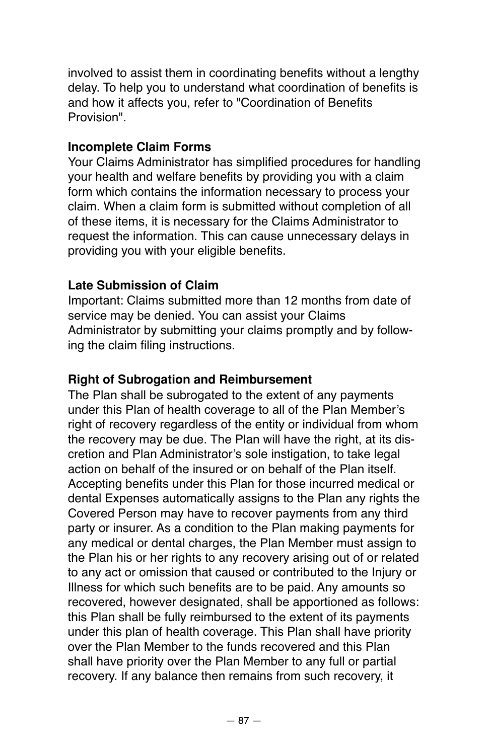involved to assist them in coordinating benefits without a lengthy delay. To help you to understand what coordination of benefits is and how it affects you, refer to "Coordination of Benefits Provision".

**Incomplete Claim Forms**

Your Claims Administrator has simplified procedures for handling your health and welfare benefits by providing you with a claim form which contains the information necessary to process your claim. When a claim form is submitted without completion of all of these items, it is necessary for the Claims Administrator to request the information. This can cause unnecessary delays in providing you with your eligible benefits.

**Late Submission of Claim**

Important: Claims submitted more than 12 months from date of service may be denied. You can assist your Claims Administrator by submitting your claims promptly and by following the claim filing instructions.

**Right of Subrogation and Reimbursement**

The Plan shall be subrogated to the extent of any payments under this Plan of health coverage to all of the Plan Member's right of recovery regardless of the entity or individual from whom the recovery may be due. The Plan will have the right, at its discretion and Plan Administrator's sole instigation, to take legal action on behalf of the insured or on behalf of the Plan itself. Accepting benefits under this Plan for those incurred medical or dental Expenses automatically assigns to the Plan any rights the Covered Person may have to recover payments from any third party or insurer. As a condition to the Plan making payments for any medical or dental charges, the Plan Member must assign to the Plan his or her rights to any recovery arising out of or related to any act or omission that caused or contributed to the Injury or Illness for which such benefits are to be paid. Any amounts so recovered, however designated, shall be apportioned as follows: this Plan shall be fully reimbursed to the extent of its payments under this plan of health coverage. This Plan shall have priority over the Plan Member to the funds recovered and this Plan shall have priority over the Plan Member to any full or partial recovery. If any balance then remains from such recovery, it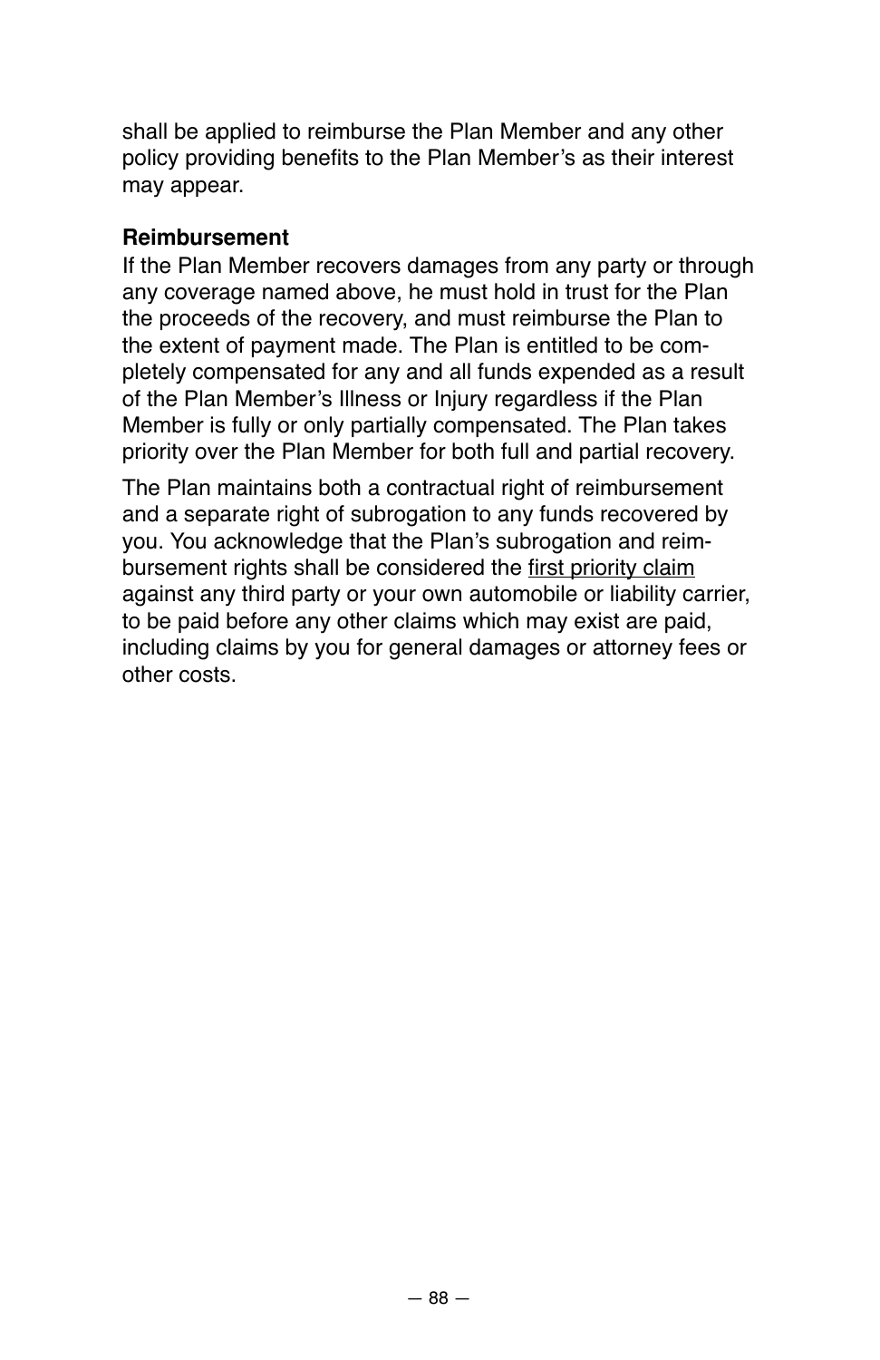shall be applied to reimburse the Plan Member and any other policy providing benefits to the Plan Member's as their interest may appear.

**Reimbursement**

If the Plan Member recovers damages from any party or through any coverage named above, he must hold in trust for the Plan the proceeds of the recovery, and must reimburse the Plan to the extent of payment made. The Plan is entitled to be completely compensated for any and all funds expended as a result of the Plan Member's Illness or Injury regardless if the Plan Member is fully or only partially compensated. The Plan takes priority over the Plan Member for both full and partial recovery.

The Plan maintains both a contractual right of reimbursement and a separate right of subrogation to any funds recovered by you. You acknowledge that the Plan's subrogation and reimbursement rights shall be considered the <u>first priority claim</u> against any third party or your own automobile or liability carrier, to be paid before any other claims which may exist are paid, including claims by you for general damages or attorney fees or other costs.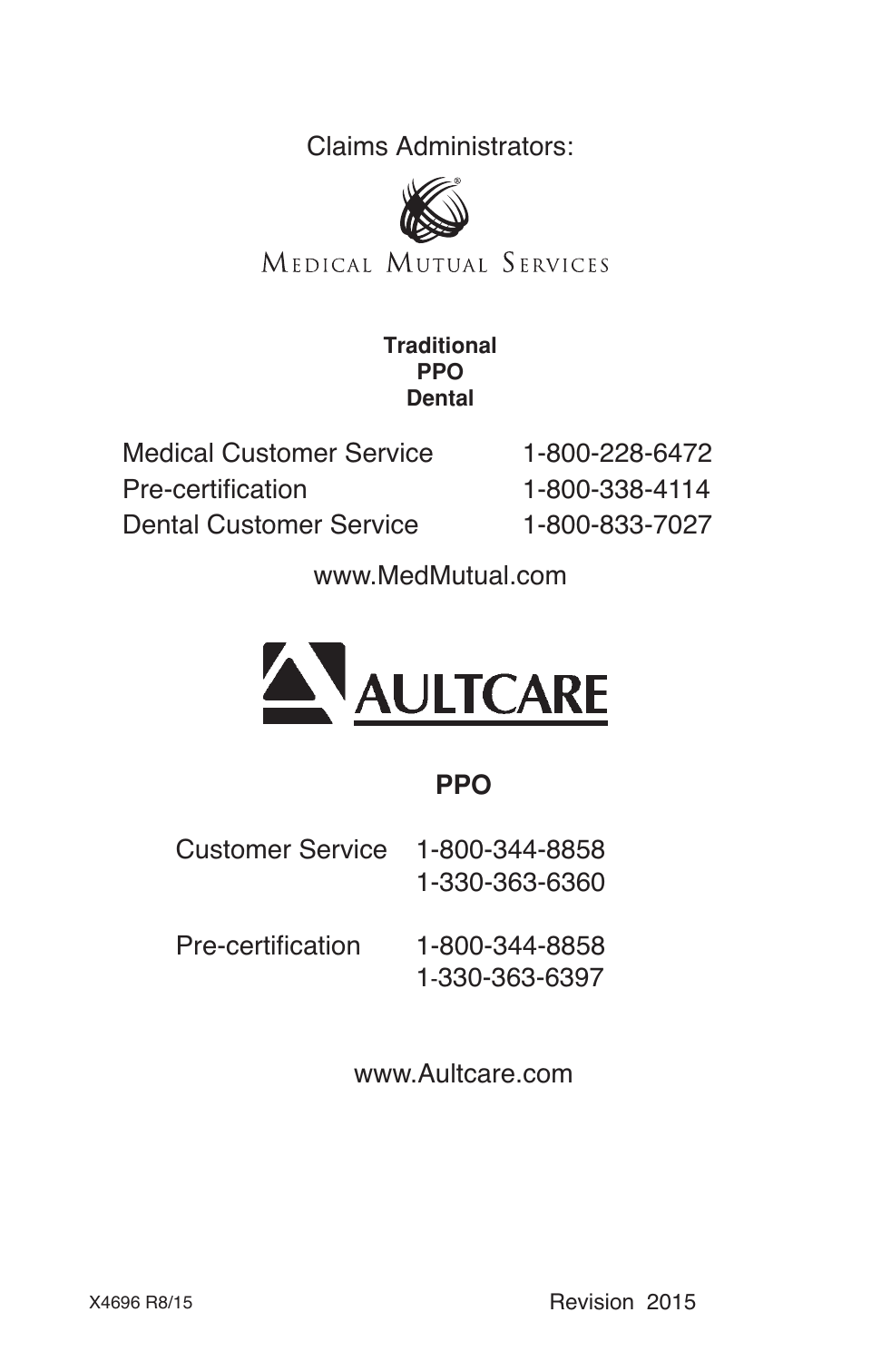Claims Administrators:

MEDICAL MUTUAL SERVICES

**Traditional**
**PPO**
**Dental**

| | |
|---|---|
| Medical Customer Service | 1-800-228-6472 |
| Pre-certification | 1-800-338-4114 |
| Dental Customer Service | 1-800-833-7027 |

www.MedMutual.com

AULTCARE

**PPO**

| | |
|---|---|
| Customer Service | 1-800-344-8858 |
| | 1-330-363-6360 |
| Pre-certification | 1-800-344-8858 |
| | 1-330-363-6397 |

www.Aultcare.com

X4696 R8/15

Revision 2015